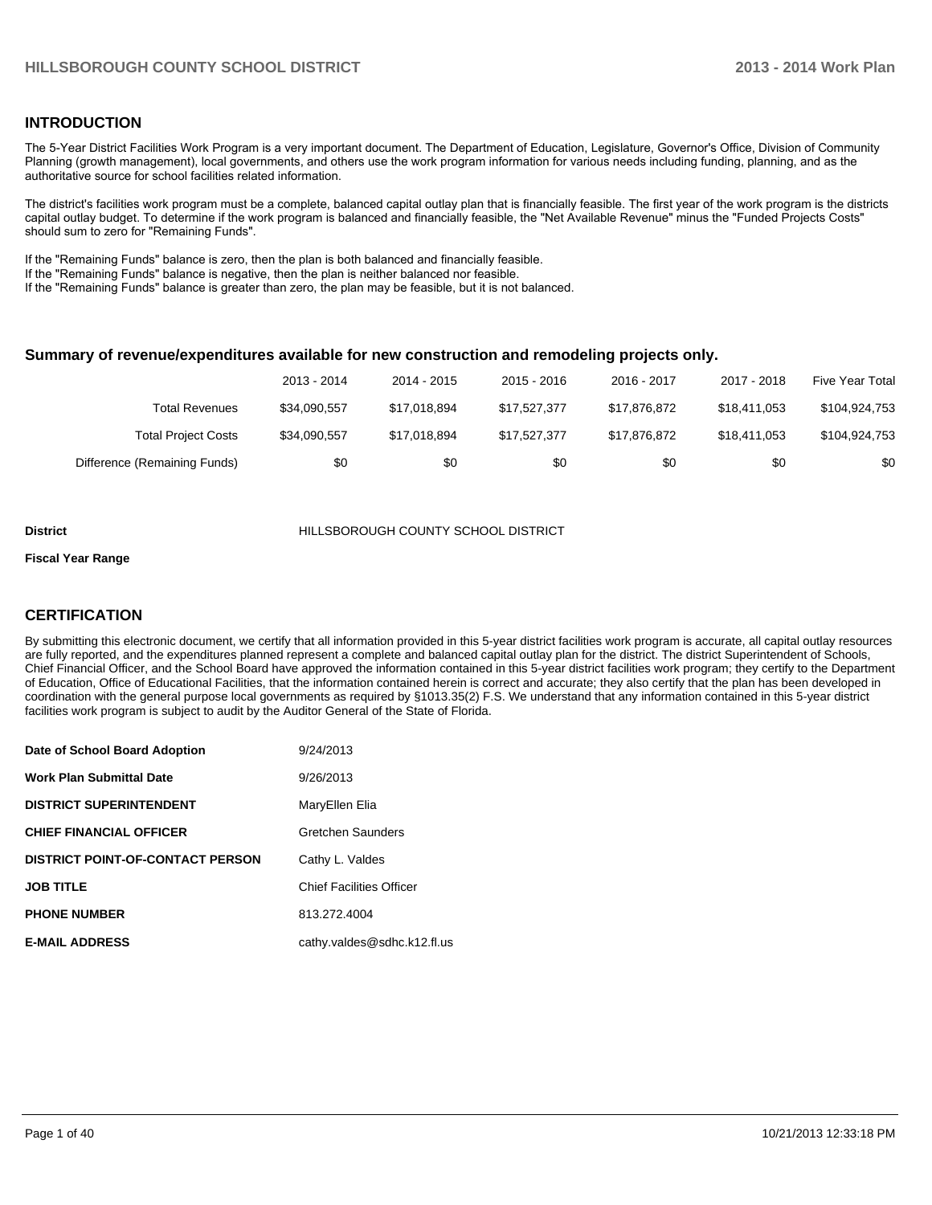## INTRODUCTION

The 5-Year District Facilities Work Program is a very important document. The Department of Education, Legislature, Governor's Office, Division of Community Planning (growth management), local governments, and others use the work program information for various needs including funding, planning, and as the authoritative source for school facilities related information.

The district's facilities work program must be a complete, balanced capital outlay plan that is financially feasible. The first year of the work program is the districts capital outlay budget. To determine if the work program is balanced and financially feasible, the "Net Available Revenue" minus the "Funded Projects Costs" should sum to zero for "Remaining Funds".

If the "Remaining Funds" balance is zero, then the plan is both balanced and financially feasible.
If the "Remaining Funds" balance is negative, then the plan is neither balanced nor feasible.
If the "Remaining Funds" balance is greater than zero, the plan may be feasible, but it is not balanced.

### Summary of revenue/expenditures available for new construction and remodeling projects only.

| | 2013 - 2014 | 2014 - 2015 | 2015 - 2016 | 2016 - 2017 | 2017 - 2018 | Five Year Total |
|---|---|---|---|---|---|---|
| Total Revenues | $34,090,557 | $17,018,894 | $17,527,377 | $17,876,872 | $18,411,053 | $104,924,753 |
| Total Project Costs | $34,090,557 | $17,018,894 | $17,527,377 | $17,876,872 | $18,411,053 | $104,924,753 |
| Difference (Remaining Funds) | $0 | $0 | $0 | $0 | $0 | $0 |

**District** HILLSBOROUGH COUNTY SCHOOL DISTRICT

**Fiscal Year Range**

## CERTIFICATION

By submitting this electronic document, we certify that all information provided in this 5-year district facilities work program is accurate, all capital outlay resources are fully reported, and the expenditures planned represent a complete and balanced capital outlay plan for the district. The district Superintendent of Schools, Chief Financial Officer, and the School Board have approved the information contained in this 5-year district facilities work program; they certify to the Department of Education, Office of Educational Facilities, that the information contained herein is correct and accurate; they also certify that the plan has been developed in coordination with the general purpose local governments as required by §1013.35(2) F.S. We understand that any information contained in this 5-year district facilities work program is subject to audit by the Auditor General of the State of Florida.

| | |
|---|---|
| **Date of School Board Adoption** | 9/24/2013 |
| **Work Plan Submittal Date** | 9/26/2013 |
| **DISTRICT SUPERINTENDENT** | MaryEllen Elia |
| **CHIEF FINANCIAL OFFICER** | Gretchen Saunders |
| **DISTRICT POINT-OF-CONTACT PERSON** | Cathy L. Valdes |
| **JOB TITLE** | Chief Facilities Officer |
| **PHONE NUMBER** | 813.272.4004 |
| **E-MAIL ADDRESS** | cathy.valdes@sdhc.k12.fl.us |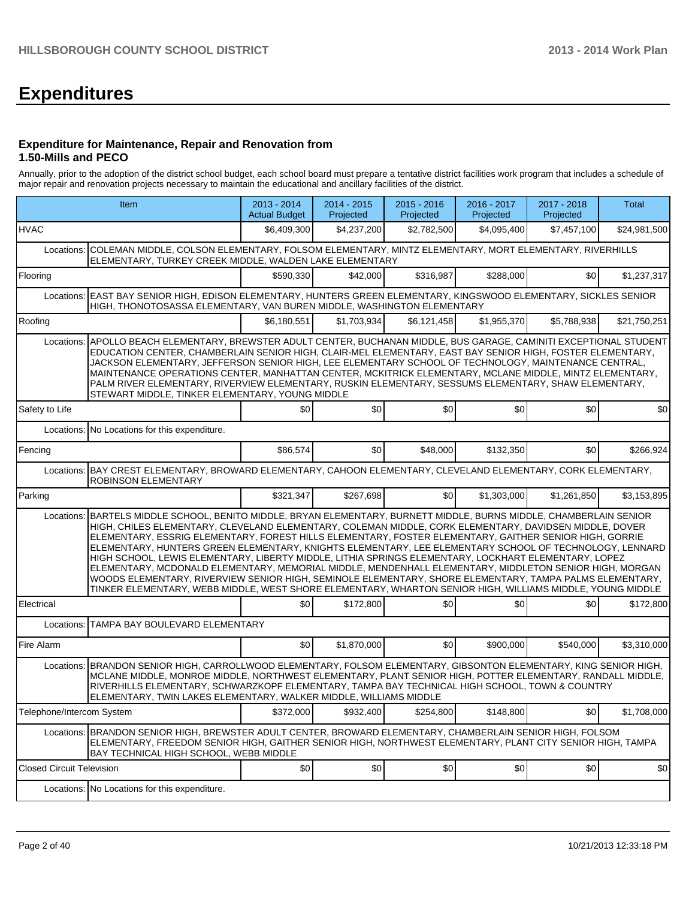# Expenditures

### Expenditure for Maintenance, Repair and Renovation from 1.50-Mills and PECO

Annually, prior to the adoption of the district school budget, each school board must prepare a tentative district facilities work program that includes a schedule of major repair and renovation projects necessary to maintain the educational and ancillary facilities of the district.

| Item | | 2013 - 2014 Actual Budget | 2014 - 2015 Projected | 2015 - 2016 Projected | 2016 - 2017 Projected | 2017 - 2018 Projected | Total |
|---|---|---|---|---|---|---|---|
| HVAC | | $6,409,300 | $4,237,200 | $2,782,500 | $4,095,400 | $7,457,100 | $24,981,500 |
| Locations: | COLEMAN MIDDLE, COLSON ELEMENTARY, FOLSOM ELEMENTARY, MINTZ ELEMENTARY, MORT ELEMENTARY, RIVERHILLS ELEMENTARY, TURKEY CREEK MIDDLE, WALDEN LAKE ELEMENTARY | | | | | | |
| Flooring | | $590,330 | $42,000 | $316,987 | $288,000 | $0 | $1,237,317 |
| Locations: | EAST BAY SENIOR HIGH, EDISON ELEMENTARY, HUNTERS GREEN ELEMENTARY, KINGSWOOD ELEMENTARY, SICKLES SENIOR HIGH, THONOTOSASSA ELEMENTARY, VAN BUREN MIDDLE, WASHINGTON ELEMENTARY | | | | | | |
| Roofing | | $6,180,551 | $1,703,934 | $6,121,458 | $1,955,370 | $5,788,938 | $21,750,251 |
| Locations: | APOLLO BEACH ELEMENTARY, BREWSTER ADULT CENTER, BUCHANAN MIDDLE, BUS GARAGE, CAMINITI EXCEPTIONAL STUDENT EDUCATION CENTER, CHAMBERLAIN SENIOR HIGH, CLAIR-MEL ELEMENTARY, EAST BAY SENIOR HIGH, FOSTER ELEMENTARY, JACKSON ELEMENTARY, JEFFERSON SENIOR HIGH, LEE ELEMENTARY SCHOOL OF TECHNOLOGY, MAINTENANCE CENTRAL, MAINTENANCE OPERATIONS CENTER, MANHATTAN CENTER, MCKITRICK ELEMENTARY, MCLANE MIDDLE, MINTZ ELEMENTARY, PALM RIVER ELEMENTARY, RIVERVIEW ELEMENTARY, RUSKIN ELEMENTARY, SESSUMS ELEMENTARY, SHAW ELEMENTARY, STEWART MIDDLE, TINKER ELEMENTARY, YOUNG MIDDLE | | | | | | |
| Safety to Life | | $0 | $0 | $0 | $0 | $0 | $0 |
| Locations: | No Locations for this expenditure. | | | | | | |
| Fencing | | $86,574 | $0 | $48,000 | $132,350 | $0 | $266,924 |
| Locations: | BAY CREST ELEMENTARY, BROWARD ELEMENTARY, CAHOON ELEMENTARY, CLEVELAND ELEMENTARY, CORK ELEMENTARY, ROBINSON ELEMENTARY | | | | | | |
| Parking | | $321,347 | $267,698 | $0 | $1,303,000 | $1,261,850 | $3,153,895 |
| Locations: | BARTELS MIDDLE SCHOOL, BENITO MIDDLE, BRYAN ELEMENTARY, BURNETT MIDDLE, BURNS MIDDLE, CHAMBERLAIN SENIOR HIGH, CHILES ELEMENTARY, CLEVELAND ELEMENTARY, COLEMAN MIDDLE, CORK ELEMENTARY, DAVIDSEN MIDDLE, DOVER ELEMENTARY, ESSRIG ELEMENTARY, FOREST HILLS ELEMENTARY, FOSTER ELEMENTARY, GAITHER SENIOR HIGH, GORRIE ELEMENTARY, HUNTERS GREEN ELEMENTARY, KNIGHTS ELEMENTARY, LEE ELEMENTARY SCHOOL OF TECHNOLOGY, LENNARD HIGH SCHOOL, LEWIS ELEMENTARY, LIBERTY MIDDLE, LITHIA SPRINGS ELEMENTARY, LOCKHART ELEMENTARY, LOPEZ ELEMENTARY, MCDONALD ELEMENTARY, MEMORIAL MIDDLE, MENDENHALL ELEMENTARY, MIDDLETON SENIOR HIGH, MORGAN WOODS ELEMENTARY, RIVERVIEW SENIOR HIGH, SEMINOLE ELEMENTARY, SHORE ELEMENTARY, TAMPA PALMS ELEMENTARY, TINKER ELEMENTARY, WEBB MIDDLE, WEST SHORE ELEMENTARY, WHARTON SENIOR HIGH, WILLIAMS MIDDLE, YOUNG MIDDLE | | | | | | |
| Electrical | | $0 | $172,800 | $0 | $0 | $0 | $172,800 |
| Locations: | TAMPA BAY BOULEVARD ELEMENTARY | | | | | | |
| Fire Alarm | | $0 | $1,870,000 | $0 | $900,000 | $540,000 | $3,310,000 |
| Locations: | BRANDON SENIOR HIGH, CARROLLWOOD ELEMENTARY, FOLSOM ELEMENTARY, GIBSONTON ELEMENTARY, KING SENIOR HIGH, MCLANE MIDDLE, MONROE MIDDLE, NORTHWEST ELEMENTARY, PLANT SENIOR HIGH, POTTER ELEMENTARY, RANDALL MIDDLE, RIVERHILLS ELEMENTARY, SCHWARZKOPF ELEMENTARY, TAMPA BAY TECHNICAL HIGH SCHOOL, TOWN & COUNTRY ELEMENTARY, TWIN LAKES ELEMENTARY, WALKER MIDDLE, WILLIAMS MIDDLE | | | | | | |
| Telephone/Intercom System | | $372,000 | $932,400 | $254,800 | $148,800 | $0 | $1,708,000 |
| Locations: | BRANDON SENIOR HIGH, BREWSTER ADULT CENTER, BROWARD ELEMENTARY, CHAMBERLAIN SENIOR HIGH, FOLSOM ELEMENTARY, FREEDOM SENIOR HIGH, GAITHER SENIOR HIGH, NORTHWEST ELEMENTARY, PLANT CITY SENIOR HIGH, TAMPA BAY TECHNICAL HIGH SCHOOL, WEBB MIDDLE | | | | | | |
| Closed Circuit Television | | $0 | $0 | $0 | $0 | $0 | $0 |
| Locations: | No Locations for this expenditure. | | | | | | |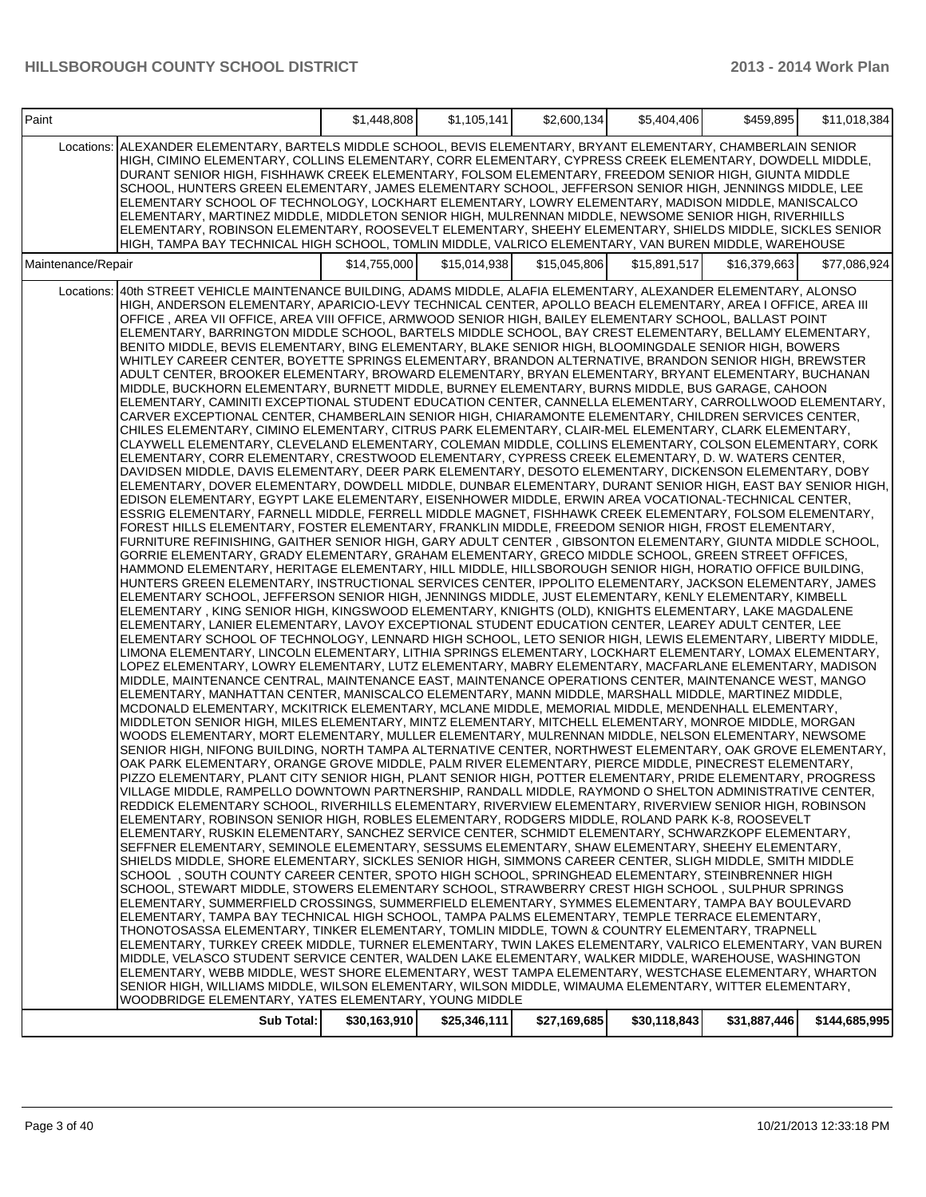| | | | | | | |
|---|---|---|---|---|---|---|
| Paint | | $1,448,808 | $1,105,141 | $2,600,134 | $5,404,406 | $459,895 | $11,018,384 |
| | Locations: ALEXANDER ELEMENTARY, BARTELS MIDDLE SCHOOL, BEVIS ELEMENTARY, BRYANT ELEMENTARY, CHAMBERLAIN SENIOR HIGH, CIMINO ELEMENTARY, COLLINS ELEMENTARY, CORR ELEMENTARY, CYPRESS CREEK ELEMENTARY, DOWDELL MIDDLE, DURANT SENIOR HIGH, FISHHAWK CREEK ELEMENTARY, FOLSOM ELEMENTARY, FREEDOM SENIOR HIGH, GIUNTA MIDDLE SCHOOL, HUNTERS GREEN ELEMENTARY, JAMES ELEMENTARY SCHOOL, JEFFERSON SENIOR HIGH, JENNINGS MIDDLE, LEE ELEMENTARY SCHOOL OF TECHNOLOGY, LOCKHART ELEMENTARY, LOWRY ELEMENTARY, MADISON MIDDLE, MANISCALCO ELEMENTARY, MARTINEZ MIDDLE, MIDDLETON SENIOR HIGH, MULRENNAN MIDDLE, NEWSOME SENIOR HIGH, RIVERHILLS ELEMENTARY, ROBINSON ELEMENTARY, ROOSEVELT ELEMENTARY, SHEEHY ELEMENTARY, SHIELDS MIDDLE, SICKLES SENIOR HIGH, TAMPA BAY TECHNICAL HIGH SCHOOL, TOMLIN MIDDLE, VALRICO ELEMENTARY, VAN BUREN MIDDLE, WAREHOUSE | | | | | | |
| Maintenance/Repair | | $14,755,000 | $15,014,938 | $15,045,806 | $15,891,517 | $16,379,663 | $77,086,924 |
| | Locations: 40th STREET VEHICLE MAINTENANCE BUILDING, ADAMS MIDDLE, ALAFIA ELEMENTARY, ALEXANDER ELEMENTARY, ALONSO HIGH, ANDERSON ELEMENTARY, APARICIO-LEVY TECHNICAL CENTER, APOLLO BEACH ELEMENTARY, AREA I OFFICE, AREA III OFFICE , AREA VII OFFICE, AREA VIII OFFICE, ARMWOOD SENIOR HIGH, BAILEY ELEMENTARY SCHOOL, BALLAST POINT ELEMENTARY, BARRINGTON MIDDLE SCHOOL, BARTELS MIDDLE SCHOOL, BAY CREST ELEMENTARY, BELLAMY ELEMENTARY, BENITO MIDDLE, BEVIS ELEMENTARY, BING ELEMENTARY, BLAKE SENIOR HIGH, BLOOMINGDALE SENIOR HIGH, BOWERS WHITLEY CAREER CENTER, BOYETTE SPRINGS ELEMENTARY, BRANDON ALTERNATIVE, BRANDON SENIOR HIGH, BREWSTER ADULT CENTER, BROOKER ELEMENTARY, BROWARD ELEMENTARY, BRYAN ELEMENTARY, BRYANT ELEMENTARY, BUCHANAN MIDDLE, BUCKHORN ELEMENTARY, BURNETT MIDDLE, BURNEY ELEMENTARY, BURNS MIDDLE, BUS GARAGE, CAHOON ELEMENTARY, CAMINITI EXCEPTIONAL STUDENT EDUCATION CENTER, CANNELLA ELEMENTARY, CARROLLWOOD ELEMENTARY, CARVER EXCEPTIONAL CENTER, CHAMBERLAIN SENIOR HIGH, CHIARAMONTE ELEMENTARY, CHILDREN SERVICES CENTER, CHILES ELEMENTARY, CIMINO ELEMENTARY, CITRUS PARK ELEMENTARY, CLAIR-MEL ELEMENTARY, CLARK ELEMENTARY, CLAYWELL ELEMENTARY, CLEVELAND ELEMENTARY, COLEMAN MIDDLE, COLLINS ELEMENTARY, COLSON ELEMENTARY, CORK ELEMENTARY, CORR ELEMENTARY, CRESTWOOD ELEMENTARY, CYPRESS CREEK ELEMENTARY, D. W. WATERS CENTER, DAVIDSEN MIDDLE, DAVIS ELEMENTARY, DEER PARK ELEMENTARY, DESOTO ELEMENTARY, DICKENSON ELEMENTARY, DOBY ELEMENTARY, DOVER ELEMENTARY, DOWDELL MIDDLE, DUNBAR ELEMENTARY, DURANT SENIOR HIGH, EAST BAY SENIOR HIGH, EDISON ELEMENTARY, EGYPT LAKE ELEMENTARY, EISENHOWER MIDDLE, ERWIN AREA VOCATIONAL-TECHNICAL CENTER, ESSRIG ELEMENTARY, FARNELL MIDDLE, FERRELL MIDDLE MAGNET, FISHHAWK CREEK ELEMENTARY, FOLSOM ELEMENTARY, FOREST HILLS ELEMENTARY, FOSTER ELEMENTARY, FRANKLIN MIDDLE, FREEDOM SENIOR HIGH, FROST ELEMENTARY, FURNITURE REFINISHING, GAITHER SENIOR HIGH, GARY ADULT CENTER , GIBSONTON ELEMENTARY, GIUNTA MIDDLE SCHOOL, GORRIE ELEMENTARY, GRADY ELEMENTARY, GRAHAM ELEMENTARY, GRECO MIDDLE SCHOOL, GREEN STREET OFFICES, HAMMOND ELEMENTARY, HERITAGE ELEMENTARY, HILL MIDDLE, HILLSBOROUGH SENIOR HIGH, HORATIO OFFICE BUILDING, HUNTERS GREEN ELEMENTARY, INSTRUCTIONAL SERVICES CENTER, IPPOLITO ELEMENTARY, JACKSON ELEMENTARY, JAMES ELEMENTARY SCHOOL, JEFFERSON SENIOR HIGH, JENNINGS MIDDLE, JUST ELEMENTARY, KENLY ELEMENTARY, KIMBELL ELEMENTARY , KING SENIOR HIGH, KINGSWOOD ELEMENTARY, KNIGHTS (OLD), KNIGHTS ELEMENTARY, LAKE MAGDALENE ELEMENTARY, LANIER ELEMENTARY, LAVOY EXCEPTIONAL STUDENT EDUCATION CENTER, LEAREY ADULT CENTER, LEE ELEMENTARY SCHOOL OF TECHNOLOGY, LENNARD HIGH SCHOOL, LETO SENIOR HIGH, LEWIS ELEMENTARY, LIBERTY MIDDLE, LIMONA ELEMENTARY, LINCOLN ELEMENTARY, LITHIA SPRINGS ELEMENTARY, LOCKHART ELEMENTARY, LOMAX ELEMENTARY, LOPEZ ELEMENTARY, LOWRY ELEMENTARY, LUTZ ELEMENTARY, MABRY ELEMENTARY, MACFARLANE ELEMENTARY, MADISON MIDDLE, MAINTENANCE CENTRAL, MAINTENANCE EAST, MAINTENANCE OPERATIONS CENTER, MAINTENANCE WEST, MANGO ELEMENTARY, MANHATTAN CENTER, MANISCALCO ELEMENTARY, MANN MIDDLE, MARSHALL MIDDLE, MARTINEZ MIDDLE, MCDONALD ELEMENTARY, MCKITRICK ELEMENTARY, MCLANE MIDDLE, MEMORIAL MIDDLE, MENDENHALL ELEMENTARY, MIDDLETON SENIOR HIGH, MILES ELEMENTARY, MINTZ ELEMENTARY, MITCHELL ELEMENTARY, MONROE MIDDLE, MORGAN WOODS ELEMENTARY, MORT ELEMENTARY, MULLER ELEMENTARY, MULRENNAN MIDDLE, NELSON ELEMENTARY, NEWSOME SENIOR HIGH, NIFONG BUILDING, NORTH TAMPA ALTERNATIVE CENTER, NORTHWEST ELEMENTARY, OAK GROVE ELEMENTARY, OAK PARK ELEMENTARY, ORANGE GROVE MIDDLE, PALM RIVER ELEMENTARY, PIERCE MIDDLE, PINECREST ELEMENTARY, PIZZO ELEMENTARY, PLANT CITY SENIOR HIGH, PLANT SENIOR HIGH, POTTER ELEMENTARY, PRIDE ELEMENTARY, PROGRESS VILLAGE MIDDLE, RAMPELLO DOWNTOWN PARTNERSHIP, RANDALL MIDDLE, RAYMOND O SHELTON ADMINISTRATIVE CENTER, REDDICK ELEMENTARY SCHOOL, RIVERHILLS ELEMENTARY, RIVERVIEW ELEMENTARY, RIVERVIEW SENIOR HIGH, ROBINSON ELEMENTARY, ROBINSON SENIOR HIGH, ROBLES ELEMENTARY, RODGERS MIDDLE, ROLAND PARK K-8, ROOSEVELT ELEMENTARY, RUSKIN ELEMENTARY, SANCHEZ SERVICE CENTER, SCHMIDT ELEMENTARY, SCHWARZKOPF ELEMENTARY, SEFFNER ELEMENTARY, SEMINOLE ELEMENTARY, SESSUMS ELEMENTARY, SHAW ELEMENTARY, SHEEHY ELEMENTARY, SHIELDS MIDDLE, SHORE ELEMENTARY, SICKLES SENIOR HIGH, SIMMONS CAREER CENTER, SLIGH MIDDLE, SMITH MIDDLE SCHOOL , SOUTH COUNTY CAREER CENTER, SPOTO HIGH SCHOOL, SPRINGHEAD ELEMENTARY, STEINBRENNER HIGH SCHOOL, STEWART MIDDLE, STOWERS ELEMENTARY SCHOOL, STRAWBERRY CREST HIGH SCHOOL , SULPHUR SPRINGS ELEMENTARY, SUMMERFIELD CROSSINGS, SUMMERFIELD ELEMENTARY, SYMMES ELEMENTARY, TAMPA BAY BOULEVARD ELEMENTARY, TAMPA BAY TECHNICAL HIGH SCHOOL, TAMPA PALMS ELEMENTARY, TEMPLE TERRACE ELEMENTARY, THONOTOSASSA ELEMENTARY, TINKER ELEMENTARY, TOMLIN MIDDLE, TOWN & COUNTRY ELEMENTARY, TRAPNELL ELEMENTARY, TURKEY CREEK MIDDLE, TURNER ELEMENTARY, TWIN LAKES ELEMENTARY, VALRICO ELEMENTARY, VAN BUREN MIDDLE, VELASCO STUDENT SERVICE CENTER, WALDEN LAKE ELEMENTARY, WALKER MIDDLE, WAREHOUSE, WASHINGTON ELEMENTARY, WEBB MIDDLE, WEST SHORE ELEMENTARY, WEST TAMPA ELEMENTARY, WESTCHASE ELEMENTARY, WHARTON SENIOR HIGH, WILLIAMS MIDDLE, WILSON ELEMENTARY, WILSON MIDDLE, WIMAUMA ELEMENTARY, WITTER ELEMENTARY, WOODBRIDGE ELEMENTARY, YATES ELEMENTARY, YOUNG MIDDLE | | | | | | |
| | **Sub Total:** | **$30,163,910** | **$25,346,111** | **$27,169,685** | **$30,118,843** | **$31,887,446** | **$144,685,995** |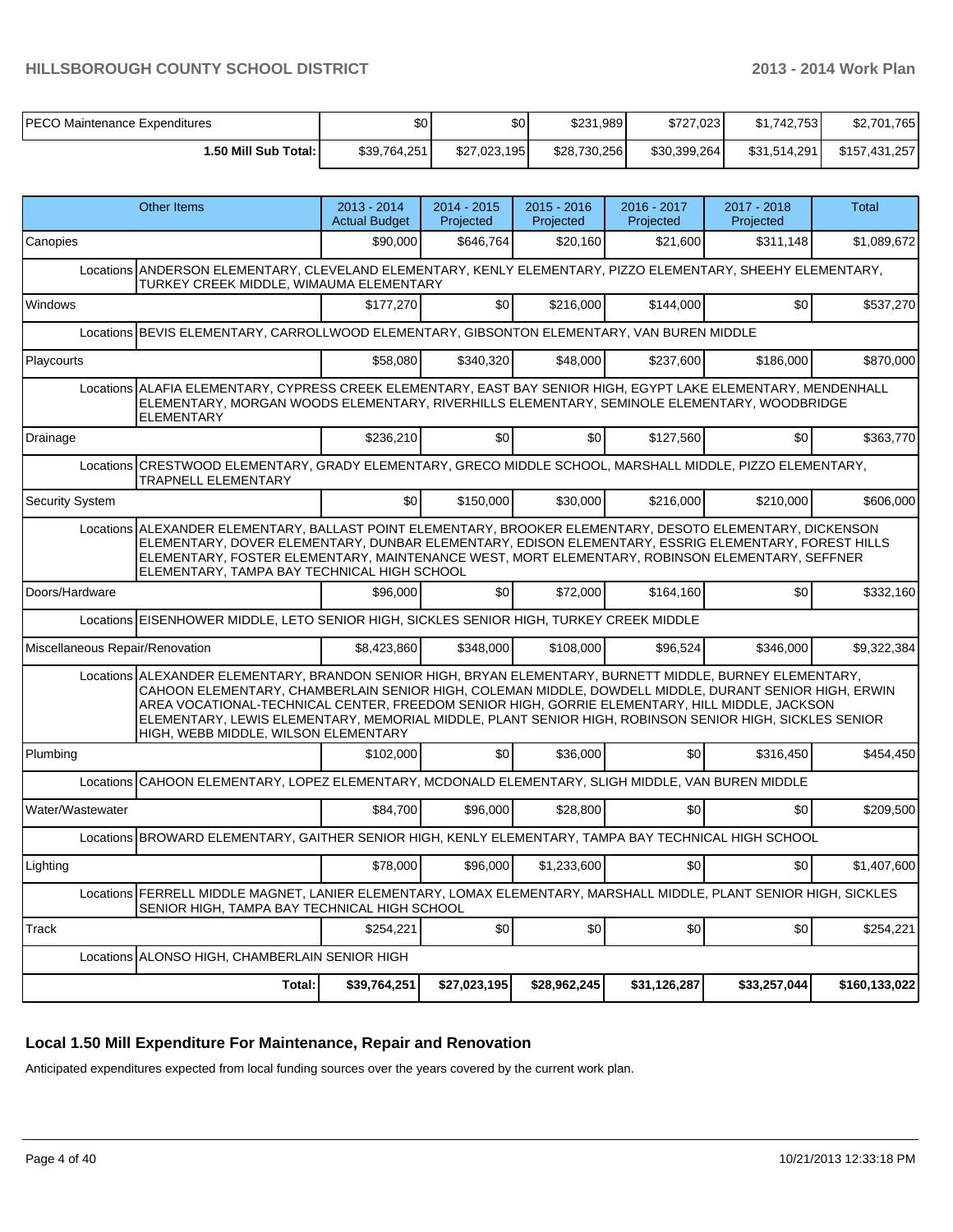| | | | | | | |
|---|---|---|---|---|---|---|
| PECO Maintenance Expenditures | $0 | $0 | $231,989 | $727,023 | $1,742,753 | $2,701,765 |
| **1.50 Mill Sub Total:** | $39,764,251 | $27,023,195 | $28,730,256 | $30,399,264 | $31,514,291 | $157,431,257 |

| Other Items | 2013 - 2014 Actual Budget | 2014 - 2015 Projected | 2015 - 2016 Projected | 2016 - 2017 Projected | 2017 - 2018 Projected | Total |
|---|---|---|---|---|---|---|
| Canopies | $90,000 | $646,764 | $20,160 | $21,600 | $311,148 | $1,089,672 |
| Locations ANDERSON ELEMENTARY, CLEVELAND ELEMENTARY, KENLY ELEMENTARY, PIZZO ELEMENTARY, SHEEHY ELEMENTARY, TURKEY CREEK MIDDLE, WIMAUMA ELEMENTARY | | | | | | |
| Windows | $177,270 | $0 | $216,000 | $144,000 | $0 | $537,270 |
| Locations BEVIS ELEMENTARY, CARROLLWOOD ELEMENTARY, GIBSONTON ELEMENTARY, VAN BUREN MIDDLE | | | | | | |
| Playcourts | $58,080 | $340,320 | $48,000 | $237,600 | $186,000 | $870,000 |
| Locations ALAFIA ELEMENTARY, CYPRESS CREEK ELEMENTARY, EAST BAY SENIOR HIGH, EGYPT LAKE ELEMENTARY, MENDENHALL ELEMENTARY, MORGAN WOODS ELEMENTARY, RIVERHILLS ELEMENTARY, SEMINOLE ELEMENTARY, WOODBRIDGE ELEMENTARY | | | | | | |
| Drainage | $236,210 | $0 | $0 | $127,560 | $0 | $363,770 |
| Locations CRESTWOOD ELEMENTARY, GRADY ELEMENTARY, GRECO MIDDLE SCHOOL, MARSHALL MIDDLE, PIZZO ELEMENTARY, TRAPNELL ELEMENTARY | | | | | | |
| Security System | $0 | $150,000 | $30,000 | $216,000 | $210,000 | $606,000 |
| Locations ALEXANDER ELEMENTARY, BALLAST POINT ELEMENTARY, BROOKER ELEMENTARY, DESOTO ELEMENTARY, DICKENSON ELEMENTARY, DOVER ELEMENTARY, DUNBAR ELEMENTARY, EDISON ELEMENTARY, ESSRIG ELEMENTARY, FOREST HILLS ELEMENTARY, FOSTER ELEMENTARY, MAINTENANCE WEST, MORT ELEMENTARY, ROBINSON ELEMENTARY, SEFFNER ELEMENTARY, TAMPA BAY TECHNICAL HIGH SCHOOL | | | | | | |
| Doors/Hardware | $96,000 | $0 | $72,000 | $164,160 | $0 | $332,160 |
| Locations EISENHOWER MIDDLE, LETO SENIOR HIGH, SICKLES SENIOR HIGH, TURKEY CREEK MIDDLE | | | | | | |
| Miscellaneous Repair/Renovation | $8,423,860 | $348,000 | $108,000 | $96,524 | $346,000 | $9,322,384 |
| Locations ALEXANDER ELEMENTARY, BRANDON SENIOR HIGH, BRYAN ELEMENTARY, BURNETT MIDDLE, BURNEY ELEMENTARY, CAHOON ELEMENTARY, CHAMBERLAIN SENIOR HIGH, COLEMAN MIDDLE, DOWDELL MIDDLE, DURANT SENIOR HIGH, ERWIN AREA VOCATIONAL-TECHNICAL CENTER, FREEDOM SENIOR HIGH, GORRIE ELEMENTARY, HILL MIDDLE, JACKSON ELEMENTARY, LEWIS ELEMENTARY, MEMORIAL MIDDLE, PLANT SENIOR HIGH, ROBINSON SENIOR HIGH, SICKLES SENIOR HIGH, WEBB MIDDLE, WILSON ELEMENTARY | | | | | | |
| Plumbing | $102,000 | $0 | $36,000 | $0 | $316,450 | $454,450 |
| Locations CAHOON ELEMENTARY, LOPEZ ELEMENTARY, MCDONALD ELEMENTARY, SLIGH MIDDLE, VAN BUREN MIDDLE | | | | | | |
| Water/Wastewater | $84,700 | $96,000 | $28,800 | $0 | $0 | $209,500 |
| Locations BROWARD ELEMENTARY, GAITHER SENIOR HIGH, KENLY ELEMENTARY, TAMPA BAY TECHNICAL HIGH SCHOOL | | | | | | |
| Lighting | $78,000 | $96,000 | $1,233,600 | $0 | $0 | $1,407,600 |
| Locations FERRELL MIDDLE MAGNET, LANIER ELEMENTARY, LOMAX ELEMENTARY, MARSHALL MIDDLE, PLANT SENIOR HIGH, SICKLES SENIOR HIGH, TAMPA BAY TECHNICAL HIGH SCHOOL | | | | | | |
| Track | $254,221 | $0 | $0 | $0 | $0 | $254,221 |
| Locations ALONSO HIGH, CHAMBERLAIN SENIOR HIGH | | | | | | |
| **Total:** | **$39,764,251** | **$27,023,195** | **$28,962,245** | **$31,126,287** | **$33,257,044** | **$160,133,022** |

## Local 1.50 Mill Expenditure For Maintenance, Repair and Renovation

Anticipated expenditures expected from local funding sources over the years covered by the current work plan.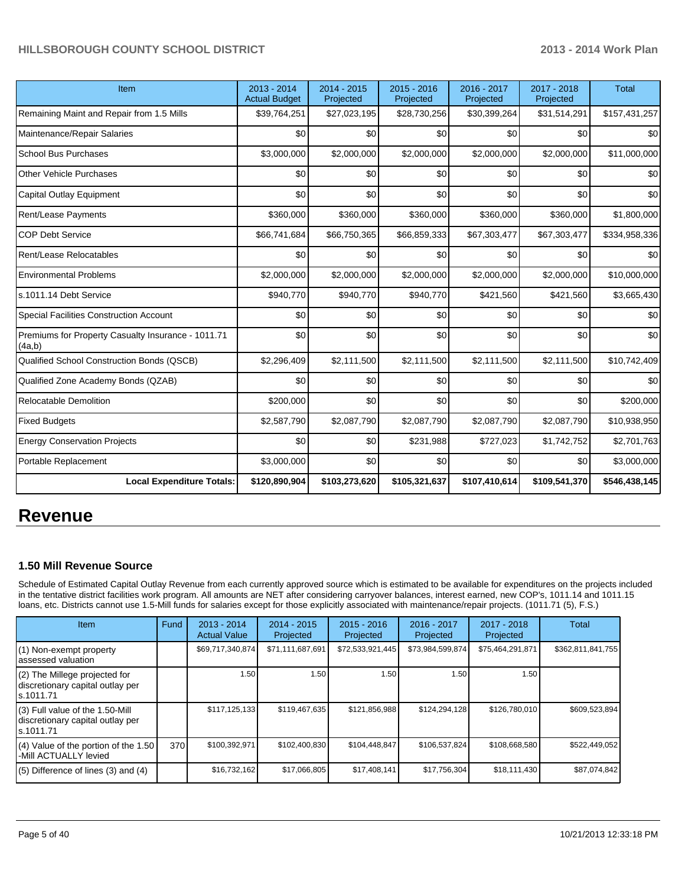| Item | 2013 - 2014 Actual Budget | 2014 - 2015 Projected | 2015 - 2016 Projected | 2016 - 2017 Projected | 2017 - 2018 Projected | Total |
|---|---|---|---|---|---|---|
| Remaining Maint and Repair from 1.5 Mills | $39,764,251 | $27,023,195 | $28,730,256 | $30,399,264 | $31,514,291 | $157,431,257 |
| Maintenance/Repair Salaries | $0 | $0 | $0 | $0 | $0 | $0 |
| School Bus Purchases | $3,000,000 | $2,000,000 | $2,000,000 | $2,000,000 | $2,000,000 | $11,000,000 |
| Other Vehicle Purchases | $0 | $0 | $0 | $0 | $0 | $0 |
| Capital Outlay Equipment | $0 | $0 | $0 | $0 | $0 | $0 |
| Rent/Lease Payments | $360,000 | $360,000 | $360,000 | $360,000 | $360,000 | $1,800,000 |
| COP Debt Service | $66,741,684 | $66,750,365 | $66,859,333 | $67,303,477 | $67,303,477 | $334,958,336 |
| Rent/Lease Relocatables | $0 | $0 | $0 | $0 | $0 | $0 |
| Environmental Problems | $2,000,000 | $2,000,000 | $2,000,000 | $2,000,000 | $2,000,000 | $10,000,000 |
| s.1011.14 Debt Service | $940,770 | $940,770 | $940,770 | $421,560 | $421,560 | $3,665,430 |
| Special Facilities Construction Account | $0 | $0 | $0 | $0 | $0 | $0 |
| Premiums for Property Casualty Insurance - 1011.71 (4a,b) | $0 | $0 | $0 | $0 | $0 | $0 |
| Qualified School Construction Bonds (QSCB) | $2,296,409 | $2,111,500 | $2,111,500 | $2,111,500 | $2,111,500 | $10,742,409 |
| Qualified Zone Academy Bonds (QZAB) | $0 | $0 | $0 | $0 | $0 | $0 |
| Relocatable Demolition | $200,000 | $0 | $0 | $0 | $0 | $200,000 |
| Fixed Budgets | $2,587,790 | $2,087,790 | $2,087,790 | $2,087,790 | $2,087,790 | $10,938,950 |
| Energy Conservation Projects | $0 | $0 | $231,988 | $727,023 | $1,742,752 | $2,701,763 |
| Portable Replacement | $3,000,000 | $0 | $0 | $0 | $0 | $3,000,000 |
| **Local Expenditure Totals:** | **$120,890,904** | **$103,273,620** | **$105,321,637** | **$107,410,614** | **$109,541,370** | **$546,438,145** |

# Revenue

### 1.50 Mill Revenue Source

Schedule of Estimated Capital Outlay Revenue from each currently approved source which is estimated to be available for expenditures on the projects included in the tentative district facilities work program. All amounts are NET after considering carryover balances, interest earned, new COP's, 1011.14 and 1011.15 loans, etc. Districts cannot use 1.5-Mill funds for salaries except for those explicitly associated with maintenance/repair projects. (1011.71 (5), F.S.)

| Item | Fund | 2013 - 2014 Actual Value | 2014 - 2015 Projected | 2015 - 2016 Projected | 2016 - 2017 Projected | 2017 - 2018 Projected | Total |
|---|---|---|---|---|---|---|---|
| (1) Non-exempt property assessed valuation | | $69,717,340,874 | $71,111,687,691 | $72,533,921,445 | $73,984,599,874 | $75,464,291,871 | $362,811,841,755 |
| (2) The Millege projected for discretionary capital outlay per s.1011.71 | | 1.50 | 1.50 | 1.50 | 1.50 | 1.50 | |
| (3) Full value of the 1.50-Mill discretionary capital outlay per s.1011.71 | | $117,125,133 | $119,467,635 | $121,856,988 | $124,294,128 | $126,780,010 | $609,523,894 |
| (4) Value of the portion of the 1.50 -Mill ACTUALLY levied | 370 | $100,392,971 | $102,400,830 | $104,448,847 | $106,537,824 | $108,668,580 | $522,449,052 |
| (5) Difference of lines (3) and (4) | | $16,732,162 | $17,066,805 | $17,408,141 | $17,756,304 | $18,111,430 | $87,074,842 |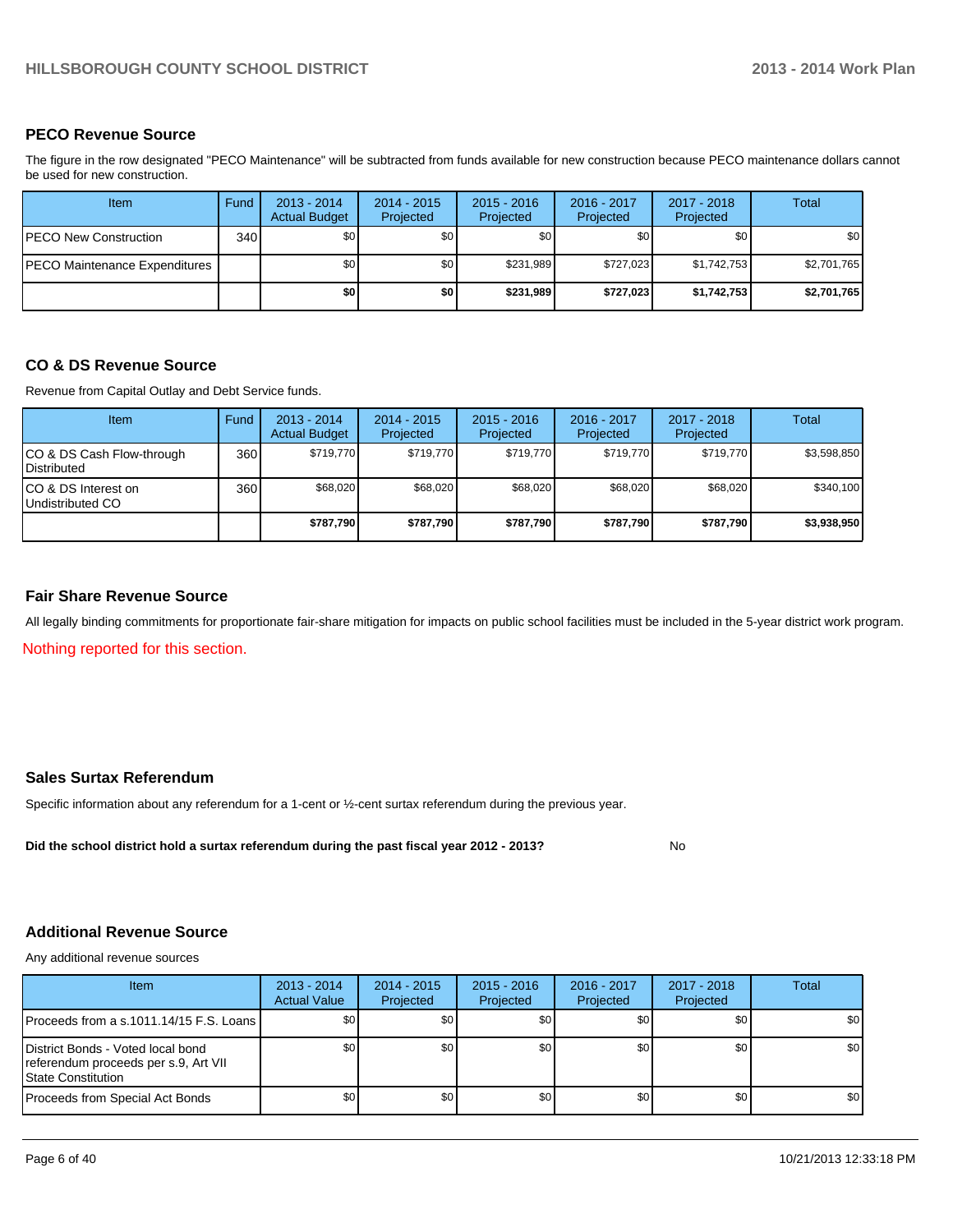## PECO Revenue Source

The figure in the row designated "PECO Maintenance" will be subtracted from funds available for new construction because PECO maintenance dollars cannot be used for new construction.

| Item | Fund | 2013 - 2014 Actual Budget | 2014 - 2015 Projected | 2015 - 2016 Projected | 2016 - 2017 Projected | 2017 - 2018 Projected | Total |
|---|---|---|---|---|---|---|---|
| PECO New Construction | 340 | $0 | $0 | $0 | $0 | $0 | $0 |
| PECO Maintenance Expenditures | | $0 | $0 | $231,989 | $727,023 | $1,742,753 | $2,701,765 |
| | | **$0** | **$0** | **$231,989** | **$727,023** | **$1,742,753** | **$2,701,765** |

## CO & DS Revenue Source

Revenue from Capital Outlay and Debt Service funds.

| Item | Fund | 2013 - 2014 Actual Budget | 2014 - 2015 Projected | 2015 - 2016 Projected | 2016 - 2017 Projected | 2017 - 2018 Projected | Total |
|---|---|---|---|---|---|---|---|
| CO & DS Cash Flow-through Distributed | 360 | $719,770 | $719,770 | $719,770 | $719,770 | $719,770 | $3,598,850 |
| CO & DS Interest on Undistributed CO | 360 | $68,020 | $68,020 | $68,020 | $68,020 | $68,020 | $340,100 |
| | | **$787,790** | **$787,790** | **$787,790** | **$787,790** | **$787,790** | **$3,938,950** |

## Fair Share Revenue Source

All legally binding commitments for proportionate fair-share mitigation for impacts on public school facilities must be included in the 5-year district work program.

Nothing reported for this section.

## Sales Surtax Referendum

Specific information about any referendum for a 1-cent or ½-cent surtax referendum during the previous year.

**Did the school district hold a surtax referendum during the past fiscal year 2012 - 2013?** No

## Additional Revenue Source

Any additional revenue sources

| Item | 2013 - 2014 Actual Value | 2014 - 2015 Projected | 2015 - 2016 Projected | 2016 - 2017 Projected | 2017 - 2018 Projected | Total |
|---|---|---|---|---|---|---|
| Proceeds from a s.1011.14/15 F.S. Loans | $0 | $0 | $0 | $0 | $0 | $0 |
| District Bonds - Voted local bond referendum proceeds per s.9, Art VII State Constitution | $0 | $0 | $0 | $0 | $0 | $0 |
| Proceeds from Special Act Bonds | $0 | $0 | $0 | $0 | $0 | $0 |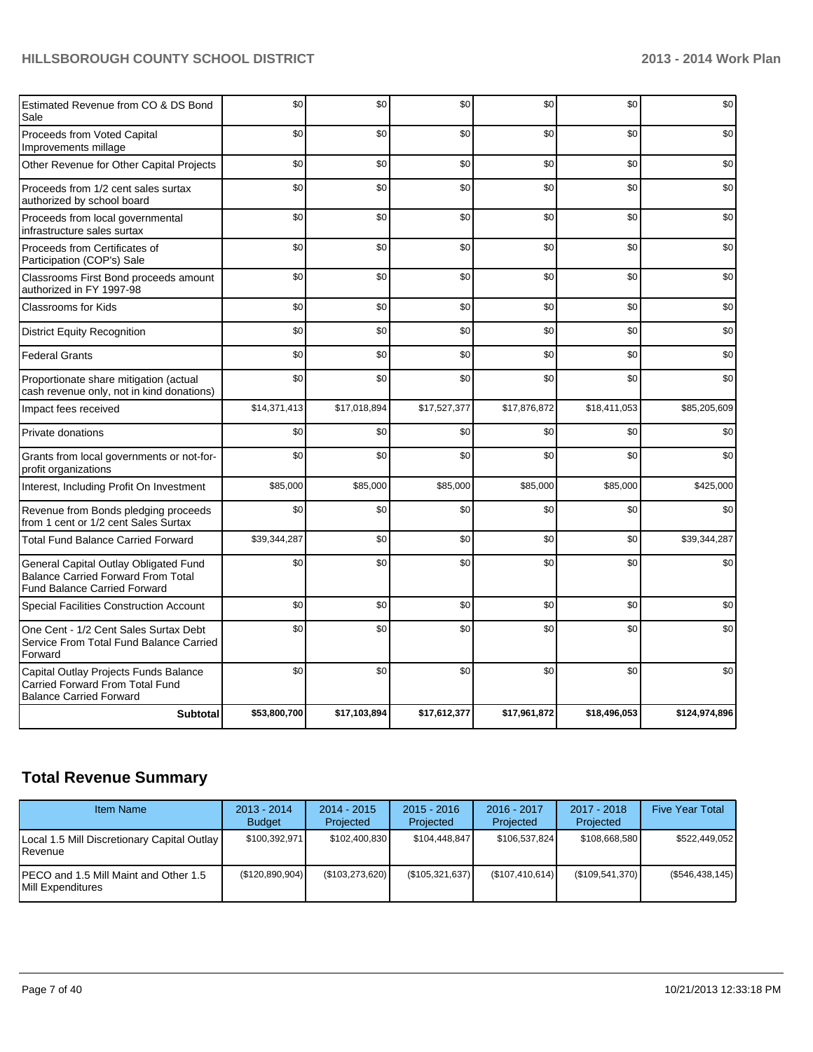| | | | | | | |
|---|---|---|---|---|---|---|
| Estimated Revenue from CO & DS Bond Sale | $0 | $0 | $0 | $0 | $0 | $0 |
| Proceeds from Voted Capital Improvements millage | $0 | $0 | $0 | $0 | $0 | $0 |
| Other Revenue for Other Capital Projects | $0 | $0 | $0 | $0 | $0 | $0 |
| Proceeds from 1/2 cent sales surtax authorized by school board | $0 | $0 | $0 | $0 | $0 | $0 |
| Proceeds from local governmental infrastructure sales surtax | $0 | $0 | $0 | $0 | $0 | $0 |
| Proceeds from Certificates of Participation (COP's) Sale | $0 | $0 | $0 | $0 | $0 | $0 |
| Classrooms First Bond proceeds amount authorized in FY 1997-98 | $0 | $0 | $0 | $0 | $0 | $0 |
| Classrooms for Kids | $0 | $0 | $0 | $0 | $0 | $0 |
| District Equity Recognition | $0 | $0 | $0 | $0 | $0 | $0 |
| Federal Grants | $0 | $0 | $0 | $0 | $0 | $0 |
| Proportionate share mitigation (actual cash revenue only, not in kind donations) | $0 | $0 | $0 | $0 | $0 | $0 |
| Impact fees received | $14,371,413 | $17,018,894 | $17,527,377 | $17,876,872 | $18,411,053 | $85,205,609 |
| Private donations | $0 | $0 | $0 | $0 | $0 | $0 |
| Grants from local governments or not-for-profit organizations | $0 | $0 | $0 | $0 | $0 | $0 |
| Interest, Including Profit On Investment | $85,000 | $85,000 | $85,000 | $85,000 | $85,000 | $425,000 |
| Revenue from Bonds pledging proceeds from 1 cent or 1/2 cent Sales Surtax | $0 | $0 | $0 | $0 | $0 | $0 |
| Total Fund Balance Carried Forward | $39,344,287 | $0 | $0 | $0 | $0 | $39,344,287 |
| General Capital Outlay Obligated Fund Balance Carried Forward From Total Fund Balance Carried Forward | $0 | $0 | $0 | $0 | $0 | $0 |
| Special Facilities Construction Account | $0 | $0 | $0 | $0 | $0 | $0 |
| One Cent - 1/2 Cent Sales Surtax Debt Service From Total Fund Balance Carried Forward | $0 | $0 | $0 | $0 | $0 | $0 |
| Capital Outlay Projects Funds Balance Carried Forward From Total Fund Balance Carried Forward | $0 | $0 | $0 | $0 | $0 | $0 |
| **Subtotal** | **$53,800,700** | **$17,103,894** | **$17,612,377** | **$17,961,872** | **$18,496,053** | **$124,974,896** |

## Total Revenue Summary

| Item Name | 2013 - 2014 Budget | 2014 - 2015 Projected | 2015 - 2016 Projected | 2016 - 2017 Projected | 2017 - 2018 Projected | Five Year Total |
|---|---|---|---|---|---|---|
| Local 1.5 Mill Discretionary Capital Outlay Revenue | $100,392,971 | $102,400,830 | $104,448,847 | $106,537,824 | $108,668,580 | $522,449,052 |
| PECO and 1.5 Mill Maint and Other 1.5 Mill Expenditures | ($120,890,904) | ($103,273,620) | ($105,321,637) | ($107,410,614) | ($109,541,370) | ($546,438,145) |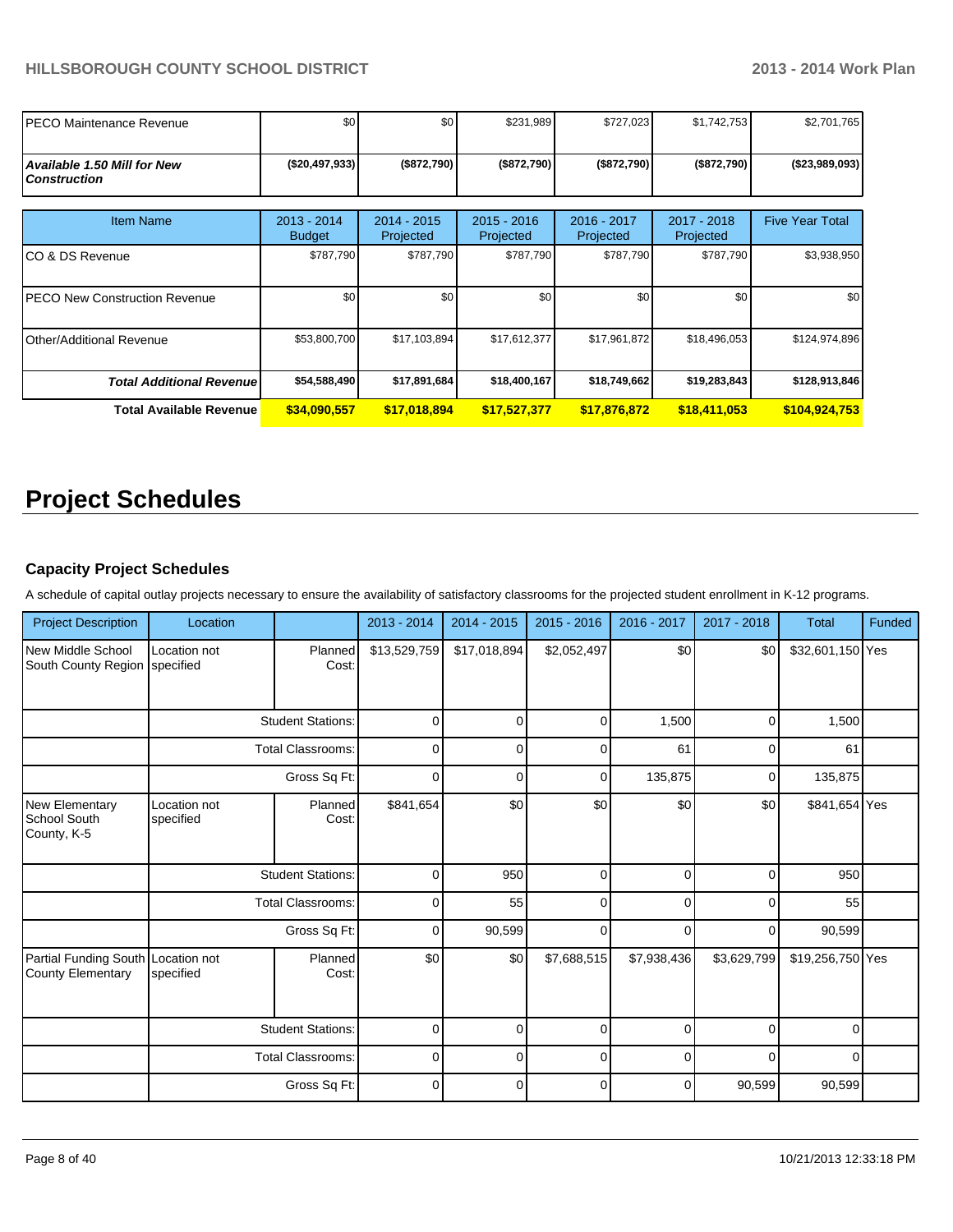| | | | | | | |
|---|---|---|---|---|---|---|
| PECO Maintenance Revenue | $0 | $0 | $231,989 | $727,023 | $1,742,753 | $2,701,765 |
| ***Available 1.50 Mill for New Construction*** | **($20,497,933)** | **($872,790)** | **($872,790)** | **($872,790)** | **($872,790)** | **($23,989,093)** |

| Item Name | 2013 - 2014 Budget | 2014 - 2015 Projected | 2015 - 2016 Projected | 2016 - 2017 Projected | 2017 - 2018 Projected | Five Year Total |
|---|---|---|---|---|---|---|
| CO & DS Revenue | $787,790 | $787,790 | $787,790 | $787,790 | $787,790 | $3,938,950 |
| PECO New Construction Revenue | $0 | $0 | $0 | $0 | $0 | $0 |
| Other/Additional Revenue | $53,800,700 | $17,103,894 | $17,612,377 | $17,961,872 | $18,496,053 | $124,974,896 |
| ***Total Additional Revenue*** | **$54,588,490** | **$17,891,684** | **$18,400,167** | **$18,749,662** | **$19,283,843** | **$128,913,846** |
| **Total Available Revenue** | **$34,090,557** | **$17,018,894** | **$17,527,377** | **$17,876,872** | **$18,411,053** | **$104,924,753** |

# Project Schedules

### Capacity Project Schedules

A schedule of capital outlay projects necessary to ensure the availability of satisfactory classrooms for the projected student enrollment in K-12 programs.

| Project Description | Location | | 2013 - 2014 | 2014 - 2015 | 2015 - 2016 | 2016 - 2017 | 2017 - 2018 | Total | Funded |
|---|---|---|---|---|---|---|---|---|---|
| New Middle School South County Region | Location not specified | Planned Cost: | $13,529,759 | $17,018,894 | $2,052,497 | $0 | $0 | $32,601,150 | Yes |
| | | Student Stations: | 0 | 0 | 0 | 1,500 | 0 | 1,500 | |
| | | Total Classrooms: | 0 | 0 | 0 | 61 | 0 | 61 | |
| | | Gross Sq Ft: | 0 | 0 | 0 | 135,875 | 0 | 135,875 | |
| New Elementary School South County, K-5 | Location not specified | Planned Cost: | $841,654 | $0 | $0 | $0 | $0 | $841,654 | Yes |
| | | Student Stations: | 0 | 950 | 0 | 0 | 0 | 950 | |
| | | Total Classrooms: | 0 | 55 | 0 | 0 | 0 | 55 | |
| | | Gross Sq Ft: | 0 | 90,599 | 0 | 0 | 0 | 90,599 | |
| Partial Funding South County Elementary | Location not specified | Planned Cost: | $0 | $0 | $7,688,515 | $7,938,436 | $3,629,799 | $19,256,750 | Yes |
| | | Student Stations: | 0 | 0 | 0 | 0 | 0 | 0 | |
| | | Total Classrooms: | 0 | 0 | 0 | 0 | 0 | 0 | |
| | | Gross Sq Ft: | 0 | 0 | 0 | 0 | 90,599 | 90,599 | |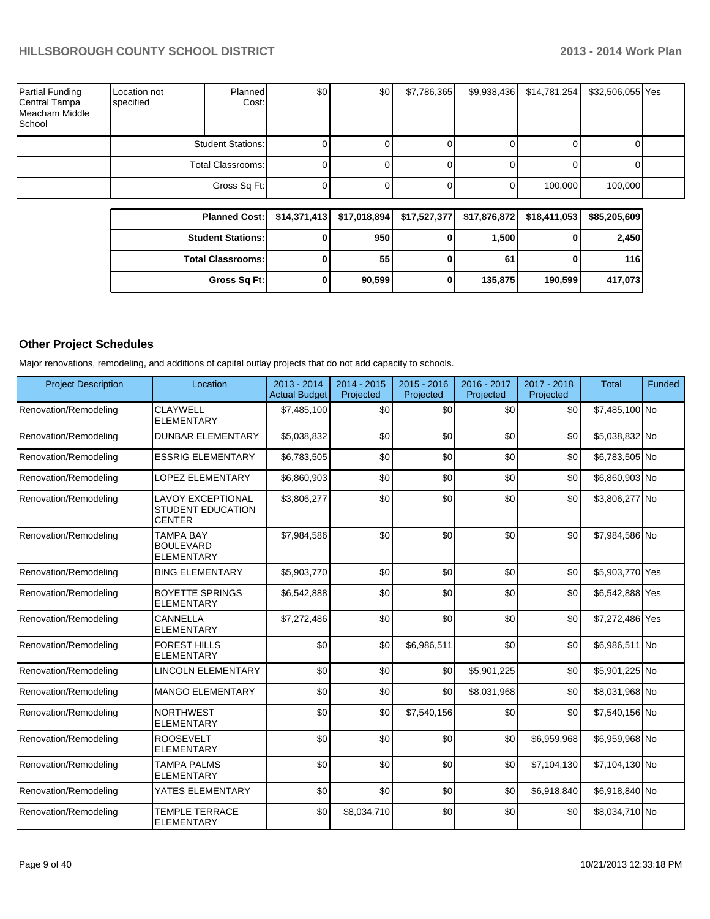| | | | | | | | | | |
|---|---|---|---|---|---|---|---|---|---|
| Partial Funding Central Tampa Meacham Middle School | Location not specified | Planned Cost: | $0 | $0 | $7,786,365 | $9,938,436 | $14,781,254 | $32,506,055 | Yes |
| | Student Stations: | | 0 | 0 | 0 | 0 | 0 | 0 | |
| | Total Classrooms: | | 0 | 0 | 0 | 0 | 0 | 0 | |
| | Gross Sq Ft: | | 0 | 0 | 0 | 0 | 100,000 | 100,000 | |

| | | | | | | |
|---|---|---|---|---|---|---|
| **Planned Cost:** | **$14,371,413** | **$17,018,894** | **$17,527,377** | **$17,876,872** | **$18,411,053** | **$85,205,609** |
| **Student Stations:** | **0** | **950** | **0** | **1,500** | **0** | **2,450** |
| **Total Classrooms:** | **0** | **55** | **0** | **61** | **0** | **116** |
| **Gross Sq Ft:** | **0** | **90,599** | **0** | **135,875** | **190,599** | **417,073** |

## Other Project Schedules

Major renovations, remodeling, and additions of capital outlay projects that do not add capacity to schools.

| Project Description | Location | 2013 - 2014 Actual Budget | 2014 - 2015 Projected | 2015 - 2016 Projected | 2016 - 2017 Projected | 2017 - 2018 Projected | Total | Funded |
|---|---|---|---|---|---|---|---|---|
| Renovation/Remodeling | CLAYWELL ELEMENTARY | $7,485,100 | $0 | $0 | $0 | $0 | $7,485,100 | No |
| Renovation/Remodeling | DUNBAR ELEMENTARY | $5,038,832 | $0 | $0 | $0 | $0 | $5,038,832 | No |
| Renovation/Remodeling | ESSRIG ELEMENTARY | $6,783,505 | $0 | $0 | $0 | $0 | $6,783,505 | No |
| Renovation/Remodeling | LOPEZ ELEMENTARY | $6,860,903 | $0 | $0 | $0 | $0 | $6,860,903 | No |
| Renovation/Remodeling | LAVOY EXCEPTIONAL STUDENT EDUCATION CENTER | $3,806,277 | $0 | $0 | $0 | $0 | $3,806,277 | No |
| Renovation/Remodeling | TAMPA BAY BOULEVARD ELEMENTARY | $7,984,586 | $0 | $0 | $0 | $0 | $7,984,586 | No |
| Renovation/Remodeling | BING ELEMENTARY | $5,903,770 | $0 | $0 | $0 | $0 | $5,903,770 | Yes |
| Renovation/Remodeling | BOYETTE SPRINGS ELEMENTARY | $6,542,888 | $0 | $0 | $0 | $0 | $6,542,888 | Yes |
| Renovation/Remodeling | CANNELLA ELEMENTARY | $7,272,486 | $0 | $0 | $0 | $0 | $7,272,486 | Yes |
| Renovation/Remodeling | FOREST HILLS ELEMENTARY | $0 | $0 | $6,986,511 | $0 | $0 | $6,986,511 | No |
| Renovation/Remodeling | LINCOLN ELEMENTARY | $0 | $0 | $0 | $5,901,225 | $0 | $5,901,225 | No |
| Renovation/Remodeling | MANGO ELEMENTARY | $0 | $0 | $0 | $8,031,968 | $0 | $8,031,968 | No |
| Renovation/Remodeling | NORTHWEST ELEMENTARY | $0 | $0 | $7,540,156 | $0 | $0 | $7,540,156 | No |
| Renovation/Remodeling | ROOSEVELT ELEMENTARY | $0 | $0 | $0 | $0 | $6,959,968 | $6,959,968 | No |
| Renovation/Remodeling | TAMPA PALMS ELEMENTARY | $0 | $0 | $0 | $0 | $7,104,130 | $7,104,130 | No |
| Renovation/Remodeling | YATES ELEMENTARY | $0 | $0 | $0 | $0 | $6,918,840 | $6,918,840 | No |
| Renovation/Remodeling | TEMPLE TERRACE ELEMENTARY | $0 | $8,034,710 | $0 | $0 | $0 | $8,034,710 | No |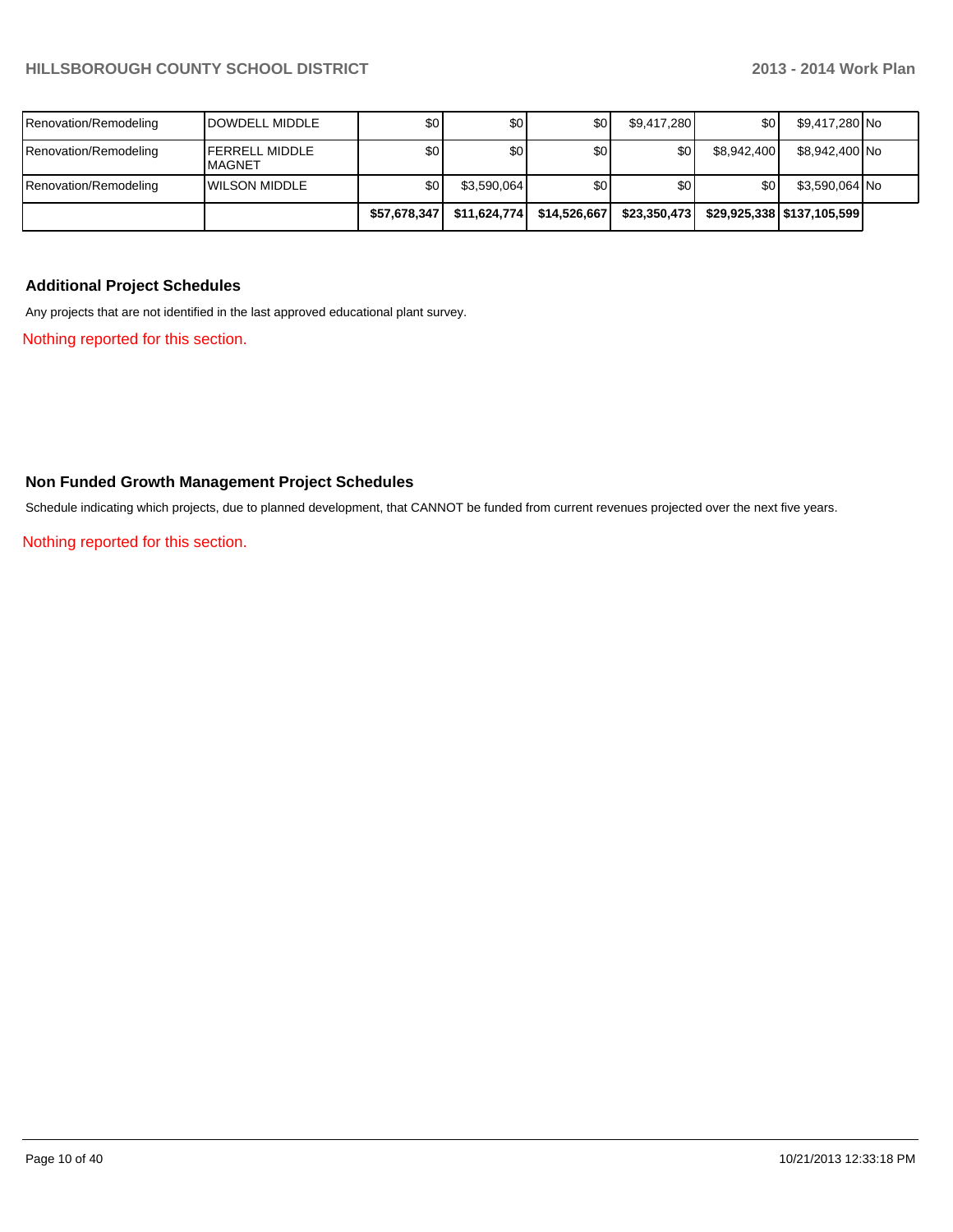| | | | | | | | | |
|---|---|---|---|---|---|---|---|---|
| Renovation/Remodeling | DOWDELL MIDDLE | $0 | $0 | $0 | $9,417,280 | $0 | $9,417,280 | No |
| Renovation/Remodeling | FERRELL MIDDLE MAGNET | $0 | $0 | $0 | $0 | $8,942,400 | $8,942,400 | No |
| Renovation/Remodeling | WILSON MIDDLE | $0 | $3,590,064 | $0 | $0 | $0 | $3,590,064 | No |
| | | **$57,678,347** | **$11,624,774** | **$14,526,667** | **$23,350,473** | **$29,925,338** | **$137,105,599** | |

### Additional Project Schedules

Any projects that are not identified in the last approved educational plant survey.

Nothing reported for this section.

### Non Funded Growth Management Project Schedules

Schedule indicating which projects, due to planned development, that CANNOT be funded from current revenues projected over the next five years.

Nothing reported for this section.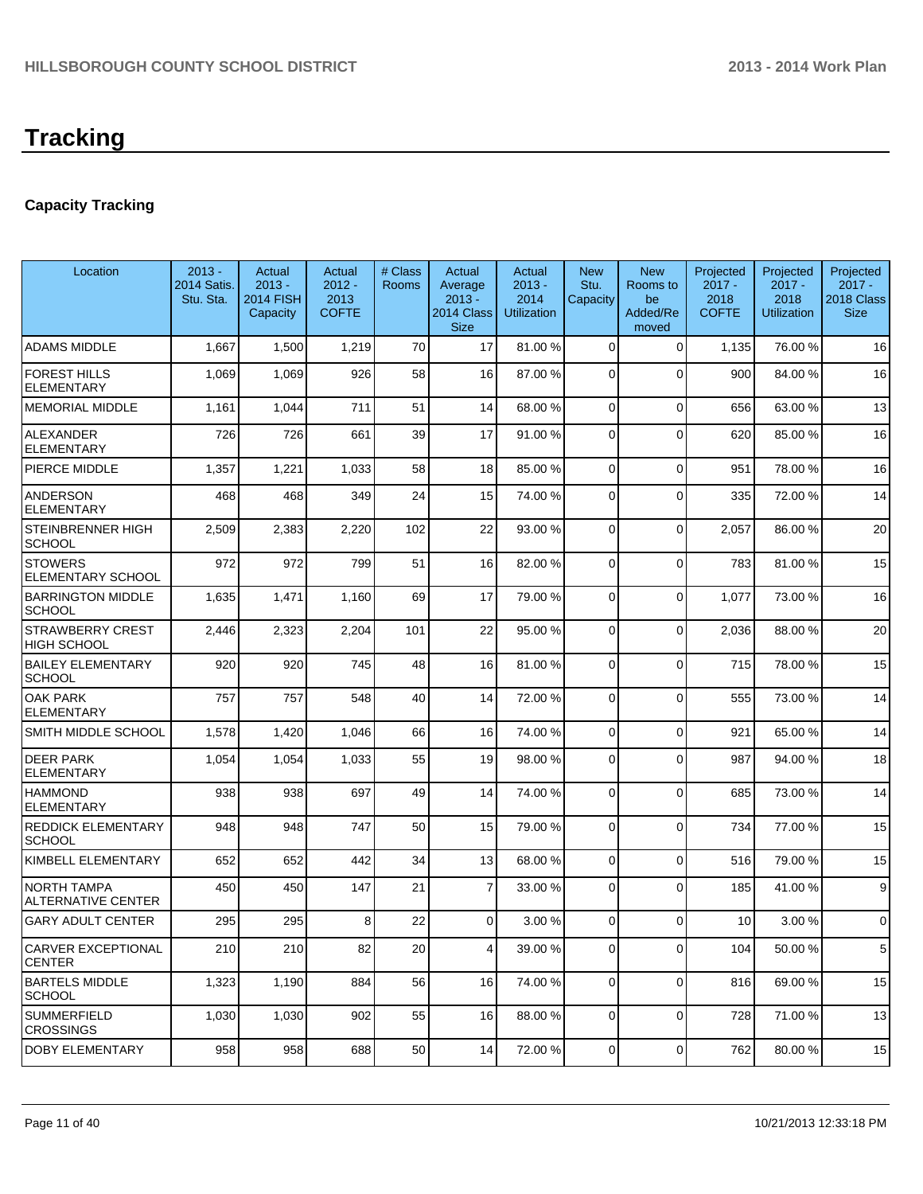# Tracking

## Capacity Tracking

| Location | 2013 - 2014 Satis. Stu. Sta. | Actual 2013 - 2014 FISH Capacity | Actual 2012 - 2013 COFTE | # Class Rooms | Actual Average 2013 - 2014 Class Size | Actual 2013 - 2014 Utilization | New Stu. Capacity | New Rooms to be Added/Re moved | Projected 2017 - 2018 COFTE | Projected 2017 - 2018 Utilization | Projected 2017 - 2018 Class Size |
|---|---|---|---|---|---|---|---|---|---|---|---|
| ADAMS MIDDLE | 1,667 | 1,500 | 1,219 | 70 | 17 | 81.00 % | 0 | 0 | 1,135 | 76.00 % | 16 |
| FOREST HILLS ELEMENTARY | 1,069 | 1,069 | 926 | 58 | 16 | 87.00 % | 0 | 0 | 900 | 84.00 % | 16 |
| MEMORIAL MIDDLE | 1,161 | 1,044 | 711 | 51 | 14 | 68.00 % | 0 | 0 | 656 | 63.00 % | 13 |
| ALEXANDER ELEMENTARY | 726 | 726 | 661 | 39 | 17 | 91.00 % | 0 | 0 | 620 | 85.00 % | 16 |
| PIERCE MIDDLE | 1,357 | 1,221 | 1,033 | 58 | 18 | 85.00 % | 0 | 0 | 951 | 78.00 % | 16 |
| ANDERSON ELEMENTARY | 468 | 468 | 349 | 24 | 15 | 74.00 % | 0 | 0 | 335 | 72.00 % | 14 |
| STEINBRENNER HIGH SCHOOL | 2,509 | 2,383 | 2,220 | 102 | 22 | 93.00 % | 0 | 0 | 2,057 | 86.00 % | 20 |
| STOWERS ELEMENTARY SCHOOL | 972 | 972 | 799 | 51 | 16 | 82.00 % | 0 | 0 | 783 | 81.00 % | 15 |
| BARRINGTON MIDDLE SCHOOL | 1,635 | 1,471 | 1,160 | 69 | 17 | 79.00 % | 0 | 0 | 1,077 | 73.00 % | 16 |
| STRAWBERRY CREST HIGH SCHOOL | 2,446 | 2,323 | 2,204 | 101 | 22 | 95.00 % | 0 | 0 | 2,036 | 88.00 % | 20 |
| BAILEY ELEMENTARY SCHOOL | 920 | 920 | 745 | 48 | 16 | 81.00 % | 0 | 0 | 715 | 78.00 % | 15 |
| OAK PARK ELEMENTARY | 757 | 757 | 548 | 40 | 14 | 72.00 % | 0 | 0 | 555 | 73.00 % | 14 |
| SMITH MIDDLE SCHOOL | 1,578 | 1,420 | 1,046 | 66 | 16 | 74.00 % | 0 | 0 | 921 | 65.00 % | 14 |
| DEER PARK ELEMENTARY | 1,054 | 1,054 | 1,033 | 55 | 19 | 98.00 % | 0 | 0 | 987 | 94.00 % | 18 |
| HAMMOND ELEMENTARY | 938 | 938 | 697 | 49 | 14 | 74.00 % | 0 | 0 | 685 | 73.00 % | 14 |
| REDDICK ELEMENTARY SCHOOL | 948 | 948 | 747 | 50 | 15 | 79.00 % | 0 | 0 | 734 | 77.00 % | 15 |
| KIMBELL ELEMENTARY | 652 | 652 | 442 | 34 | 13 | 68.00 % | 0 | 0 | 516 | 79.00 % | 15 |
| NORTH TAMPA ALTERNATIVE CENTER | 450 | 450 | 147 | 21 | 7 | 33.00 % | 0 | 0 | 185 | 41.00 % | 9 |
| GARY ADULT CENTER | 295 | 295 | 8 | 22 | 0 | 3.00 % | 0 | 0 | 10 | 3.00 % | 0 |
| CARVER EXCEPTIONAL CENTER | 210 | 210 | 82 | 20 | 4 | 39.00 % | 0 | 0 | 104 | 50.00 % | 5 |
| BARTELS MIDDLE SCHOOL | 1,323 | 1,190 | 884 | 56 | 16 | 74.00 % | 0 | 0 | 816 | 69.00 % | 15 |
| SUMMERFIELD CROSSINGS | 1,030 | 1,030 | 902 | 55 | 16 | 88.00 % | 0 | 0 | 728 | 71.00 % | 13 |
| DOBY ELEMENTARY | 958 | 958 | 688 | 50 | 14 | 72.00 % | 0 | 0 | 762 | 80.00 % | 15 |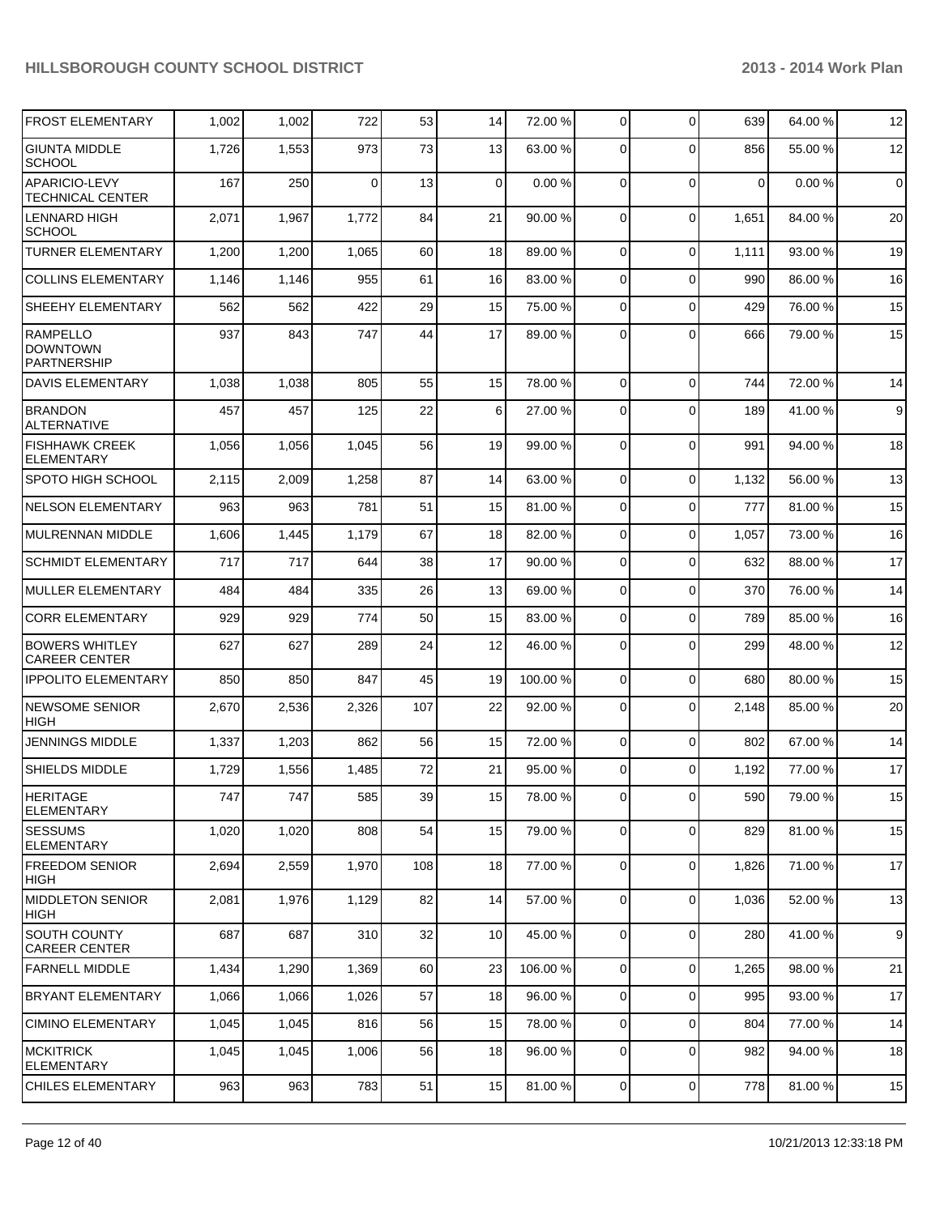| FROST ELEMENTARY | 1,002 | 1,002 | 722 | 53 | 14 | 72.00 % | 0 | 0 | 639 | 64.00 % | 12 |
|---|---|---|---|---|---|---|---|---|---|---|---|
| GIUNTA MIDDLE SCHOOL | 1,726 | 1,553 | 973 | 73 | 13 | 63.00 % | 0 | 0 | 856 | 55.00 % | 12 |
| APARICIO-LEVY TECHNICAL CENTER | 167 | 250 | 0 | 13 | 0 | 0.00 % | 0 | 0 | 0 | 0.00 % | 0 |
| LENNARD HIGH SCHOOL | 2,071 | 1,967 | 1,772 | 84 | 21 | 90.00 % | 0 | 0 | 1,651 | 84.00 % | 20 |
| TURNER ELEMENTARY | 1,200 | 1,200 | 1,065 | 60 | 18 | 89.00 % | 0 | 0 | 1,111 | 93.00 % | 19 |
| COLLINS ELEMENTARY | 1,146 | 1,146 | 955 | 61 | 16 | 83.00 % | 0 | 0 | 990 | 86.00 % | 16 |
| SHEEHY ELEMENTARY | 562 | 562 | 422 | 29 | 15 | 75.00 % | 0 | 0 | 429 | 76.00 % | 15 |
| RAMPELLO DOWNTOWN PARTNERSHIP | 937 | 843 | 747 | 44 | 17 | 89.00 % | 0 | 0 | 666 | 79.00 % | 15 |
| DAVIS ELEMENTARY | 1,038 | 1,038 | 805 | 55 | 15 | 78.00 % | 0 | 0 | 744 | 72.00 % | 14 |
| BRANDON ALTERNATIVE | 457 | 457 | 125 | 22 | 6 | 27.00 % | 0 | 0 | 189 | 41.00 % | 9 |
| FISHHAWK CREEK ELEMENTARY | 1,056 | 1,056 | 1,045 | 56 | 19 | 99.00 % | 0 | 0 | 991 | 94.00 % | 18 |
| SPOTO HIGH SCHOOL | 2,115 | 2,009 | 1,258 | 87 | 14 | 63.00 % | 0 | 0 | 1,132 | 56.00 % | 13 |
| NELSON ELEMENTARY | 963 | 963 | 781 | 51 | 15 | 81.00 % | 0 | 0 | 777 | 81.00 % | 15 |
| MULRENNAN MIDDLE | 1,606 | 1,445 | 1,179 | 67 | 18 | 82.00 % | 0 | 0 | 1,057 | 73.00 % | 16 |
| SCHMIDT ELEMENTARY | 717 | 717 | 644 | 38 | 17 | 90.00 % | 0 | 0 | 632 | 88.00 % | 17 |
| MULLER ELEMENTARY | 484 | 484 | 335 | 26 | 13 | 69.00 % | 0 | 0 | 370 | 76.00 % | 14 |
| CORR ELEMENTARY | 929 | 929 | 774 | 50 | 15 | 83.00 % | 0 | 0 | 789 | 85.00 % | 16 |
| BOWERS WHITLEY CAREER CENTER | 627 | 627 | 289 | 24 | 12 | 46.00 % | 0 | 0 | 299 | 48.00 % | 12 |
| IPPOLITO ELEMENTARY | 850 | 850 | 847 | 45 | 19 | 100.00 % | 0 | 0 | 680 | 80.00 % | 15 |
| NEWSOME SENIOR HIGH | 2,670 | 2,536 | 2,326 | 107 | 22 | 92.00 % | 0 | 0 | 2,148 | 85.00 % | 20 |
| JENNINGS MIDDLE | 1,337 | 1,203 | 862 | 56 | 15 | 72.00 % | 0 | 0 | 802 | 67.00 % | 14 |
| SHIELDS MIDDLE | 1,729 | 1,556 | 1,485 | 72 | 21 | 95.00 % | 0 | 0 | 1,192 | 77.00 % | 17 |
| HERITAGE ELEMENTARY | 747 | 747 | 585 | 39 | 15 | 78.00 % | 0 | 0 | 590 | 79.00 % | 15 |
| SESSUMS ELEMENTARY | 1,020 | 1,020 | 808 | 54 | 15 | 79.00 % | 0 | 0 | 829 | 81.00 % | 15 |
| FREEDOM SENIOR HIGH | 2,694 | 2,559 | 1,970 | 108 | 18 | 77.00 % | 0 | 0 | 1,826 | 71.00 % | 17 |
| MIDDLETON SENIOR HIGH | 2,081 | 1,976 | 1,129 | 82 | 14 | 57.00 % | 0 | 0 | 1,036 | 52.00 % | 13 |
| SOUTH COUNTY CAREER CENTER | 687 | 687 | 310 | 32 | 10 | 45.00 % | 0 | 0 | 280 | 41.00 % | 9 |
| FARNELL MIDDLE | 1,434 | 1,290 | 1,369 | 60 | 23 | 106.00 % | 0 | 0 | 1,265 | 98.00 % | 21 |
| BRYANT ELEMENTARY | 1,066 | 1,066 | 1,026 | 57 | 18 | 96.00 % | 0 | 0 | 995 | 93.00 % | 17 |
| CIMINO ELEMENTARY | 1,045 | 1,045 | 816 | 56 | 15 | 78.00 % | 0 | 0 | 804 | 77.00 % | 14 |
| MCKITRICK ELEMENTARY | 1,045 | 1,045 | 1,006 | 56 | 18 | 96.00 % | 0 | 0 | 982 | 94.00 % | 18 |
| CHILES ELEMENTARY | 963 | 963 | 783 | 51 | 15 | 81.00 % | 0 | 0 | 778 | 81.00 % | 15 |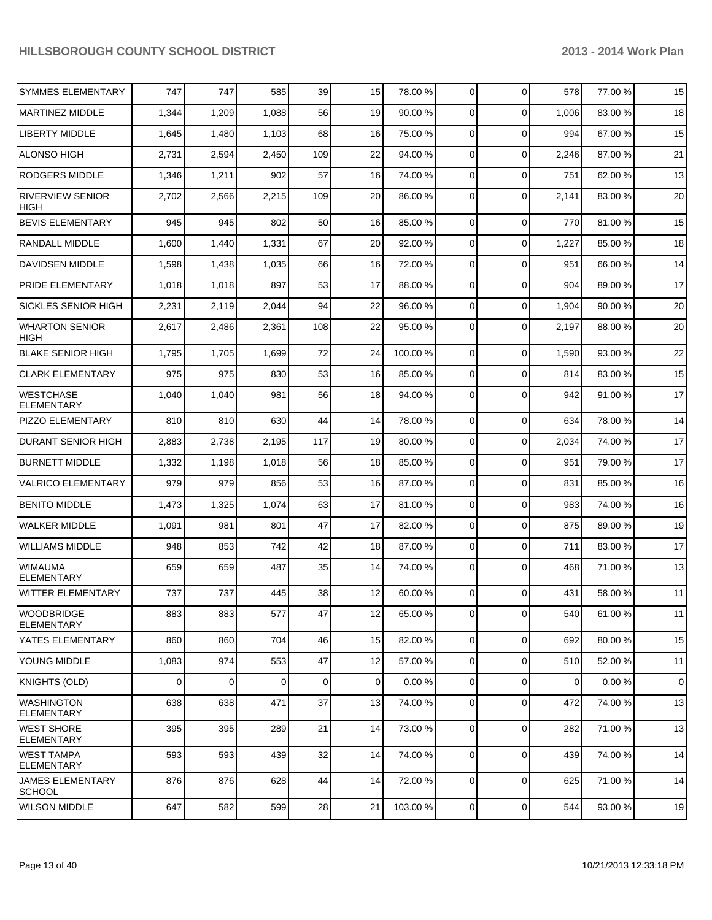| | | | | | | | | | | |
|---|---|---|---|---|---|---|---|---|---|---|
| SYMMES ELEMENTARY | 747 | 747 | 585 | 39 | 15 | 78.00 % | 0 | 0 | 578 | 77.00 % | 15 |
| MARTINEZ MIDDLE | 1,344 | 1,209 | 1,088 | 56 | 19 | 90.00 % | 0 | 0 | 1,006 | 83.00 % | 18 |
| LIBERTY MIDDLE | 1,645 | 1,480 | 1,103 | 68 | 16 | 75.00 % | 0 | 0 | 994 | 67.00 % | 15 |
| ALONSO HIGH | 2,731 | 2,594 | 2,450 | 109 | 22 | 94.00 % | 0 | 0 | 2,246 | 87.00 % | 21 |
| RODGERS MIDDLE | 1,346 | 1,211 | 902 | 57 | 16 | 74.00 % | 0 | 0 | 751 | 62.00 % | 13 |
| RIVERVIEW SENIOR HIGH | 2,702 | 2,566 | 2,215 | 109 | 20 | 86.00 % | 0 | 0 | 2,141 | 83.00 % | 20 |
| BEVIS ELEMENTARY | 945 | 945 | 802 | 50 | 16 | 85.00 % | 0 | 0 | 770 | 81.00 % | 15 |
| RANDALL MIDDLE | 1,600 | 1,440 | 1,331 | 67 | 20 | 92.00 % | 0 | 0 | 1,227 | 85.00 % | 18 |
| DAVIDSEN MIDDLE | 1,598 | 1,438 | 1,035 | 66 | 16 | 72.00 % | 0 | 0 | 951 | 66.00 % | 14 |
| PRIDE ELEMENTARY | 1,018 | 1,018 | 897 | 53 | 17 | 88.00 % | 0 | 0 | 904 | 89.00 % | 17 |
| SICKLES SENIOR HIGH | 2,231 | 2,119 | 2,044 | 94 | 22 | 96.00 % | 0 | 0 | 1,904 | 90.00 % | 20 |
| WHARTON SENIOR HIGH | 2,617 | 2,486 | 2,361 | 108 | 22 | 95.00 % | 0 | 0 | 2,197 | 88.00 % | 20 |
| BLAKE SENIOR HIGH | 1,795 | 1,705 | 1,699 | 72 | 24 | 100.00 % | 0 | 0 | 1,590 | 93.00 % | 22 |
| CLARK ELEMENTARY | 975 | 975 | 830 | 53 | 16 | 85.00 % | 0 | 0 | 814 | 83.00 % | 15 |
| WESTCHASE ELEMENTARY | 1,040 | 1,040 | 981 | 56 | 18 | 94.00 % | 0 | 0 | 942 | 91.00 % | 17 |
| PIZZO ELEMENTARY | 810 | 810 | 630 | 44 | 14 | 78.00 % | 0 | 0 | 634 | 78.00 % | 14 |
| DURANT SENIOR HIGH | 2,883 | 2,738 | 2,195 | 117 | 19 | 80.00 % | 0 | 0 | 2,034 | 74.00 % | 17 |
| BURNETT MIDDLE | 1,332 | 1,198 | 1,018 | 56 | 18 | 85.00 % | 0 | 0 | 951 | 79.00 % | 17 |
| VALRICO ELEMENTARY | 979 | 979 | 856 | 53 | 16 | 87.00 % | 0 | 0 | 831 | 85.00 % | 16 |
| BENITO MIDDLE | 1,473 | 1,325 | 1,074 | 63 | 17 | 81.00 % | 0 | 0 | 983 | 74.00 % | 16 |
| WALKER MIDDLE | 1,091 | 981 | 801 | 47 | 17 | 82.00 % | 0 | 0 | 875 | 89.00 % | 19 |
| WILLIAMS MIDDLE | 948 | 853 | 742 | 42 | 18 | 87.00 % | 0 | 0 | 711 | 83.00 % | 17 |
| WIMAUMA ELEMENTARY | 659 | 659 | 487 | 35 | 14 | 74.00 % | 0 | 0 | 468 | 71.00 % | 13 |
| WITTER ELEMENTARY | 737 | 737 | 445 | 38 | 12 | 60.00 % | 0 | 0 | 431 | 58.00 % | 11 |
| WOODBRIDGE ELEMENTARY | 883 | 883 | 577 | 47 | 12 | 65.00 % | 0 | 0 | 540 | 61.00 % | 11 |
| YATES ELEMENTARY | 860 | 860 | 704 | 46 | 15 | 82.00 % | 0 | 0 | 692 | 80.00 % | 15 |
| YOUNG MIDDLE | 1,083 | 974 | 553 | 47 | 12 | 57.00 % | 0 | 0 | 510 | 52.00 % | 11 |
| KNIGHTS (OLD) | 0 | 0 | 0 | 0 | 0 | 0.00 % | 0 | 0 | 0 | 0.00 % | 0 |
| WASHINGTON ELEMENTARY | 638 | 638 | 471 | 37 | 13 | 74.00 % | 0 | 0 | 472 | 74.00 % | 13 |
| WEST SHORE ELEMENTARY | 395 | 395 | 289 | 21 | 14 | 73.00 % | 0 | 0 | 282 | 71.00 % | 13 |
| WEST TAMPA ELEMENTARY | 593 | 593 | 439 | 32 | 14 | 74.00 % | 0 | 0 | 439 | 74.00 % | 14 |
| JAMES ELEMENTARY SCHOOL | 876 | 876 | 628 | 44 | 14 | 72.00 % | 0 | 0 | 625 | 71.00 % | 14 |
| WILSON MIDDLE | 647 | 582 | 599 | 28 | 21 | 103.00 % | 0 | 0 | 544 | 93.00 % | 19 |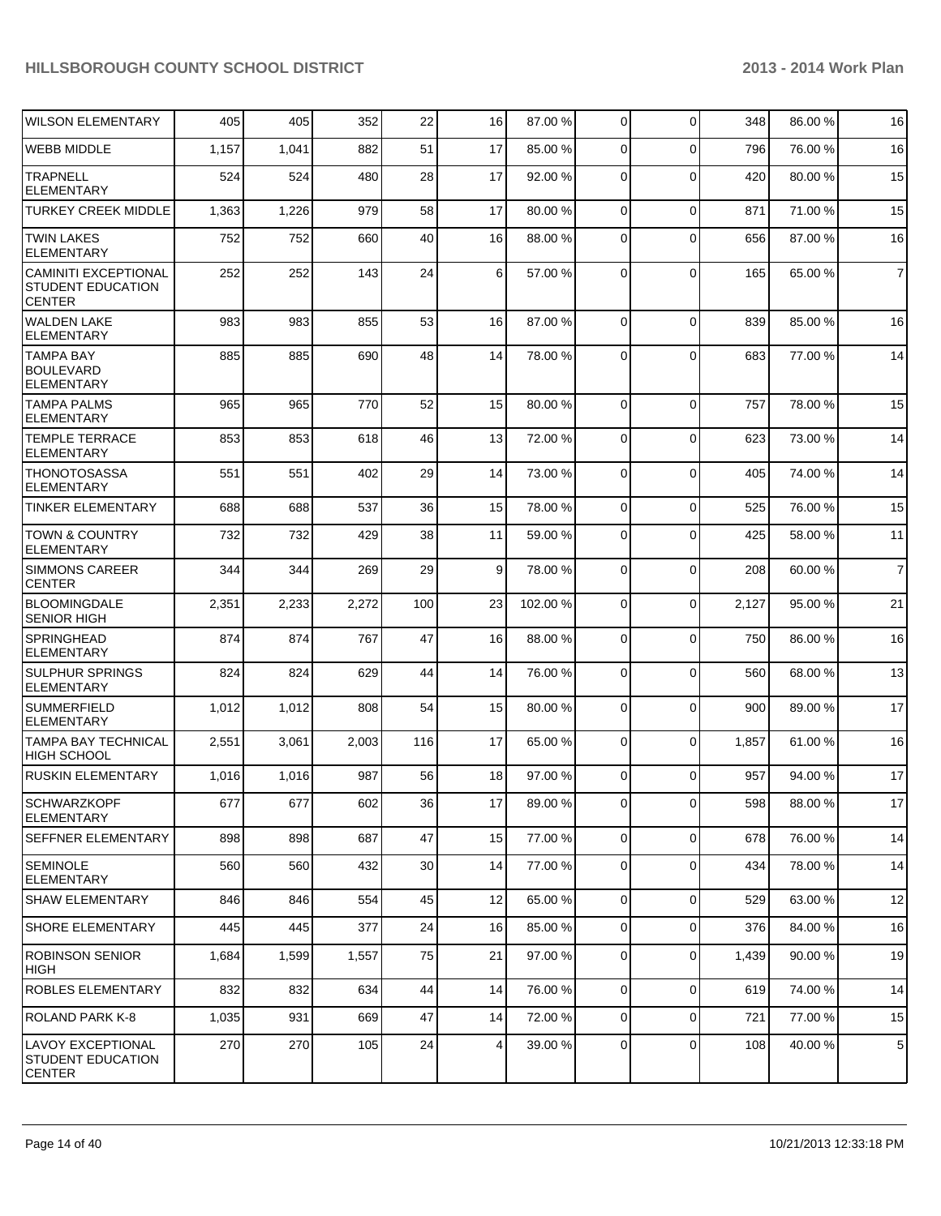| | | | | | | | | | | | |
|---|---|---|---|---|---|---|---|---|---|---|---|
| WILSON ELEMENTARY | 405 | 405 | 352 | 22 | 16 | 87.00 % | 0 | 0 | 348 | 86.00 % | 16 |
| WEBB MIDDLE | 1,157 | 1,041 | 882 | 51 | 17 | 85.00 % | 0 | 0 | 796 | 76.00 % | 16 |
| TRAPNELL ELEMENTARY | 524 | 524 | 480 | 28 | 17 | 92.00 % | 0 | 0 | 420 | 80.00 % | 15 |
| TURKEY CREEK MIDDLE | 1,363 | 1,226 | 979 | 58 | 17 | 80.00 % | 0 | 0 | 871 | 71.00 % | 15 |
| TWIN LAKES ELEMENTARY | 752 | 752 | 660 | 40 | 16 | 88.00 % | 0 | 0 | 656 | 87.00 % | 16 |
| CAMINITI EXCEPTIONAL STUDENT EDUCATION CENTER | 252 | 252 | 143 | 24 | 6 | 57.00 % | 0 | 0 | 165 | 65.00 % | 7 |
| WALDEN LAKE ELEMENTARY | 983 | 983 | 855 | 53 | 16 | 87.00 % | 0 | 0 | 839 | 85.00 % | 16 |
| TAMPA BAY BOULEVARD ELEMENTARY | 885 | 885 | 690 | 48 | 14 | 78.00 % | 0 | 0 | 683 | 77.00 % | 14 |
| TAMPA PALMS ELEMENTARY | 965 | 965 | 770 | 52 | 15 | 80.00 % | 0 | 0 | 757 | 78.00 % | 15 |
| TEMPLE TERRACE ELEMENTARY | 853 | 853 | 618 | 46 | 13 | 72.00 % | 0 | 0 | 623 | 73.00 % | 14 |
| THONOTOSASSA ELEMENTARY | 551 | 551 | 402 | 29 | 14 | 73.00 % | 0 | 0 | 405 | 74.00 % | 14 |
| TINKER ELEMENTARY | 688 | 688 | 537 | 36 | 15 | 78.00 % | 0 | 0 | 525 | 76.00 % | 15 |
| TOWN & COUNTRY ELEMENTARY | 732 | 732 | 429 | 38 | 11 | 59.00 % | 0 | 0 | 425 | 58.00 % | 11 |
| SIMMONS CAREER CENTER | 344 | 344 | 269 | 29 | 9 | 78.00 % | 0 | 0 | 208 | 60.00 % | 7 |
| BLOOMINGDALE SENIOR HIGH | 2,351 | 2,233 | 2,272 | 100 | 23 | 102.00 % | 0 | 0 | 2,127 | 95.00 % | 21 |
| SPRINGHEAD ELEMENTARY | 874 | 874 | 767 | 47 | 16 | 88.00 % | 0 | 0 | 750 | 86.00 % | 16 |
| SULPHUR SPRINGS ELEMENTARY | 824 | 824 | 629 | 44 | 14 | 76.00 % | 0 | 0 | 560 | 68.00 % | 13 |
| SUMMERFIELD ELEMENTARY | 1,012 | 1,012 | 808 | 54 | 15 | 80.00 % | 0 | 0 | 900 | 89.00 % | 17 |
| TAMPA BAY TECHNICAL HIGH SCHOOL | 2,551 | 3,061 | 2,003 | 116 | 17 | 65.00 % | 0 | 0 | 1,857 | 61.00 % | 16 |
| RUSKIN ELEMENTARY | 1,016 | 1,016 | 987 | 56 | 18 | 97.00 % | 0 | 0 | 957 | 94.00 % | 17 |
| SCHWARZKOPF ELEMENTARY | 677 | 677 | 602 | 36 | 17 | 89.00 % | 0 | 0 | 598 | 88.00 % | 17 |
| SEFFNER ELEMENTARY | 898 | 898 | 687 | 47 | 15 | 77.00 % | 0 | 0 | 678 | 76.00 % | 14 |
| SEMINOLE ELEMENTARY | 560 | 560 | 432 | 30 | 14 | 77.00 % | 0 | 0 | 434 | 78.00 % | 14 |
| SHAW ELEMENTARY | 846 | 846 | 554 | 45 | 12 | 65.00 % | 0 | 0 | 529 | 63.00 % | 12 |
| SHORE ELEMENTARY | 445 | 445 | 377 | 24 | 16 | 85.00 % | 0 | 0 | 376 | 84.00 % | 16 |
| ROBINSON SENIOR HIGH | 1,684 | 1,599 | 1,557 | 75 | 21 | 97.00 % | 0 | 0 | 1,439 | 90.00 % | 19 |
| ROBLES ELEMENTARY | 832 | 832 | 634 | 44 | 14 | 76.00 % | 0 | 0 | 619 | 74.00 % | 14 |
| ROLAND PARK K-8 | 1,035 | 931 | 669 | 47 | 14 | 72.00 % | 0 | 0 | 721 | 77.00 % | 15 |
| LAVOY EXCEPTIONAL STUDENT EDUCATION CENTER | 270 | 270 | 105 | 24 | 4 | 39.00 % | 0 | 0 | 108 | 40.00 % | 5 |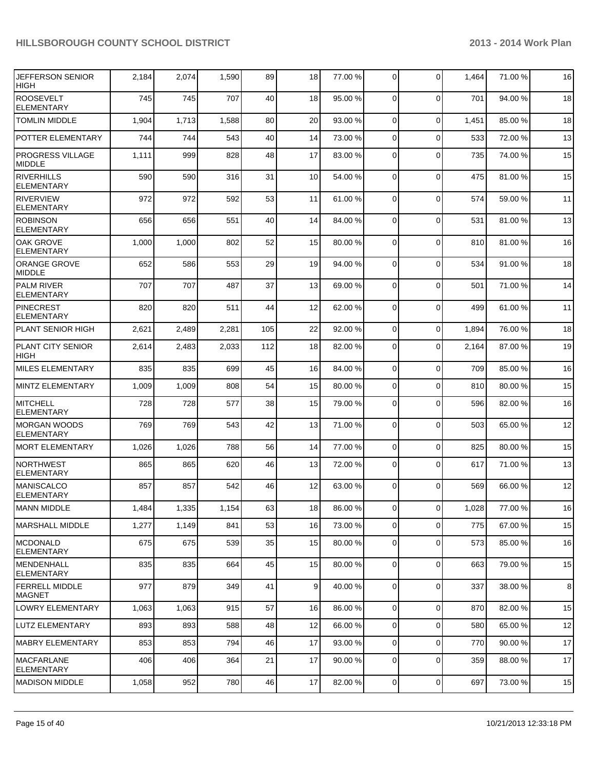| JEFFERSON SENIOR HIGH | 2,184 | 2,074 | 1,590 | 89 | 18 | 77.00 % | 0 | 0 | 1,464 | 71.00 % | 16 |
|---|---|---|---|---|---|---|---|---|---|---|---|
| ROOSEVELT ELEMENTARY | 745 | 745 | 707 | 40 | 18 | 95.00 % | 0 | 0 | 701 | 94.00 % | 18 |
| TOMLIN MIDDLE | 1,904 | 1,713 | 1,588 | 80 | 20 | 93.00 % | 0 | 0 | 1,451 | 85.00 % | 18 |
| POTTER ELEMENTARY | 744 | 744 | 543 | 40 | 14 | 73.00 % | 0 | 0 | 533 | 72.00 % | 13 |
| PROGRESS VILLAGE MIDDLE | 1,111 | 999 | 828 | 48 | 17 | 83.00 % | 0 | 0 | 735 | 74.00 % | 15 |
| RIVERHILLS ELEMENTARY | 590 | 590 | 316 | 31 | 10 | 54.00 % | 0 | 0 | 475 | 81.00 % | 15 |
| RIVERVIEW ELEMENTARY | 972 | 972 | 592 | 53 | 11 | 61.00 % | 0 | 0 | 574 | 59.00 % | 11 |
| ROBINSON ELEMENTARY | 656 | 656 | 551 | 40 | 14 | 84.00 % | 0 | 0 | 531 | 81.00 % | 13 |
| OAK GROVE ELEMENTARY | 1,000 | 1,000 | 802 | 52 | 15 | 80.00 % | 0 | 0 | 810 | 81.00 % | 16 |
| ORANGE GROVE MIDDLE | 652 | 586 | 553 | 29 | 19 | 94.00 % | 0 | 0 | 534 | 91.00 % | 18 |
| PALM RIVER ELEMENTARY | 707 | 707 | 487 | 37 | 13 | 69.00 % | 0 | 0 | 501 | 71.00 % | 14 |
| PINECREST ELEMENTARY | 820 | 820 | 511 | 44 | 12 | 62.00 % | 0 | 0 | 499 | 61.00 % | 11 |
| PLANT SENIOR HIGH | 2,621 | 2,489 | 2,281 | 105 | 22 | 92.00 % | 0 | 0 | 1,894 | 76.00 % | 18 |
| PLANT CITY SENIOR HIGH | 2,614 | 2,483 | 2,033 | 112 | 18 | 82.00 % | 0 | 0 | 2,164 | 87.00 % | 19 |
| MILES ELEMENTARY | 835 | 835 | 699 | 45 | 16 | 84.00 % | 0 | 0 | 709 | 85.00 % | 16 |
| MINTZ ELEMENTARY | 1,009 | 1,009 | 808 | 54 | 15 | 80.00 % | 0 | 0 | 810 | 80.00 % | 15 |
| MITCHELL ELEMENTARY | 728 | 728 | 577 | 38 | 15 | 79.00 % | 0 | 0 | 596 | 82.00 % | 16 |
| MORGAN WOODS ELEMENTARY | 769 | 769 | 543 | 42 | 13 | 71.00 % | 0 | 0 | 503 | 65.00 % | 12 |
| MORT ELEMENTARY | 1,026 | 1,026 | 788 | 56 | 14 | 77.00 % | 0 | 0 | 825 | 80.00 % | 15 |
| NORTHWEST ELEMENTARY | 865 | 865 | 620 | 46 | 13 | 72.00 % | 0 | 0 | 617 | 71.00 % | 13 |
| MANISCALCO ELEMENTARY | 857 | 857 | 542 | 46 | 12 | 63.00 % | 0 | 0 | 569 | 66.00 % | 12 |
| MANN MIDDLE | 1,484 | 1,335 | 1,154 | 63 | 18 | 86.00 % | 0 | 0 | 1,028 | 77.00 % | 16 |
| MARSHALL MIDDLE | 1,277 | 1,149 | 841 | 53 | 16 | 73.00 % | 0 | 0 | 775 | 67.00 % | 15 |
| MCDONALD ELEMENTARY | 675 | 675 | 539 | 35 | 15 | 80.00 % | 0 | 0 | 573 | 85.00 % | 16 |
| MENDENHALL ELEMENTARY | 835 | 835 | 664 | 45 | 15 | 80.00 % | 0 | 0 | 663 | 79.00 % | 15 |
| FERRELL MIDDLE MAGNET | 977 | 879 | 349 | 41 | 9 | 40.00 % | 0 | 0 | 337 | 38.00 % | 8 |
| LOWRY ELEMENTARY | 1,063 | 1,063 | 915 | 57 | 16 | 86.00 % | 0 | 0 | 870 | 82.00 % | 15 |
| LUTZ ELEMENTARY | 893 | 893 | 588 | 48 | 12 | 66.00 % | 0 | 0 | 580 | 65.00 % | 12 |
| MABRY ELEMENTARY | 853 | 853 | 794 | 46 | 17 | 93.00 % | 0 | 0 | 770 | 90.00 % | 17 |
| MACFARLANE ELEMENTARY | 406 | 406 | 364 | 21 | 17 | 90.00 % | 0 | 0 | 359 | 88.00 % | 17 |
| MADISON MIDDLE | 1,058 | 952 | 780 | 46 | 17 | 82.00 % | 0 | 0 | 697 | 73.00 % | 15 |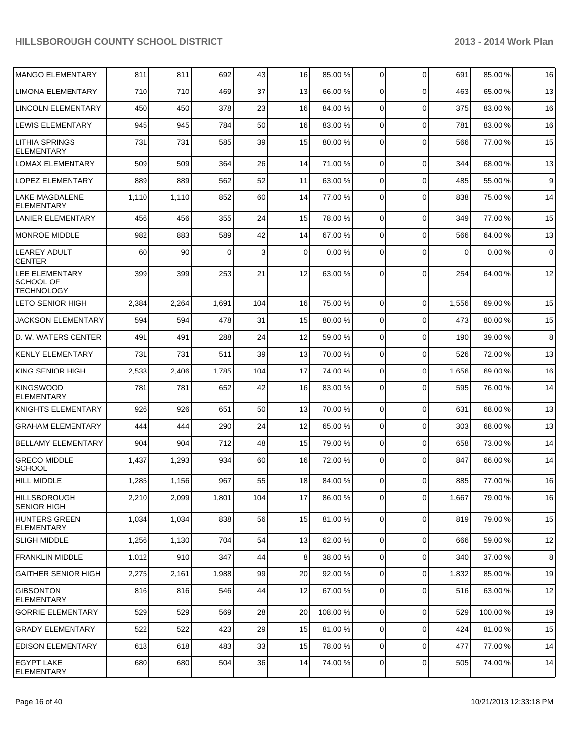| | | | | | | | | | | |
|---|---|---|---|---|---|---|---|---|---|---|
| MANGO ELEMENTARY | 811 | 811 | 692 | 43 | 16 | 85.00 % | 0 | 0 | 691 | 85.00 % | 16 |
| LIMONA ELEMENTARY | 710 | 710 | 469 | 37 | 13 | 66.00 % | 0 | 0 | 463 | 65.00 % | 13 |
| LINCOLN ELEMENTARY | 450 | 450 | 378 | 23 | 16 | 84.00 % | 0 | 0 | 375 | 83.00 % | 16 |
| LEWIS ELEMENTARY | 945 | 945 | 784 | 50 | 16 | 83.00 % | 0 | 0 | 781 | 83.00 % | 16 |
| LITHIA SPRINGS ELEMENTARY | 731 | 731 | 585 | 39 | 15 | 80.00 % | 0 | 0 | 566 | 77.00 % | 15 |
| LOMAX ELEMENTARY | 509 | 509 | 364 | 26 | 14 | 71.00 % | 0 | 0 | 344 | 68.00 % | 13 |
| LOPEZ ELEMENTARY | 889 | 889 | 562 | 52 | 11 | 63.00 % | 0 | 0 | 485 | 55.00 % | 9 |
| LAKE MAGDALENE ELEMENTARY | 1,110 | 1,110 | 852 | 60 | 14 | 77.00 % | 0 | 0 | 838 | 75.00 % | 14 |
| LANIER ELEMENTARY | 456 | 456 | 355 | 24 | 15 | 78.00 % | 0 | 0 | 349 | 77.00 % | 15 |
| MONROE MIDDLE | 982 | 883 | 589 | 42 | 14 | 67.00 % | 0 | 0 | 566 | 64.00 % | 13 |
| LEAREY ADULT CENTER | 60 | 90 | 0 | 3 | 0 | 0.00 % | 0 | 0 | 0 | 0.00 % | 0 |
| LEE ELEMENTARY SCHOOL OF TECHNOLOGY | 399 | 399 | 253 | 21 | 12 | 63.00 % | 0 | 0 | 254 | 64.00 % | 12 |
| LETO SENIOR HIGH | 2,384 | 2,264 | 1,691 | 104 | 16 | 75.00 % | 0 | 0 | 1,556 | 69.00 % | 15 |
| JACKSON ELEMENTARY | 594 | 594 | 478 | 31 | 15 | 80.00 % | 0 | 0 | 473 | 80.00 % | 15 |
| D. W. WATERS CENTER | 491 | 491 | 288 | 24 | 12 | 59.00 % | 0 | 0 | 190 | 39.00 % | 8 |
| KENLY ELEMENTARY | 731 | 731 | 511 | 39 | 13 | 70.00 % | 0 | 0 | 526 | 72.00 % | 13 |
| KING SENIOR HIGH | 2,533 | 2,406 | 1,785 | 104 | 17 | 74.00 % | 0 | 0 | 1,656 | 69.00 % | 16 |
| KINGSWOOD ELEMENTARY | 781 | 781 | 652 | 42 | 16 | 83.00 % | 0 | 0 | 595 | 76.00 % | 14 |
| KNIGHTS ELEMENTARY | 926 | 926 | 651 | 50 | 13 | 70.00 % | 0 | 0 | 631 | 68.00 % | 13 |
| GRAHAM ELEMENTARY | 444 | 444 | 290 | 24 | 12 | 65.00 % | 0 | 0 | 303 | 68.00 % | 13 |
| BELLAMY ELEMENTARY | 904 | 904 | 712 | 48 | 15 | 79.00 % | 0 | 0 | 658 | 73.00 % | 14 |
| GRECO MIDDLE SCHOOL | 1,437 | 1,293 | 934 | 60 | 16 | 72.00 % | 0 | 0 | 847 | 66.00 % | 14 |
| HILL MIDDLE | 1,285 | 1,156 | 967 | 55 | 18 | 84.00 % | 0 | 0 | 885 | 77.00 % | 16 |
| HILLSBOROUGH SENIOR HIGH | 2,210 | 2,099 | 1,801 | 104 | 17 | 86.00 % | 0 | 0 | 1,667 | 79.00 % | 16 |
| HUNTERS GREEN ELEMENTARY | 1,034 | 1,034 | 838 | 56 | 15 | 81.00 % | 0 | 0 | 819 | 79.00 % | 15 |
| SLIGH MIDDLE | 1,256 | 1,130 | 704 | 54 | 13 | 62.00 % | 0 | 0 | 666 | 59.00 % | 12 |
| FRANKLIN MIDDLE | 1,012 | 910 | 347 | 44 | 8 | 38.00 % | 0 | 0 | 340 | 37.00 % | 8 |
| GAITHER SENIOR HIGH | 2,275 | 2,161 | 1,988 | 99 | 20 | 92.00 % | 0 | 0 | 1,832 | 85.00 % | 19 |
| GIBSONTON ELEMENTARY | 816 | 816 | 546 | 44 | 12 | 67.00 % | 0 | 0 | 516 | 63.00 % | 12 |
| GORRIE ELEMENTARY | 529 | 529 | 569 | 28 | 20 | 108.00 % | 0 | 0 | 529 | 100.00 % | 19 |
| GRADY ELEMENTARY | 522 | 522 | 423 | 29 | 15 | 81.00 % | 0 | 0 | 424 | 81.00 % | 15 |
| EDISON ELEMENTARY | 618 | 618 | 483 | 33 | 15 | 78.00 % | 0 | 0 | 477 | 77.00 % | 14 |
| EGYPT LAKE ELEMENTARY | 680 | 680 | 504 | 36 | 14 | 74.00 % | 0 | 0 | 505 | 74.00 % | 14 |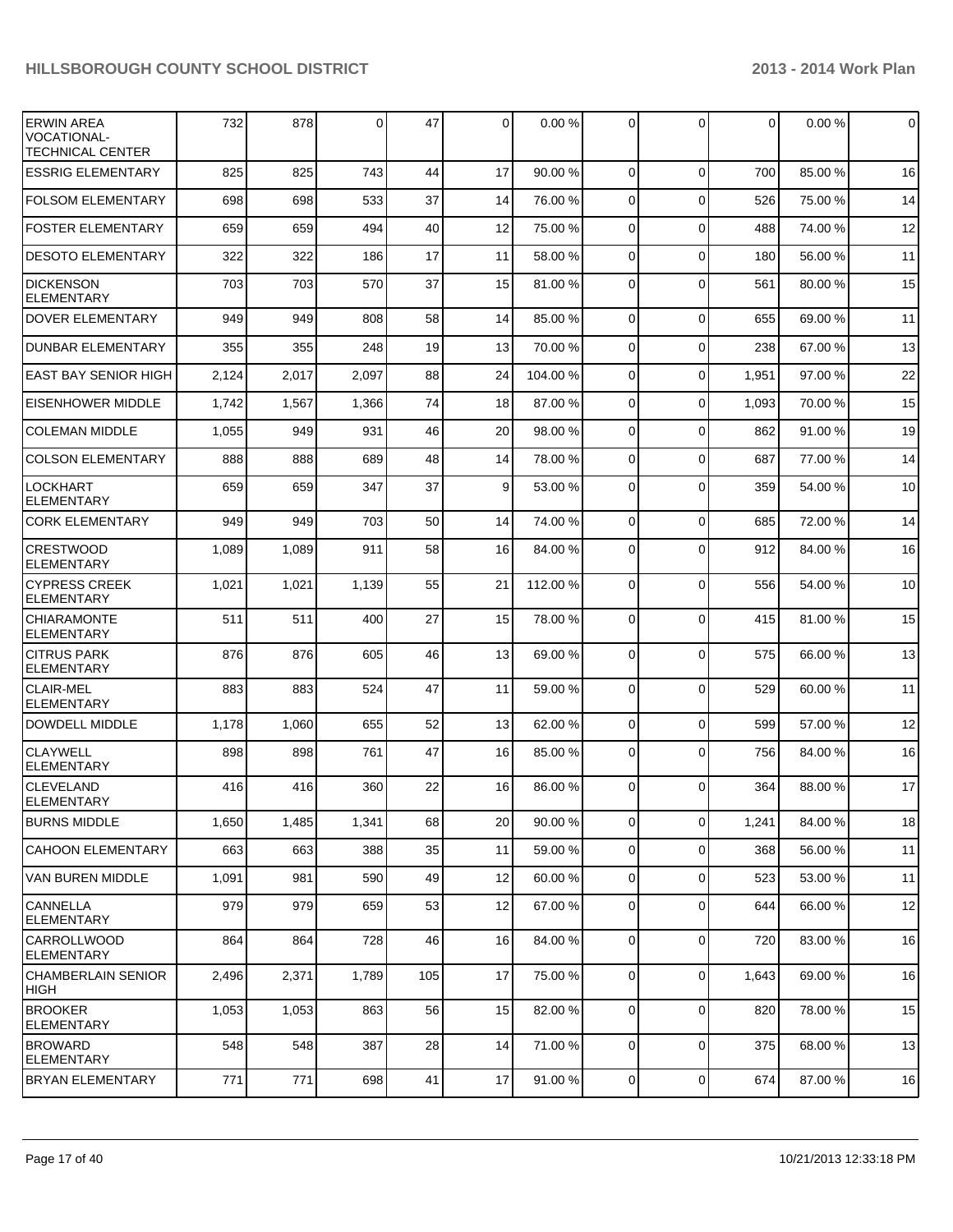| | | | | | | | | | | |
|---|---|---|---|---|---|---|---|---|---|---|
| ERWIN AREA VOCATIONAL-TECHNICAL CENTER | 732 | 878 | 0 | 47 | 0 | 0.00 % | 0 | 0 | 0 | 0.00 % | 0 |
| ESSRIG ELEMENTARY | 825 | 825 | 743 | 44 | 17 | 90.00 % | 0 | 0 | 700 | 85.00 % | 16 |
| FOLSOM ELEMENTARY | 698 | 698 | 533 | 37 | 14 | 76.00 % | 0 | 0 | 526 | 75.00 % | 14 |
| FOSTER ELEMENTARY | 659 | 659 | 494 | 40 | 12 | 75.00 % | 0 | 0 | 488 | 74.00 % | 12 |
| DESOTO ELEMENTARY | 322 | 322 | 186 | 17 | 11 | 58.00 % | 0 | 0 | 180 | 56.00 % | 11 |
| DICKENSON ELEMENTARY | 703 | 703 | 570 | 37 | 15 | 81.00 % | 0 | 0 | 561 | 80.00 % | 15 |
| DOVER ELEMENTARY | 949 | 949 | 808 | 58 | 14 | 85.00 % | 0 | 0 | 655 | 69.00 % | 11 |
| DUNBAR ELEMENTARY | 355 | 355 | 248 | 19 | 13 | 70.00 % | 0 | 0 | 238 | 67.00 % | 13 |
| EAST BAY SENIOR HIGH | 2,124 | 2,017 | 2,097 | 88 | 24 | 104.00 % | 0 | 0 | 1,951 | 97.00 % | 22 |
| EISENHOWER MIDDLE | 1,742 | 1,567 | 1,366 | 74 | 18 | 87.00 % | 0 | 0 | 1,093 | 70.00 % | 15 |
| COLEMAN MIDDLE | 1,055 | 949 | 931 | 46 | 20 | 98.00 % | 0 | 0 | 862 | 91.00 % | 19 |
| COLSON ELEMENTARY | 888 | 888 | 689 | 48 | 14 | 78.00 % | 0 | 0 | 687 | 77.00 % | 14 |
| LOCKHART ELEMENTARY | 659 | 659 | 347 | 37 | 9 | 53.00 % | 0 | 0 | 359 | 54.00 % | 10 |
| CORK ELEMENTARY | 949 | 949 | 703 | 50 | 14 | 74.00 % | 0 | 0 | 685 | 72.00 % | 14 |
| CRESTWOOD ELEMENTARY | 1,089 | 1,089 | 911 | 58 | 16 | 84.00 % | 0 | 0 | 912 | 84.00 % | 16 |
| CYPRESS CREEK ELEMENTARY | 1,021 | 1,021 | 1,139 | 55 | 21 | 112.00 % | 0 | 0 | 556 | 54.00 % | 10 |
| CHIARAMONTE ELEMENTARY | 511 | 511 | 400 | 27 | 15 | 78.00 % | 0 | 0 | 415 | 81.00 % | 15 |
| CITRUS PARK ELEMENTARY | 876 | 876 | 605 | 46 | 13 | 69.00 % | 0 | 0 | 575 | 66.00 % | 13 |
| CLAIR-MEL ELEMENTARY | 883 | 883 | 524 | 47 | 11 | 59.00 % | 0 | 0 | 529 | 60.00 % | 11 |
| DOWDELL MIDDLE | 1,178 | 1,060 | 655 | 52 | 13 | 62.00 % | 0 | 0 | 599 | 57.00 % | 12 |
| CLAYWELL ELEMENTARY | 898 | 898 | 761 | 47 | 16 | 85.00 % | 0 | 0 | 756 | 84.00 % | 16 |
| CLEVELAND ELEMENTARY | 416 | 416 | 360 | 22 | 16 | 86.00 % | 0 | 0 | 364 | 88.00 % | 17 |
| BURNS MIDDLE | 1,650 | 1,485 | 1,341 | 68 | 20 | 90.00 % | 0 | 0 | 1,241 | 84.00 % | 18 |
| CAHOON ELEMENTARY | 663 | 663 | 388 | 35 | 11 | 59.00 % | 0 | 0 | 368 | 56.00 % | 11 |
| VAN BUREN MIDDLE | 1,091 | 981 | 590 | 49 | 12 | 60.00 % | 0 | 0 | 523 | 53.00 % | 11 |
| CANNELLA ELEMENTARY | 979 | 979 | 659 | 53 | 12 | 67.00 % | 0 | 0 | 644 | 66.00 % | 12 |
| CARROLLWOOD ELEMENTARY | 864 | 864 | 728 | 46 | 16 | 84.00 % | 0 | 0 | 720 | 83.00 % | 16 |
| CHAMBERLAIN SENIOR HIGH | 2,496 | 2,371 | 1,789 | 105 | 17 | 75.00 % | 0 | 0 | 1,643 | 69.00 % | 16 |
| BROOKER ELEMENTARY | 1,053 | 1,053 | 863 | 56 | 15 | 82.00 % | 0 | 0 | 820 | 78.00 % | 15 |
| BROWARD ELEMENTARY | 548 | 548 | 387 | 28 | 14 | 71.00 % | 0 | 0 | 375 | 68.00 % | 13 |
| BRYAN ELEMENTARY | 771 | 771 | 698 | 41 | 17 | 91.00 % | 0 | 0 | 674 | 87.00 % | 16 |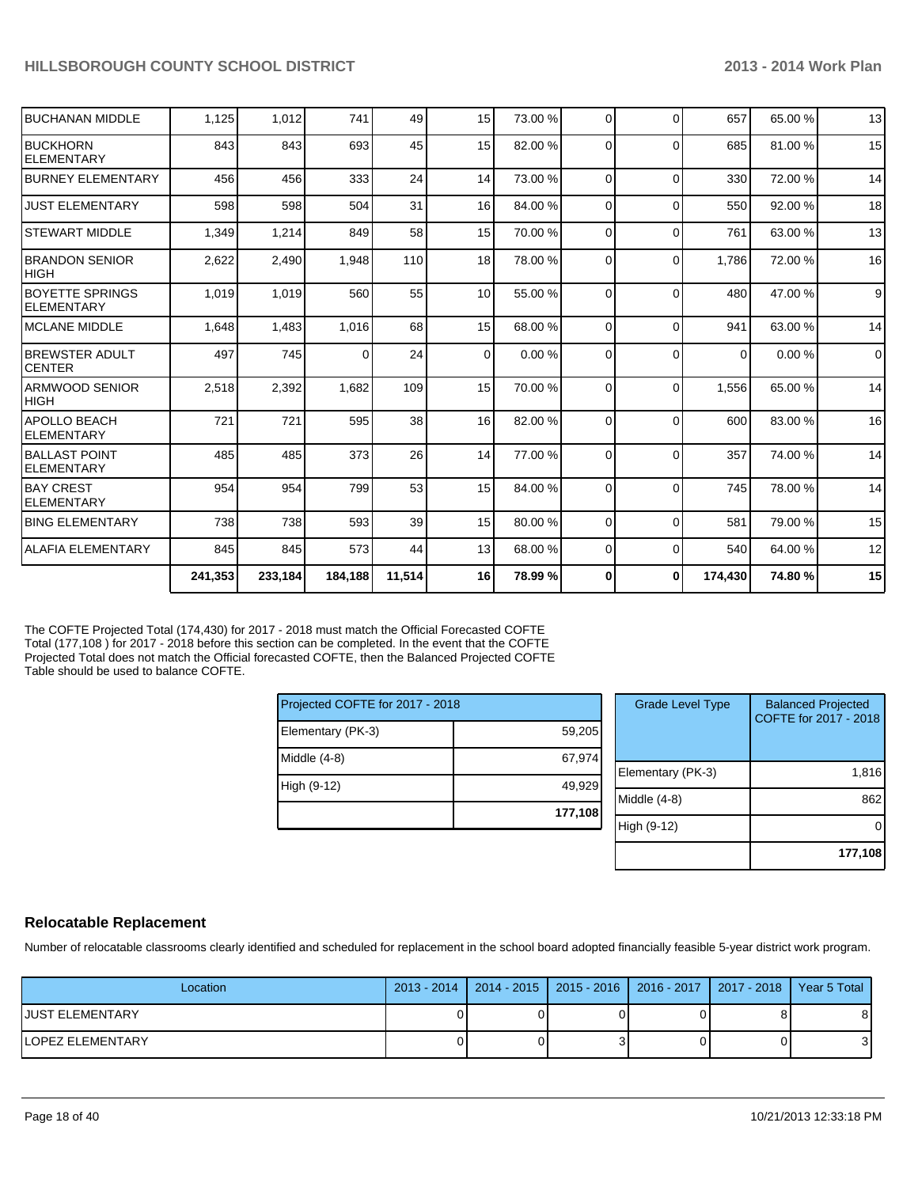| | | | | | | | | | | | |
|---|---|---|---|---|---|---|---|---|---|---|---|
| BUCHANAN MIDDLE | 1,125 | 1,012 | 741 | 49 | 15 | 73.00 % | 0 | 0 | 657 | 65.00 % | 13 |
| BUCKHORN ELEMENTARY | 843 | 843 | 693 | 45 | 15 | 82.00 % | 0 | 0 | 685 | 81.00 % | 15 |
| BURNEY ELEMENTARY | 456 | 456 | 333 | 24 | 14 | 73.00 % | 0 | 0 | 330 | 72.00 % | 14 |
| JUST ELEMENTARY | 598 | 598 | 504 | 31 | 16 | 84.00 % | 0 | 0 | 550 | 92.00 % | 18 |
| STEWART MIDDLE | 1,349 | 1,214 | 849 | 58 | 15 | 70.00 % | 0 | 0 | 761 | 63.00 % | 13 |
| BRANDON SENIOR HIGH | 2,622 | 2,490 | 1,948 | 110 | 18 | 78.00 % | 0 | 0 | 1,786 | 72.00 % | 16 |
| BOYETTE SPRINGS ELEMENTARY | 1,019 | 1,019 | 560 | 55 | 10 | 55.00 % | 0 | 0 | 480 | 47.00 % | 9 |
| MCLANE MIDDLE | 1,648 | 1,483 | 1,016 | 68 | 15 | 68.00 % | 0 | 0 | 941 | 63.00 % | 14 |
| BREWSTER ADULT CENTER | 497 | 745 | 0 | 24 | 0 | 0.00 % | 0 | 0 | 0 | 0.00 % | 0 |
| ARMWOOD SENIOR HIGH | 2,518 | 2,392 | 1,682 | 109 | 15 | 70.00 % | 0 | 0 | 1,556 | 65.00 % | 14 |
| APOLLO BEACH ELEMENTARY | 721 | 721 | 595 | 38 | 16 | 82.00 % | 0 | 0 | 600 | 83.00 % | 16 |
| BALLAST POINT ELEMENTARY | 485 | 485 | 373 | 26 | 14 | 77.00 % | 0 | 0 | 357 | 74.00 % | 14 |
| BAY CREST ELEMENTARY | 954 | 954 | 799 | 53 | 15 | 84.00 % | 0 | 0 | 745 | 78.00 % | 14 |
| BING ELEMENTARY | 738 | 738 | 593 | 39 | 15 | 80.00 % | 0 | 0 | 581 | 79.00 % | 15 |
| ALAFIA ELEMENTARY | 845 | 845 | 573 | 44 | 13 | 68.00 % | 0 | 0 | 540 | 64.00 % | 12 |
| | **241,353** | **233,184** | **184,188** | **11,514** | **16** | **78.99 %** | **0** | **0** | **174,430** | **74.80 %** | **15** |

The COFTE Projected Total (174,430) for 2017 - 2018 must match the Official Forecasted COFTE Total (177,108 ) for 2017 - 2018 before this section can be completed. In the event that the COFTE Projected Total does not match the Official forecasted COFTE, then the Balanced Projected COFTE Table should be used to balance COFTE.

| Projected COFTE for 2017 - 2018 | |
|---|---|
| Elementary (PK-3) | 59,205 |
| Middle (4-8) | 67,974 |
| High (9-12) | 49,929 |
| | **177,108** |

| Grade Level Type | Balanced Projected COFTE for 2017 - 2018 |
|---|---|
| Elementary (PK-3) | 1,816 |
| Middle (4-8) | 862 |
| High (9-12) | 0 |
| | **177,108** |

## Relocatable Replacement

Number of relocatable classrooms clearly identified and scheduled for replacement in the school board adopted financially feasible 5-year district work program.

| Location | 2013 - 2014 | 2014 - 2015 | 2015 - 2016 | 2016 - 2017 | 2017 - 2018 | Year 5 Total |
|---|---|---|---|---|---|---|
| JUST ELEMENTARY | 0 | 0 | 0 | 0 | 8 | 8 |
| LOPEZ ELEMENTARY | 0 | 0 | 3 | 0 | 0 | 3 |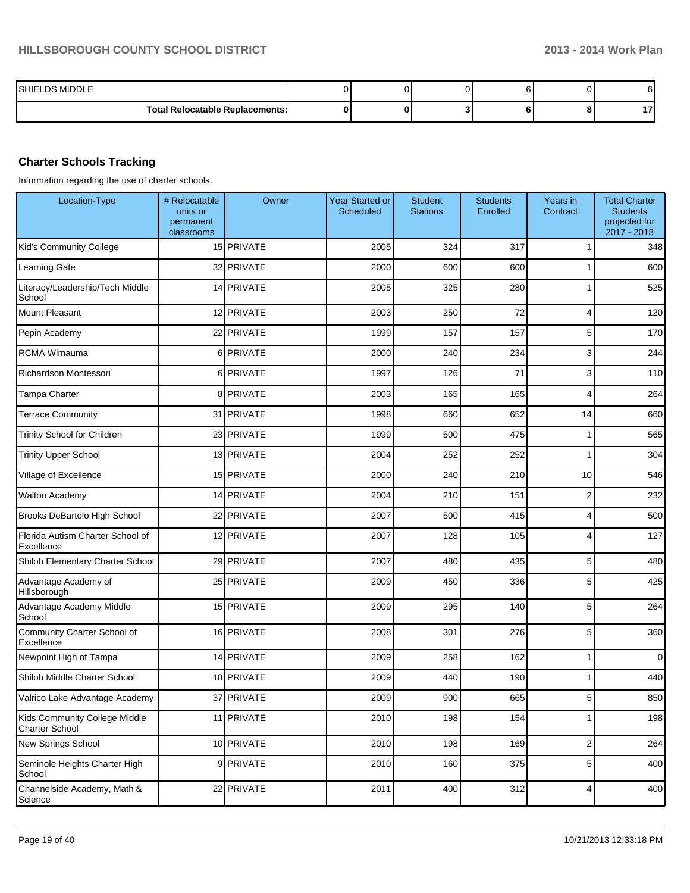| | | | | | | |
|---|---|---|---|---|---|---|
| SHIELDS MIDDLE | 0 | 0 | 0 | 6 | 0 | 6 |
| **Total Relocatable Replacements:** | **0** | **0** | **3** | **6** | **8** | **17** |

### Charter Schools Tracking

Information regarding the use of charter schools.

| Location-Type | # Relocatable units or permanent classrooms | Owner | Year Started or Scheduled | Student Stations | Students Enrolled | Years in Contract | Total Charter Students projected for 2017 - 2018 |
|---|---|---|---|---|---|---|---|
| Kid's Community College | 15 | PRIVATE | 2005 | 324 | 317 | 1 | 348 |
| Learning Gate | 32 | PRIVATE | 2000 | 600 | 600 | 1 | 600 |
| Literacy/Leadership/Tech Middle School | 14 | PRIVATE | 2005 | 325 | 280 | 1 | 525 |
| Mount Pleasant | 12 | PRIVATE | 2003 | 250 | 72 | 4 | 120 |
| Pepin Academy | 22 | PRIVATE | 1999 | 157 | 157 | 5 | 170 |
| RCMA Wimauma | 6 | PRIVATE | 2000 | 240 | 234 | 3 | 244 |
| Richardson Montessori | 6 | PRIVATE | 1997 | 126 | 71 | 3 | 110 |
| Tampa Charter | 8 | PRIVATE | 2003 | 165 | 165 | 4 | 264 |
| Terrace Community | 31 | PRIVATE | 1998 | 660 | 652 | 14 | 660 |
| Trinity School for Children | 23 | PRIVATE | 1999 | 500 | 475 | 1 | 565 |
| Trinity Upper School | 13 | PRIVATE | 2004 | 252 | 252 | 1 | 304 |
| Village of Excellence | 15 | PRIVATE | 2000 | 240 | 210 | 10 | 546 |
| Walton Academy | 14 | PRIVATE | 2004 | 210 | 151 | 2 | 232 |
| Brooks DeBartolo High School | 22 | PRIVATE | 2007 | 500 | 415 | 4 | 500 |
| Florida Autism Charter School of Excellence | 12 | PRIVATE | 2007 | 128 | 105 | 4 | 127 |
| Shiloh Elementary Charter School | 29 | PRIVATE | 2007 | 480 | 435 | 5 | 480 |
| Advantage Academy of Hillsborough | 25 | PRIVATE | 2009 | 450 | 336 | 5 | 425 |
| Advantage Academy Middle School | 15 | PRIVATE | 2009 | 295 | 140 | 5 | 264 |
| Community Charter School of Excellence | 16 | PRIVATE | 2008 | 301 | 276 | 5 | 360 |
| Newpoint High of Tampa | 14 | PRIVATE | 2009 | 258 | 162 | 1 | 0 |
| Shiloh Middle Charter School | 18 | PRIVATE | 2009 | 440 | 190 | 1 | 440 |
| Valrico Lake Advantage Academy | 37 | PRIVATE | 2009 | 900 | 665 | 5 | 850 |
| Kids Community College Middle Charter School | 11 | PRIVATE | 2010 | 198 | 154 | 1 | 198 |
| New Springs School | 10 | PRIVATE | 2010 | 198 | 169 | 2 | 264 |
| Seminole Heights Charter High School | 9 | PRIVATE | 2010 | 160 | 375 | 5 | 400 |
| Channelside Academy, Math & Science | 22 | PRIVATE | 2011 | 400 | 312 | 4 | 400 |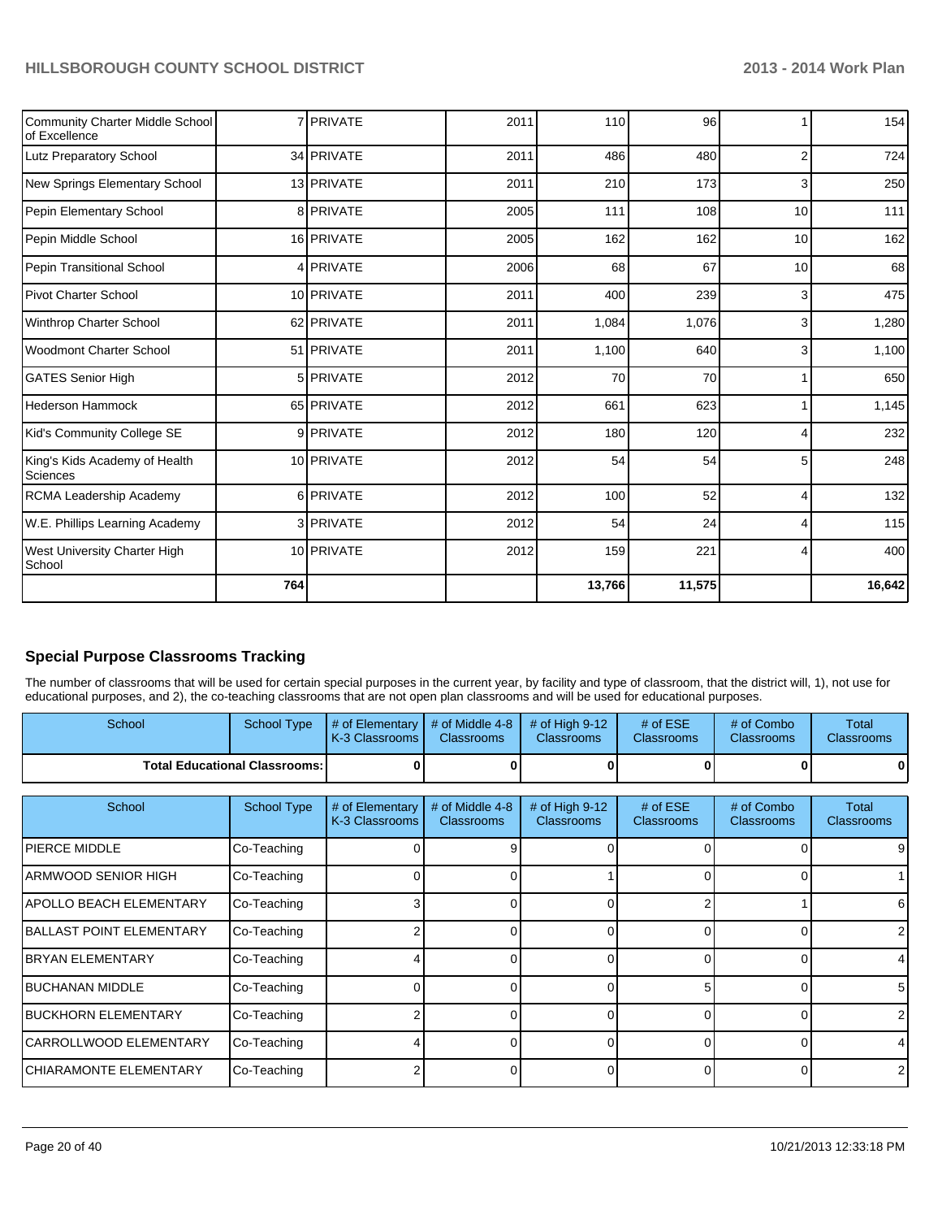| | | | | | | | |
|---|---|---|---|---|---|---|---|
| Community Charter Middle School of Excellence | 7 | PRIVATE | 2011 | 110 | 96 | 1 | 154 |
| Lutz Preparatory School | 34 | PRIVATE | 2011 | 486 | 480 | 2 | 724 |
| New Springs Elementary School | 13 | PRIVATE | 2011 | 210 | 173 | 3 | 250 |
| Pepin Elementary School | 8 | PRIVATE | 2005 | 111 | 108 | 10 | 111 |
| Pepin Middle School | 16 | PRIVATE | 2005 | 162 | 162 | 10 | 162 |
| Pepin Transitional School | 4 | PRIVATE | 2006 | 68 | 67 | 10 | 68 |
| Pivot Charter School | 10 | PRIVATE | 2011 | 400 | 239 | 3 | 475 |
| Winthrop Charter School | 62 | PRIVATE | 2011 | 1,084 | 1,076 | 3 | 1,280 |
| Woodmont Charter School | 51 | PRIVATE | 2011 | 1,100 | 640 | 3 | 1,100 |
| GATES Senior High | 5 | PRIVATE | 2012 | 70 | 70 | 1 | 650 |
| Hederson Hammock | 65 | PRIVATE | 2012 | 661 | 623 | 1 | 1,145 |
| Kid's Community College SE | 9 | PRIVATE | 2012 | 180 | 120 | 4 | 232 |
| King's Kids Academy of Health Sciences | 10 | PRIVATE | 2012 | 54 | 54 | 5 | 248 |
| RCMA Leadership Academy | 6 | PRIVATE | 2012 | 100 | 52 | 4 | 132 |
| W.E. Phillips Learning Academy | 3 | PRIVATE | 2012 | 54 | 24 | 4 | 115 |
| West University Charter High School | 10 | PRIVATE | 2012 | 159 | 221 | 4 | 400 |
| | **764** | | | **13,766** | **11,575** | | **16,642** |

## Special Purpose Classrooms Tracking

The number of classrooms that will be used for certain special purposes in the current year, by facility and type of classroom, that the district will, 1), not use for educational purposes, and 2), the co-teaching classrooms that are not open plan classrooms and will be used for educational purposes.

| School | School Type | # of Elementary K-3 Classrooms | # of Middle 4-8 Classrooms | # of High 9-12 Classrooms | # of ESE Classrooms | # of Combo Classrooms | Total Classrooms |
|---|---|---|---|---|---|---|---|
| **Total Educational Classrooms:** | | **0** | **0** | **0** | **0** | **0** | **0** |

| School | School Type | # of Elementary K-3 Classrooms | # of Middle 4-8 Classrooms | # of High 9-12 Classrooms | # of ESE Classrooms | # of Combo Classrooms | Total Classrooms |
|---|---|---|---|---|---|---|---|
| PIERCE MIDDLE | Co-Teaching | 0 | 9 | 0 | 0 | 0 | 9 |
| ARMWOOD SENIOR HIGH | Co-Teaching | 0 | 0 | 1 | 0 | 0 | 1 |
| APOLLO BEACH ELEMENTARY | Co-Teaching | 3 | 0 | 0 | 2 | 1 | 6 |
| BALLAST POINT ELEMENTARY | Co-Teaching | 2 | 0 | 0 | 0 | 0 | 2 |
| BRYAN ELEMENTARY | Co-Teaching | 4 | 0 | 0 | 0 | 0 | 4 |
| BUCHANAN MIDDLE | Co-Teaching | 0 | 0 | 0 | 5 | 0 | 5 |
| BUCKHORN ELEMENTARY | Co-Teaching | 2 | 0 | 0 | 0 | 0 | 2 |
| CARROLLWOOD ELEMENTARY | Co-Teaching | 4 | 0 | 0 | 0 | 0 | 4 |
| CHIARAMONTE ELEMENTARY | Co-Teaching | 2 | 0 | 0 | 0 | 0 | 2 |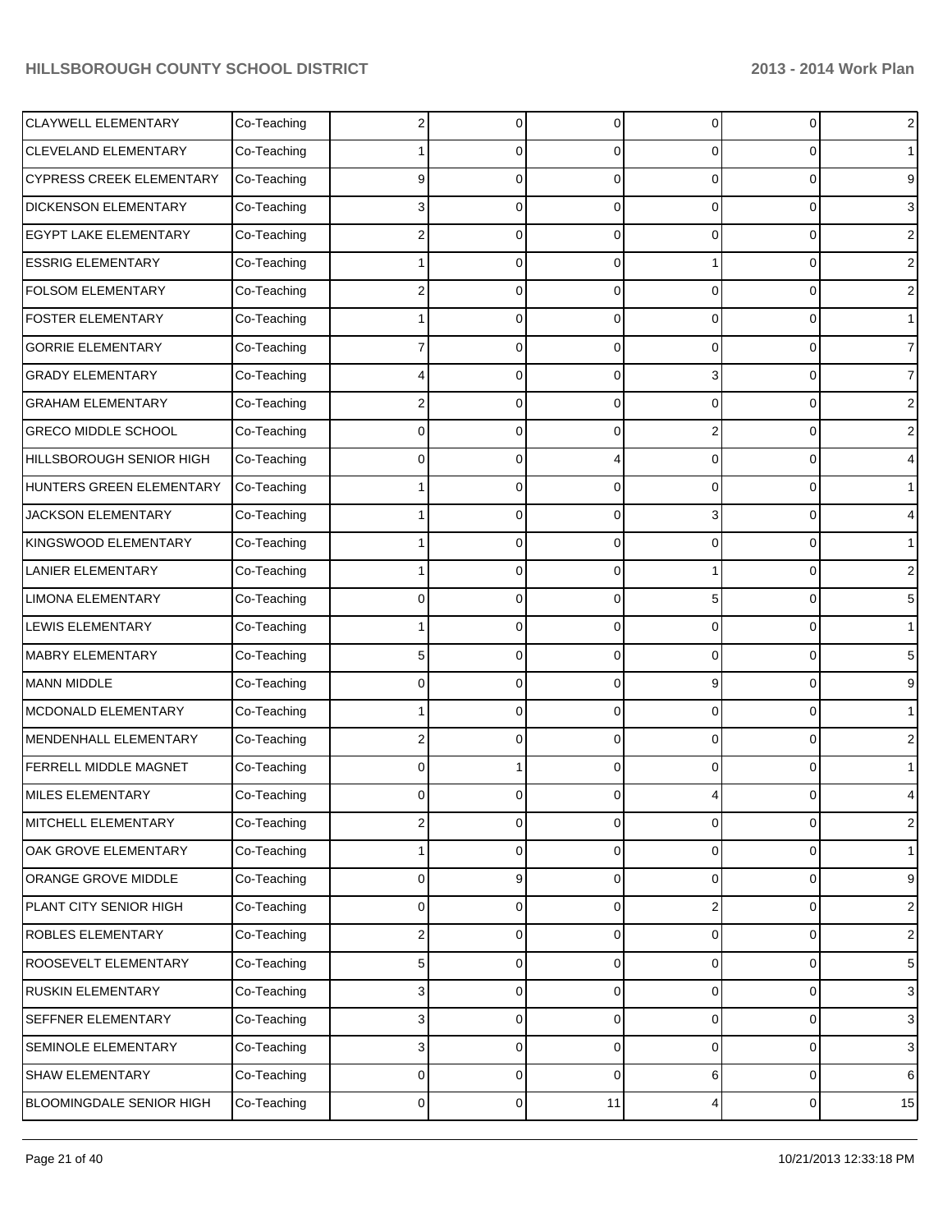| | | | | | | | |
|---|---|---|---|---|---|---|---|
| CLAYWELL ELEMENTARY | Co-Teaching | 2 | 0 | 0 | 0 | 0 | 2 |
| CLEVELAND ELEMENTARY | Co-Teaching | 1 | 0 | 0 | 0 | 0 | 1 |
| CYPRESS CREEK ELEMENTARY | Co-Teaching | 9 | 0 | 0 | 0 | 0 | 9 |
| DICKENSON ELEMENTARY | Co-Teaching | 3 | 0 | 0 | 0 | 0 | 3 |
| EGYPT LAKE ELEMENTARY | Co-Teaching | 2 | 0 | 0 | 0 | 0 | 2 |
| ESSRIG ELEMENTARY | Co-Teaching | 1 | 0 | 0 | 1 | 0 | 2 |
| FOLSOM ELEMENTARY | Co-Teaching | 2 | 0 | 0 | 0 | 0 | 2 |
| FOSTER ELEMENTARY | Co-Teaching | 1 | 0 | 0 | 0 | 0 | 1 |
| GORRIE ELEMENTARY | Co-Teaching | 7 | 0 | 0 | 0 | 0 | 7 |
| GRADY ELEMENTARY | Co-Teaching | 4 | 0 | 0 | 3 | 0 | 7 |
| GRAHAM ELEMENTARY | Co-Teaching | 2 | 0 | 0 | 0 | 0 | 2 |
| GRECO MIDDLE SCHOOL | Co-Teaching | 0 | 0 | 0 | 2 | 0 | 2 |
| HILLSBOROUGH SENIOR HIGH | Co-Teaching | 0 | 0 | 4 | 0 | 0 | 4 |
| HUNTERS GREEN ELEMENTARY | Co-Teaching | 1 | 0 | 0 | 0 | 0 | 1 |
| JACKSON ELEMENTARY | Co-Teaching | 1 | 0 | 0 | 3 | 0 | 4 |
| KINGSWOOD ELEMENTARY | Co-Teaching | 1 | 0 | 0 | 0 | 0 | 1 |
| LANIER ELEMENTARY | Co-Teaching | 1 | 0 | 0 | 1 | 0 | 2 |
| LIMONA ELEMENTARY | Co-Teaching | 0 | 0 | 0 | 5 | 0 | 5 |
| LEWIS ELEMENTARY | Co-Teaching | 1 | 0 | 0 | 0 | 0 | 1 |
| MABRY ELEMENTARY | Co-Teaching | 5 | 0 | 0 | 0 | 0 | 5 |
| MANN MIDDLE | Co-Teaching | 0 | 0 | 0 | 9 | 0 | 9 |
| MCDONALD ELEMENTARY | Co-Teaching | 1 | 0 | 0 | 0 | 0 | 1 |
| MENDENHALL ELEMENTARY | Co-Teaching | 2 | 0 | 0 | 0 | 0 | 2 |
| FERRELL MIDDLE MAGNET | Co-Teaching | 0 | 1 | 0 | 0 | 0 | 1 |
| MILES ELEMENTARY | Co-Teaching | 0 | 0 | 0 | 4 | 0 | 4 |
| MITCHELL ELEMENTARY | Co-Teaching | 2 | 0 | 0 | 0 | 0 | 2 |
| OAK GROVE ELEMENTARY | Co-Teaching | 1 | 0 | 0 | 0 | 0 | 1 |
| ORANGE GROVE MIDDLE | Co-Teaching | 0 | 9 | 0 | 0 | 0 | 9 |
| PLANT CITY SENIOR HIGH | Co-Teaching | 0 | 0 | 0 | 2 | 0 | 2 |
| ROBLES ELEMENTARY | Co-Teaching | 2 | 0 | 0 | 0 | 0 | 2 |
| ROOSEVELT ELEMENTARY | Co-Teaching | 5 | 0 | 0 | 0 | 0 | 5 |
| RUSKIN ELEMENTARY | Co-Teaching | 3 | 0 | 0 | 0 | 0 | 3 |
| SEFFNER ELEMENTARY | Co-Teaching | 3 | 0 | 0 | 0 | 0 | 3 |
| SEMINOLE ELEMENTARY | Co-Teaching | 3 | 0 | 0 | 0 | 0 | 3 |
| SHAW ELEMENTARY | Co-Teaching | 0 | 0 | 0 | 6 | 0 | 6 |
| BLOOMINGDALE SENIOR HIGH | Co-Teaching | 0 | 0 | 11 | 4 | 0 | 15 |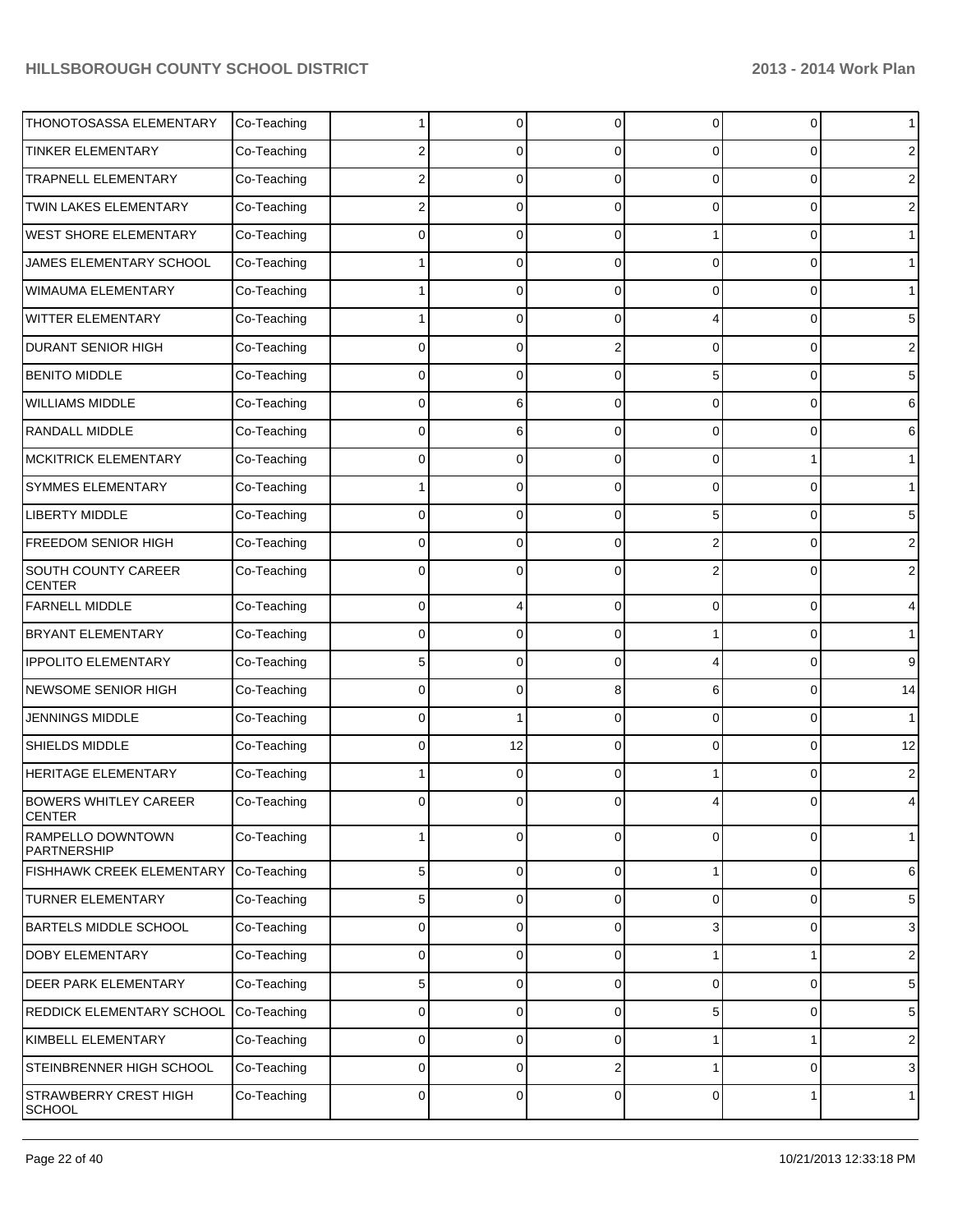| | | | | | | | |
|---|---|---|---|---|---|---|---|
| THONOTOSASSA ELEMENTARY | Co-Teaching | 1 | 0 | 0 | 0 | 0 | 1 |
| TINKER ELEMENTARY | Co-Teaching | 2 | 0 | 0 | 0 | 0 | 2 |
| TRAPNELL ELEMENTARY | Co-Teaching | 2 | 0 | 0 | 0 | 0 | 2 |
| TWIN LAKES ELEMENTARY | Co-Teaching | 2 | 0 | 0 | 0 | 0 | 2 |
| WEST SHORE ELEMENTARY | Co-Teaching | 0 | 0 | 0 | 1 | 0 | 1 |
| JAMES ELEMENTARY SCHOOL | Co-Teaching | 1 | 0 | 0 | 0 | 0 | 1 |
| WIMAUMA ELEMENTARY | Co-Teaching | 1 | 0 | 0 | 0 | 0 | 1 |
| WITTER ELEMENTARY | Co-Teaching | 1 | 0 | 0 | 4 | 0 | 5 |
| DURANT SENIOR HIGH | Co-Teaching | 0 | 0 | 2 | 0 | 0 | 2 |
| BENITO MIDDLE | Co-Teaching | 0 | 0 | 0 | 5 | 0 | 5 |
| WILLIAMS MIDDLE | Co-Teaching | 0 | 6 | 0 | 0 | 0 | 6 |
| RANDALL MIDDLE | Co-Teaching | 0 | 6 | 0 | 0 | 0 | 6 |
| MCKITRICK ELEMENTARY | Co-Teaching | 0 | 0 | 0 | 0 | 1 | 1 |
| SYMMES ELEMENTARY | Co-Teaching | 1 | 0 | 0 | 0 | 0 | 1 |
| LIBERTY MIDDLE | Co-Teaching | 0 | 0 | 0 | 5 | 0 | 5 |
| FREEDOM SENIOR HIGH | Co-Teaching | 0 | 0 | 0 | 2 | 0 | 2 |
| SOUTH COUNTY CAREER CENTER | Co-Teaching | 0 | 0 | 0 | 2 | 0 | 2 |
| FARNELL MIDDLE | Co-Teaching | 0 | 4 | 0 | 0 | 0 | 4 |
| BRYANT ELEMENTARY | Co-Teaching | 0 | 0 | 0 | 1 | 0 | 1 |
| IPPOLITO ELEMENTARY | Co-Teaching | 5 | 0 | 0 | 4 | 0 | 9 |
| NEWSOME SENIOR HIGH | Co-Teaching | 0 | 0 | 8 | 6 | 0 | 14 |
| JENNINGS MIDDLE | Co-Teaching | 0 | 1 | 0 | 0 | 0 | 1 |
| SHIELDS MIDDLE | Co-Teaching | 0 | 12 | 0 | 0 | 0 | 12 |
| HERITAGE ELEMENTARY | Co-Teaching | 1 | 0 | 0 | 1 | 0 | 2 |
| BOWERS WHITLEY CAREER CENTER | Co-Teaching | 0 | 0 | 0 | 4 | 0 | 4 |
| RAMPELLO DOWNTOWN PARTNERSHIP | Co-Teaching | 1 | 0 | 0 | 0 | 0 | 1 |
| FISHHAWK CREEK ELEMENTARY | Co-Teaching | 5 | 0 | 0 | 1 | 0 | 6 |
| TURNER ELEMENTARY | Co-Teaching | 5 | 0 | 0 | 0 | 0 | 5 |
| BARTELS MIDDLE SCHOOL | Co-Teaching | 0 | 0 | 0 | 3 | 0 | 3 |
| DOBY ELEMENTARY | Co-Teaching | 0 | 0 | 0 | 1 | 1 | 2 |
| DEER PARK ELEMENTARY | Co-Teaching | 5 | 0 | 0 | 0 | 0 | 5 |
| REDDICK ELEMENTARY SCHOOL | Co-Teaching | 0 | 0 | 0 | 5 | 0 | 5 |
| KIMBELL ELEMENTARY | Co-Teaching | 0 | 0 | 0 | 1 | 1 | 2 |
| STEINBRENNER HIGH SCHOOL | Co-Teaching | 0 | 0 | 2 | 1 | 0 | 3 |
| STRAWBERRY CREST HIGH SCHOOL | Co-Teaching | 0 | 0 | 0 | 0 | 1 | 1 |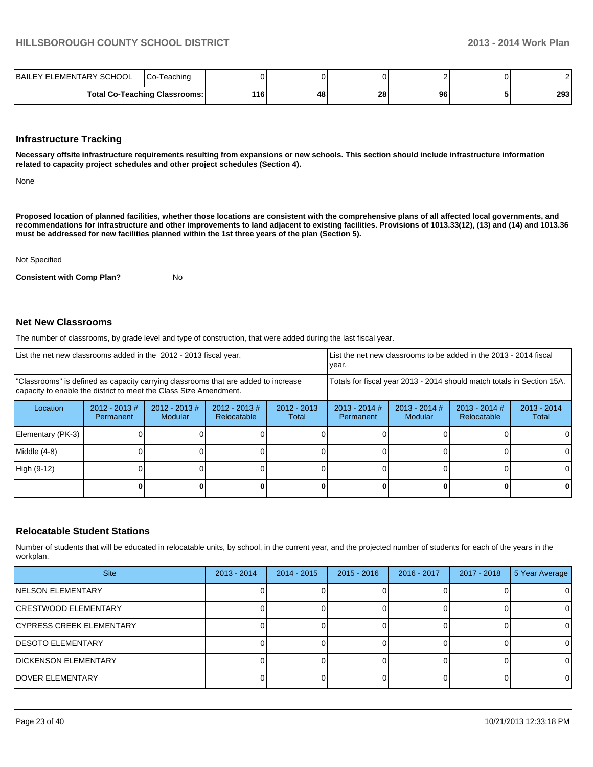| BAILEY ELEMENTARY SCHOOL | Co-Teaching | 0 | 0 | 0 | 2 | 0 | 2 |
|---|---|---|---|---|---|---|---|
| **Total Co-Teaching Classrooms:** | | **116** | **48** | **28** | **96** | **5** | **293** |

## Infrastructure Tracking

**Necessary offsite infrastructure requirements resulting from expansions or new schools. This section should include infrastructure information related to capacity project schedules and other project schedules (Section 4).**

None

**Proposed location of planned facilities, whether those locations are consistent with the comprehensive plans of all affected local governments, and recommendations for infrastructure and other improvements to land adjacent to existing facilities. Provisions of 1013.33(12), (13) and (14) and 1013.36 must be addressed for new facilities planned within the 1st three years of the plan (Section 5).**

Not Specified

**Consistent with Comp Plan?** No

## Net New Classrooms

The number of classrooms, by grade level and type of construction, that were added during the last fiscal year.

| List the net new classrooms added in the 2012 - 2013 fiscal year. | | | | | List the net new classrooms to be added in the 2013 - 2014 fiscal year. | | | |
|---|---|---|---|---|---|---|---|---|
| "Classrooms" is defined as capacity carrying classrooms that are added to increase capacity to enable the district to meet the Class Size Amendment. | | | | | Totals for fiscal year 2013 - 2014 should match totals in Section 15A. | | | |
| Location | 2012 - 2013 # Permanent | 2012 - 2013 # Modular | 2012 - 2013 # Relocatable | 2012 - 2013 Total | 2013 - 2014 # Permanent | 2013 - 2014 # Modular | 2013 - 2014 # Relocatable | 2013 - 2014 Total |
| Elementary (PK-3) | 0 | 0 | 0 | 0 | 0 | 0 | 0 | 0 |
| Middle (4-8) | 0 | 0 | 0 | 0 | 0 | 0 | 0 | 0 |
| High (9-12) | 0 | 0 | 0 | 0 | 0 | 0 | 0 | 0 |
| | **0** | **0** | **0** | **0** | **0** | **0** | **0** | **0** |

## Relocatable Student Stations

Number of students that will be educated in relocatable units, by school, in the current year, and the projected number of students for each of the years in the workplan.

| Site | 2013 - 2014 | 2014 - 2015 | 2015 - 2016 | 2016 - 2017 | 2017 - 2018 | 5 Year Average |
|---|---|---|---|---|---|---|
| NELSON ELEMENTARY | 0 | 0 | 0 | 0 | 0 | 0 |
| CRESTWOOD ELEMENTARY | 0 | 0 | 0 | 0 | 0 | 0 |
| CYPRESS CREEK ELEMENTARY | 0 | 0 | 0 | 0 | 0 | 0 |
| DESOTO ELEMENTARY | 0 | 0 | 0 | 0 | 0 | 0 |
| DICKENSON ELEMENTARY | 0 | 0 | 0 | 0 | 0 | 0 |
| DOVER ELEMENTARY | 0 | 0 | 0 | 0 | 0 | 0 |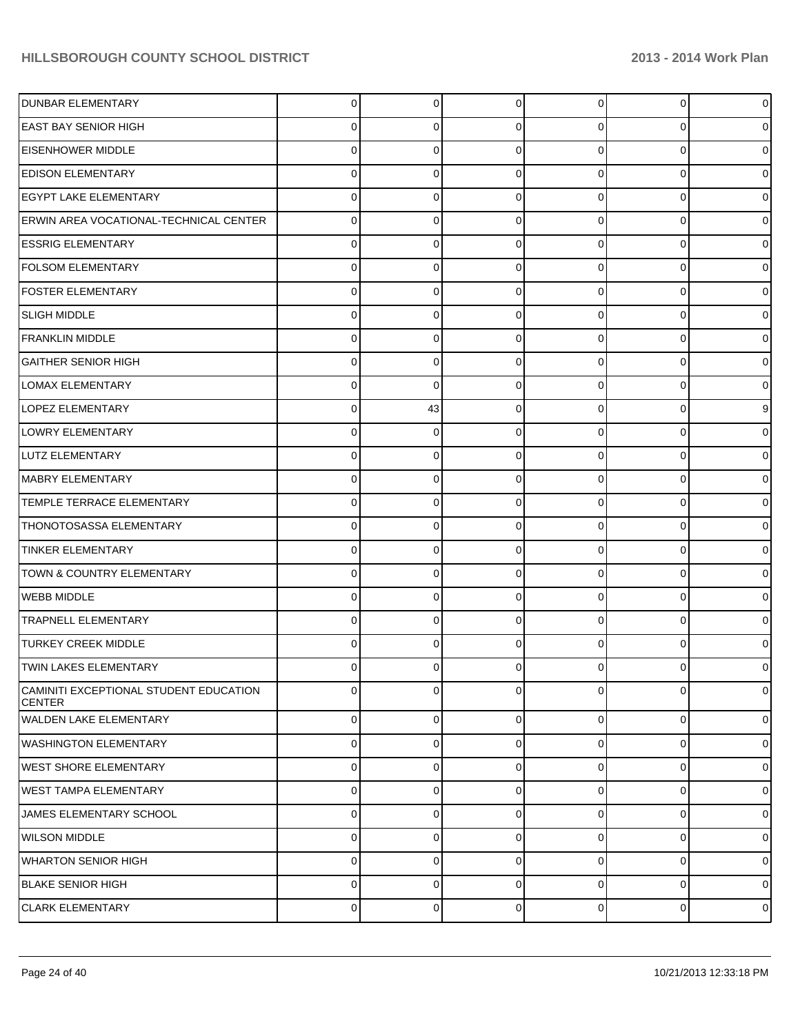| | | | | | | |
|---|---|---|---|---|---|---|
| DUNBAR ELEMENTARY | 0 | 0 | 0 | 0 | 0 | 0 |
| EAST BAY SENIOR HIGH | 0 | 0 | 0 | 0 | 0 | 0 |
| EISENHOWER MIDDLE | 0 | 0 | 0 | 0 | 0 | 0 |
| EDISON ELEMENTARY | 0 | 0 | 0 | 0 | 0 | 0 |
| EGYPT LAKE ELEMENTARY | 0 | 0 | 0 | 0 | 0 | 0 |
| ERWIN AREA VOCATIONAL-TECHNICAL CENTER | 0 | 0 | 0 | 0 | 0 | 0 |
| ESSRIG ELEMENTARY | 0 | 0 | 0 | 0 | 0 | 0 |
| FOLSOM ELEMENTARY | 0 | 0 | 0 | 0 | 0 | 0 |
| FOSTER ELEMENTARY | 0 | 0 | 0 | 0 | 0 | 0 |
| SLIGH MIDDLE | 0 | 0 | 0 | 0 | 0 | 0 |
| FRANKLIN MIDDLE | 0 | 0 | 0 | 0 | 0 | 0 |
| GAITHER SENIOR HIGH | 0 | 0 | 0 | 0 | 0 | 0 |
| LOMAX ELEMENTARY | 0 | 0 | 0 | 0 | 0 | 0 |
| LOPEZ ELEMENTARY | 0 | 43 | 0 | 0 | 0 | 9 |
| LOWRY ELEMENTARY | 0 | 0 | 0 | 0 | 0 | 0 |
| LUTZ ELEMENTARY | 0 | 0 | 0 | 0 | 0 | 0 |
| MABRY ELEMENTARY | 0 | 0 | 0 | 0 | 0 | 0 |
| TEMPLE TERRACE ELEMENTARY | 0 | 0 | 0 | 0 | 0 | 0 |
| THONOTOSASSA ELEMENTARY | 0 | 0 | 0 | 0 | 0 | 0 |
| TINKER ELEMENTARY | 0 | 0 | 0 | 0 | 0 | 0 |
| TOWN & COUNTRY ELEMENTARY | 0 | 0 | 0 | 0 | 0 | 0 |
| WEBB MIDDLE | 0 | 0 | 0 | 0 | 0 | 0 |
| TRAPNELL ELEMENTARY | 0 | 0 | 0 | 0 | 0 | 0 |
| TURKEY CREEK MIDDLE | 0 | 0 | 0 | 0 | 0 | 0 |
| TWIN LAKES ELEMENTARY | 0 | 0 | 0 | 0 | 0 | 0 |
| CAMINITI EXCEPTIONAL STUDENT EDUCATION CENTER | 0 | 0 | 0 | 0 | 0 | 0 |
| WALDEN LAKE ELEMENTARY | 0 | 0 | 0 | 0 | 0 | 0 |
| WASHINGTON ELEMENTARY | 0 | 0 | 0 | 0 | 0 | 0 |
| WEST SHORE ELEMENTARY | 0 | 0 | 0 | 0 | 0 | 0 |
| WEST TAMPA ELEMENTARY | 0 | 0 | 0 | 0 | 0 | 0 |
| JAMES ELEMENTARY SCHOOL | 0 | 0 | 0 | 0 | 0 | 0 |
| WILSON MIDDLE | 0 | 0 | 0 | 0 | 0 | 0 |
| WHARTON SENIOR HIGH | 0 | 0 | 0 | 0 | 0 | 0 |
| BLAKE SENIOR HIGH | 0 | 0 | 0 | 0 | 0 | 0 |
| CLARK ELEMENTARY | 0 | 0 | 0 | 0 | 0 | 0 |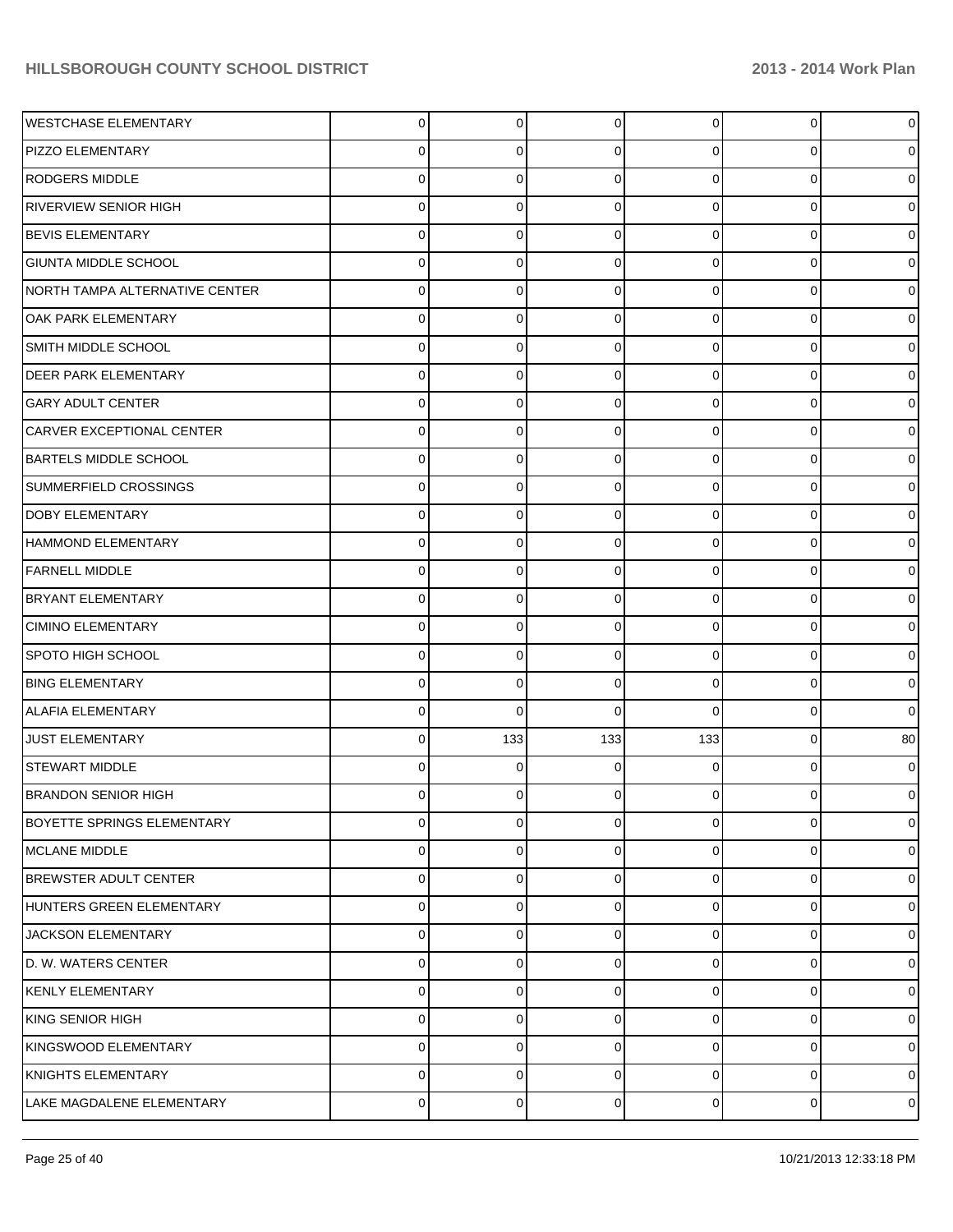| | | | | | | |
|---|---|---|---|---|---|---|
| WESTCHASE ELEMENTARY | 0 | 0 | 0 | 0 | 0 | 0 |
| PIZZO ELEMENTARY | 0 | 0 | 0 | 0 | 0 | 0 |
| RODGERS MIDDLE | 0 | 0 | 0 | 0 | 0 | 0 |
| RIVERVIEW SENIOR HIGH | 0 | 0 | 0 | 0 | 0 | 0 |
| BEVIS ELEMENTARY | 0 | 0 | 0 | 0 | 0 | 0 |
| GIUNTA MIDDLE SCHOOL | 0 | 0 | 0 | 0 | 0 | 0 |
| NORTH TAMPA ALTERNATIVE CENTER | 0 | 0 | 0 | 0 | 0 | 0 |
| OAK PARK ELEMENTARY | 0 | 0 | 0 | 0 | 0 | 0 |
| SMITH MIDDLE SCHOOL | 0 | 0 | 0 | 0 | 0 | 0 |
| DEER PARK ELEMENTARY | 0 | 0 | 0 | 0 | 0 | 0 |
| GARY ADULT CENTER | 0 | 0 | 0 | 0 | 0 | 0 |
| CARVER EXCEPTIONAL CENTER | 0 | 0 | 0 | 0 | 0 | 0 |
| BARTELS MIDDLE SCHOOL | 0 | 0 | 0 | 0 | 0 | 0 |
| SUMMERFIELD CROSSINGS | 0 | 0 | 0 | 0 | 0 | 0 |
| DOBY ELEMENTARY | 0 | 0 | 0 | 0 | 0 | 0 |
| HAMMOND ELEMENTARY | 0 | 0 | 0 | 0 | 0 | 0 |
| FARNELL MIDDLE | 0 | 0 | 0 | 0 | 0 | 0 |
| BRYANT ELEMENTARY | 0 | 0 | 0 | 0 | 0 | 0 |
| CIMINO ELEMENTARY | 0 | 0 | 0 | 0 | 0 | 0 |
| SPOTO HIGH SCHOOL | 0 | 0 | 0 | 0 | 0 | 0 |
| BING ELEMENTARY | 0 | 0 | 0 | 0 | 0 | 0 |
| ALAFIA ELEMENTARY | 0 | 0 | 0 | 0 | 0 | 0 |
| JUST ELEMENTARY | 0 | 133 | 133 | 133 | 0 | 80 |
| STEWART MIDDLE | 0 | 0 | 0 | 0 | 0 | 0 |
| BRANDON SENIOR HIGH | 0 | 0 | 0 | 0 | 0 | 0 |
| BOYETTE SPRINGS ELEMENTARY | 0 | 0 | 0 | 0 | 0 | 0 |
| MCLANE MIDDLE | 0 | 0 | 0 | 0 | 0 | 0 |
| BREWSTER ADULT CENTER | 0 | 0 | 0 | 0 | 0 | 0 |
| HUNTERS GREEN ELEMENTARY | 0 | 0 | 0 | 0 | 0 | 0 |
| JACKSON ELEMENTARY | 0 | 0 | 0 | 0 | 0 | 0 |
| D. W. WATERS CENTER | 0 | 0 | 0 | 0 | 0 | 0 |
| KENLY ELEMENTARY | 0 | 0 | 0 | 0 | 0 | 0 |
| KING SENIOR HIGH | 0 | 0 | 0 | 0 | 0 | 0 |
| KINGSWOOD ELEMENTARY | 0 | 0 | 0 | 0 | 0 | 0 |
| KNIGHTS ELEMENTARY | 0 | 0 | 0 | 0 | 0 | 0 |
| LAKE MAGDALENE ELEMENTARY | 0 | 0 | 0 | 0 | 0 | 0 |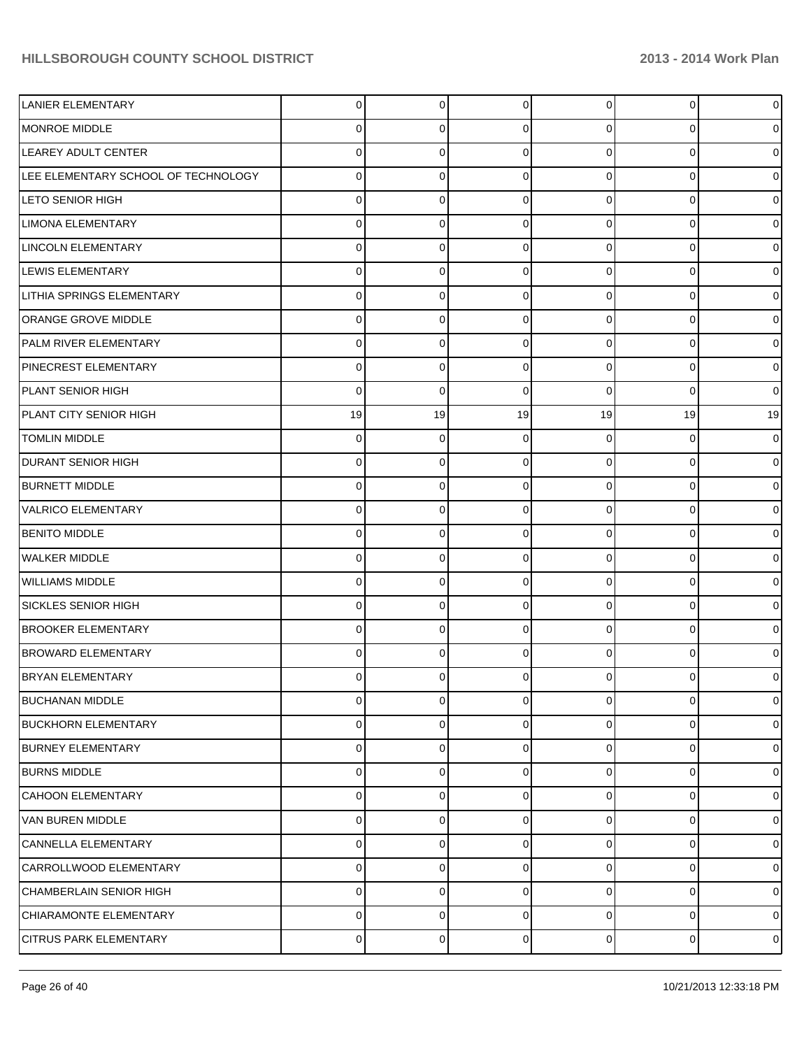| | | | | | | |
|---|---|---|---|---|---|---|
| LANIER ELEMENTARY | 0 | 0 | 0 | 0 | 0 | 0 |
| MONROE MIDDLE | 0 | 0 | 0 | 0 | 0 | 0 |
| LEAREY ADULT CENTER | 0 | 0 | 0 | 0 | 0 | 0 |
| LEE ELEMENTARY SCHOOL OF TECHNOLOGY | 0 | 0 | 0 | 0 | 0 | 0 |
| LETO SENIOR HIGH | 0 | 0 | 0 | 0 | 0 | 0 |
| LIMONA ELEMENTARY | 0 | 0 | 0 | 0 | 0 | 0 |
| LINCOLN ELEMENTARY | 0 | 0 | 0 | 0 | 0 | 0 |
| LEWIS ELEMENTARY | 0 | 0 | 0 | 0 | 0 | 0 |
| LITHIA SPRINGS ELEMENTARY | 0 | 0 | 0 | 0 | 0 | 0 |
| ORANGE GROVE MIDDLE | 0 | 0 | 0 | 0 | 0 | 0 |
| PALM RIVER ELEMENTARY | 0 | 0 | 0 | 0 | 0 | 0 |
| PINECREST ELEMENTARY | 0 | 0 | 0 | 0 | 0 | 0 |
| PLANT SENIOR HIGH | 0 | 0 | 0 | 0 | 0 | 0 |
| PLANT CITY SENIOR HIGH | 19 | 19 | 19 | 19 | 19 | 19 |
| TOMLIN MIDDLE | 0 | 0 | 0 | 0 | 0 | 0 |
| DURANT SENIOR HIGH | 0 | 0 | 0 | 0 | 0 | 0 |
| BURNETT MIDDLE | 0 | 0 | 0 | 0 | 0 | 0 |
| VALRICO ELEMENTARY | 0 | 0 | 0 | 0 | 0 | 0 |
| BENITO MIDDLE | 0 | 0 | 0 | 0 | 0 | 0 |
| WALKER MIDDLE | 0 | 0 | 0 | 0 | 0 | 0 |
| WILLIAMS MIDDLE | 0 | 0 | 0 | 0 | 0 | 0 |
| SICKLES SENIOR HIGH | 0 | 0 | 0 | 0 | 0 | 0 |
| BROOKER ELEMENTARY | 0 | 0 | 0 | 0 | 0 | 0 |
| BROWARD ELEMENTARY | 0 | 0 | 0 | 0 | 0 | 0 |
| BRYAN ELEMENTARY | 0 | 0 | 0 | 0 | 0 | 0 |
| BUCHANAN MIDDLE | 0 | 0 | 0 | 0 | 0 | 0 |
| BUCKHORN ELEMENTARY | 0 | 0 | 0 | 0 | 0 | 0 |
| BURNEY ELEMENTARY | 0 | 0 | 0 | 0 | 0 | 0 |
| BURNS MIDDLE | 0 | 0 | 0 | 0 | 0 | 0 |
| CAHOON ELEMENTARY | 0 | 0 | 0 | 0 | 0 | 0 |
| VAN BUREN MIDDLE | 0 | 0 | 0 | 0 | 0 | 0 |
| CANNELLA ELEMENTARY | 0 | 0 | 0 | 0 | 0 | 0 |
| CARROLLWOOD ELEMENTARY | 0 | 0 | 0 | 0 | 0 | 0 |
| CHAMBERLAIN SENIOR HIGH | 0 | 0 | 0 | 0 | 0 | 0 |
| CHIARAMONTE ELEMENTARY | 0 | 0 | 0 | 0 | 0 | 0 |
| CITRUS PARK ELEMENTARY | 0 | 0 | 0 | 0 | 0 | 0 |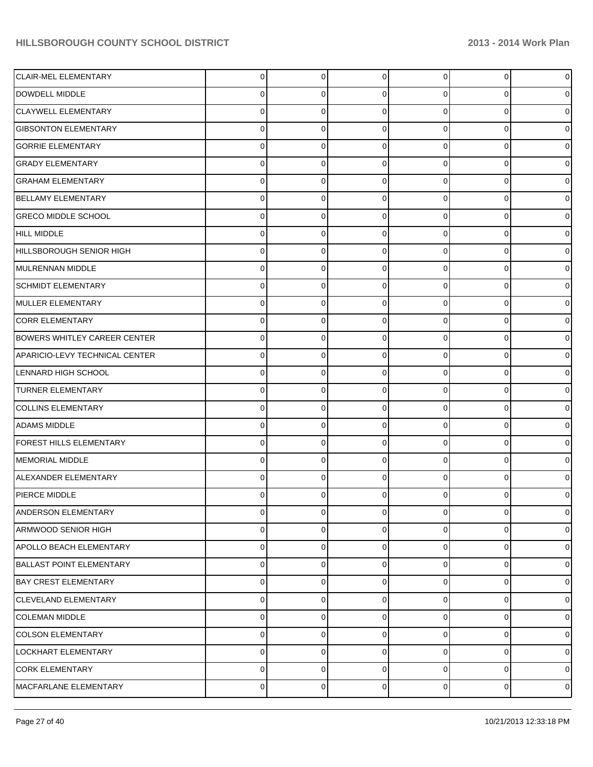| | | | | | | |
|---|---|---|---|---|---|---|
| CLAIR-MEL ELEMENTARY | 0 | 0 | 0 | 0 | 0 | 0 |
| DOWDELL MIDDLE | 0 | 0 | 0 | 0 | 0 | 0 |
| CLAYWELL ELEMENTARY | 0 | 0 | 0 | 0 | 0 | 0 |
| GIBSONTON ELEMENTARY | 0 | 0 | 0 | 0 | 0 | 0 |
| GORRIE ELEMENTARY | 0 | 0 | 0 | 0 | 0 | 0 |
| GRADY ELEMENTARY | 0 | 0 | 0 | 0 | 0 | 0 |
| GRAHAM ELEMENTARY | 0 | 0 | 0 | 0 | 0 | 0 |
| BELLAMY ELEMENTARY | 0 | 0 | 0 | 0 | 0 | 0 |
| GRECO MIDDLE SCHOOL | 0 | 0 | 0 | 0 | 0 | 0 |
| HILL MIDDLE | 0 | 0 | 0 | 0 | 0 | 0 |
| HILLSBOROUGH SENIOR HIGH | 0 | 0 | 0 | 0 | 0 | 0 |
| MULRENNAN MIDDLE | 0 | 0 | 0 | 0 | 0 | 0 |
| SCHMIDT ELEMENTARY | 0 | 0 | 0 | 0 | 0 | 0 |
| MULLER ELEMENTARY | 0 | 0 | 0 | 0 | 0 | 0 |
| CORR ELEMENTARY | 0 | 0 | 0 | 0 | 0 | 0 |
| BOWERS WHITLEY CAREER CENTER | 0 | 0 | 0 | 0 | 0 | 0 |
| APARICIO-LEVY TECHNICAL CENTER | 0 | 0 | 0 | 0 | 0 | 0 |
| LENNARD HIGH SCHOOL | 0 | 0 | 0 | 0 | 0 | 0 |
| TURNER ELEMENTARY | 0 | 0 | 0 | 0 | 0 | 0 |
| COLLINS ELEMENTARY | 0 | 0 | 0 | 0 | 0 | 0 |
| ADAMS MIDDLE | 0 | 0 | 0 | 0 | 0 | 0 |
| FOREST HILLS ELEMENTARY | 0 | 0 | 0 | 0 | 0 | 0 |
| MEMORIAL MIDDLE | 0 | 0 | 0 | 0 | 0 | 0 |
| ALEXANDER ELEMENTARY | 0 | 0 | 0 | 0 | 0 | 0 |
| PIERCE MIDDLE | 0 | 0 | 0 | 0 | 0 | 0 |
| ANDERSON ELEMENTARY | 0 | 0 | 0 | 0 | 0 | 0 |
| ARMWOOD SENIOR HIGH | 0 | 0 | 0 | 0 | 0 | 0 |
| APOLLO BEACH ELEMENTARY | 0 | 0 | 0 | 0 | 0 | 0 |
| BALLAST POINT ELEMENTARY | 0 | 0 | 0 | 0 | 0 | 0 |
| BAY CREST ELEMENTARY | 0 | 0 | 0 | 0 | 0 | 0 |
| CLEVELAND ELEMENTARY | 0 | 0 | 0 | 0 | 0 | 0 |
| COLEMAN MIDDLE | 0 | 0 | 0 | 0 | 0 | 0 |
| COLSON ELEMENTARY | 0 | 0 | 0 | 0 | 0 | 0 |
| LOCKHART ELEMENTARY | 0 | 0 | 0 | 0 | 0 | 0 |
| CORK ELEMENTARY | 0 | 0 | 0 | 0 | 0 | 0 |
| MACFARLANE ELEMENTARY | 0 | 0 | 0 | 0 | 0 | 0 |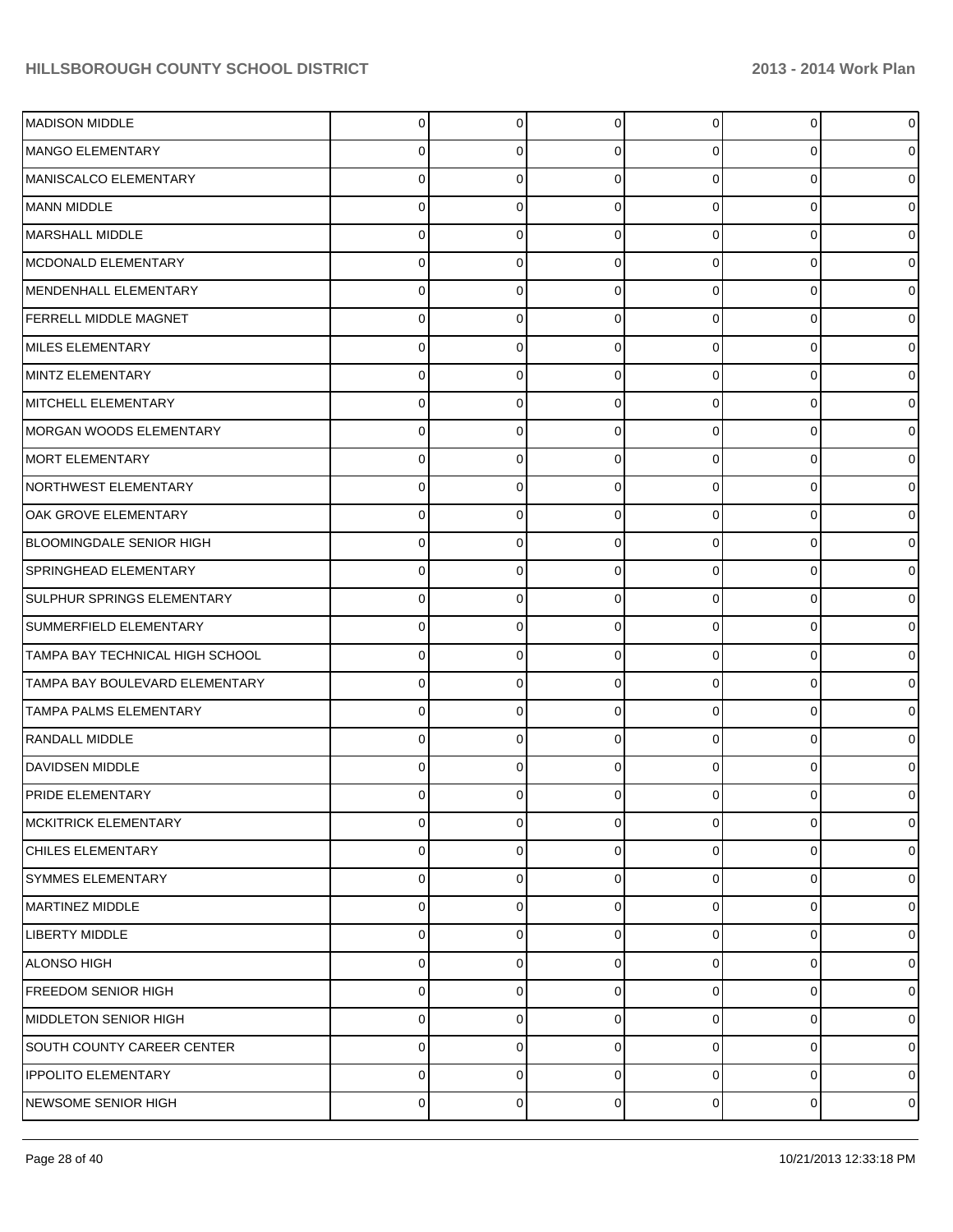| | | | | | | |
|---|---|---|---|---|---|---|
| MADISON MIDDLE | 0 | 0 | 0 | 0 | 0 | 0 |
| MANGO ELEMENTARY | 0 | 0 | 0 | 0 | 0 | 0 |
| MANISCALCO ELEMENTARY | 0 | 0 | 0 | 0 | 0 | 0 |
| MANN MIDDLE | 0 | 0 | 0 | 0 | 0 | 0 |
| MARSHALL MIDDLE | 0 | 0 | 0 | 0 | 0 | 0 |
| MCDONALD ELEMENTARY | 0 | 0 | 0 | 0 | 0 | 0 |
| MENDENHALL ELEMENTARY | 0 | 0 | 0 | 0 | 0 | 0 |
| FERRELL MIDDLE MAGNET | 0 | 0 | 0 | 0 | 0 | 0 |
| MILES ELEMENTARY | 0 | 0 | 0 | 0 | 0 | 0 |
| MINTZ ELEMENTARY | 0 | 0 | 0 | 0 | 0 | 0 |
| MITCHELL ELEMENTARY | 0 | 0 | 0 | 0 | 0 | 0 |
| MORGAN WOODS ELEMENTARY | 0 | 0 | 0 | 0 | 0 | 0 |
| MORT ELEMENTARY | 0 | 0 | 0 | 0 | 0 | 0 |
| NORTHWEST ELEMENTARY | 0 | 0 | 0 | 0 | 0 | 0 |
| OAK GROVE ELEMENTARY | 0 | 0 | 0 | 0 | 0 | 0 |
| BLOOMINGDALE SENIOR HIGH | 0 | 0 | 0 | 0 | 0 | 0 |
| SPRINGHEAD ELEMENTARY | 0 | 0 | 0 | 0 | 0 | 0 |
| SULPHUR SPRINGS ELEMENTARY | 0 | 0 | 0 | 0 | 0 | 0 |
| SUMMERFIELD ELEMENTARY | 0 | 0 | 0 | 0 | 0 | 0 |
| TAMPA BAY TECHNICAL HIGH SCHOOL | 0 | 0 | 0 | 0 | 0 | 0 |
| TAMPA BAY BOULEVARD ELEMENTARY | 0 | 0 | 0 | 0 | 0 | 0 |
| TAMPA PALMS ELEMENTARY | 0 | 0 | 0 | 0 | 0 | 0 |
| RANDALL MIDDLE | 0 | 0 | 0 | 0 | 0 | 0 |
| DAVIDSEN MIDDLE | 0 | 0 | 0 | 0 | 0 | 0 |
| PRIDE ELEMENTARY | 0 | 0 | 0 | 0 | 0 | 0 |
| MCKITRICK ELEMENTARY | 0 | 0 | 0 | 0 | 0 | 0 |
| CHILES ELEMENTARY | 0 | 0 | 0 | 0 | 0 | 0 |
| SYMMES ELEMENTARY | 0 | 0 | 0 | 0 | 0 | 0 |
| MARTINEZ MIDDLE | 0 | 0 | 0 | 0 | 0 | 0 |
| LIBERTY MIDDLE | 0 | 0 | 0 | 0 | 0 | 0 |
| ALONSO HIGH | 0 | 0 | 0 | 0 | 0 | 0 |
| FREEDOM SENIOR HIGH | 0 | 0 | 0 | 0 | 0 | 0 |
| MIDDLETON SENIOR HIGH | 0 | 0 | 0 | 0 | 0 | 0 |
| SOUTH COUNTY CAREER CENTER | 0 | 0 | 0 | 0 | 0 | 0 |
| IPPOLITO ELEMENTARY | 0 | 0 | 0 | 0 | 0 | 0 |
| NEWSOME SENIOR HIGH | 0 | 0 | 0 | 0 | 0 | 0 |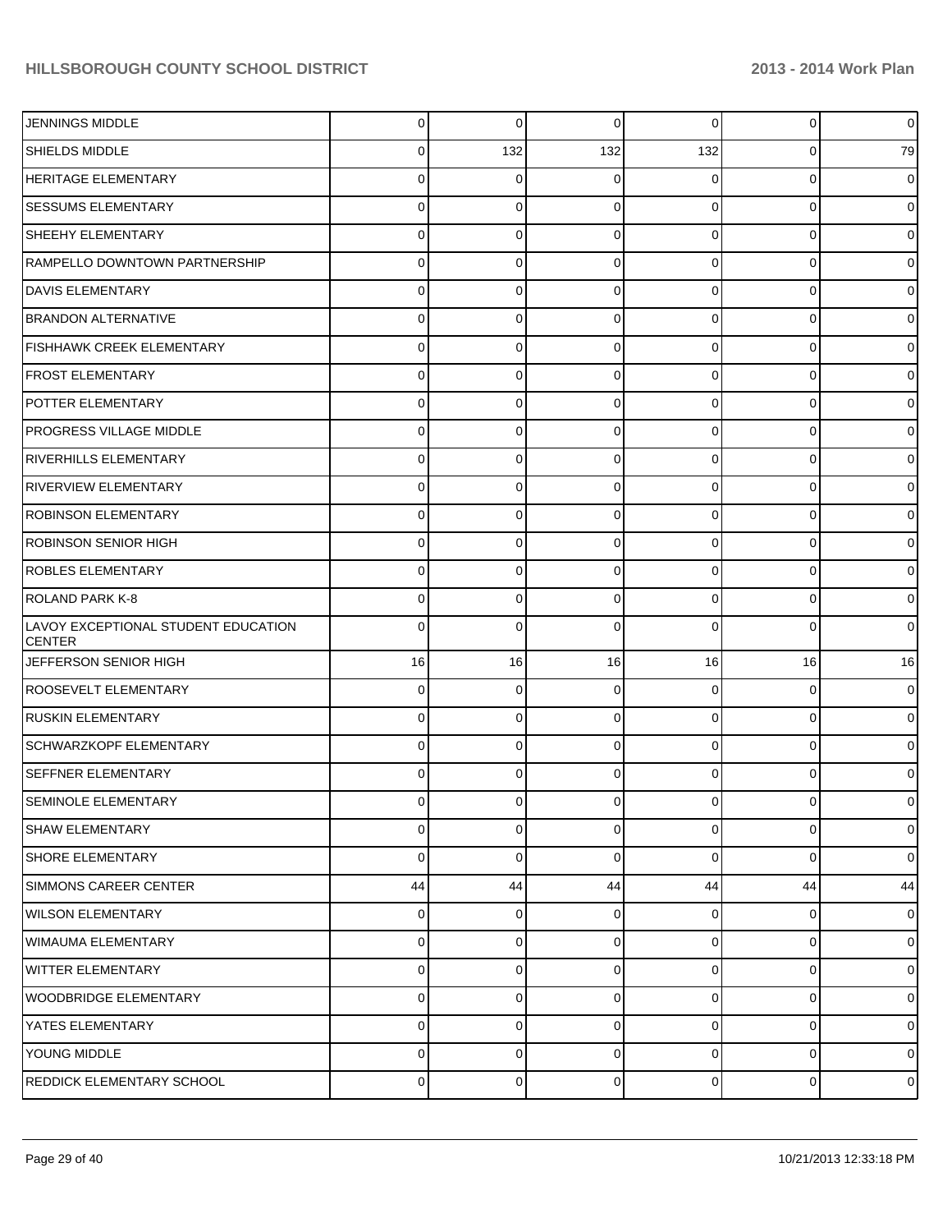| | | | | | | |
|---|---|---|---|---|---|---|
| JENNINGS MIDDLE | 0 | 0 | 0 | 0 | 0 | 0 |
| SHIELDS MIDDLE | 0 | 132 | 132 | 132 | 0 | 79 |
| HERITAGE ELEMENTARY | 0 | 0 | 0 | 0 | 0 | 0 |
| SESSUMS ELEMENTARY | 0 | 0 | 0 | 0 | 0 | 0 |
| SHEEHY ELEMENTARY | 0 | 0 | 0 | 0 | 0 | 0 |
| RAMPELLO DOWNTOWN PARTNERSHIP | 0 | 0 | 0 | 0 | 0 | 0 |
| DAVIS ELEMENTARY | 0 | 0 | 0 | 0 | 0 | 0 |
| BRANDON ALTERNATIVE | 0 | 0 | 0 | 0 | 0 | 0 |
| FISHHAWK CREEK ELEMENTARY | 0 | 0 | 0 | 0 | 0 | 0 |
| FROST ELEMENTARY | 0 | 0 | 0 | 0 | 0 | 0 |
| POTTER ELEMENTARY | 0 | 0 | 0 | 0 | 0 | 0 |
| PROGRESS VILLAGE MIDDLE | 0 | 0 | 0 | 0 | 0 | 0 |
| RIVERHILLS ELEMENTARY | 0 | 0 | 0 | 0 | 0 | 0 |
| RIVERVIEW ELEMENTARY | 0 | 0 | 0 | 0 | 0 | 0 |
| ROBINSON ELEMENTARY | 0 | 0 | 0 | 0 | 0 | 0 |
| ROBINSON SENIOR HIGH | 0 | 0 | 0 | 0 | 0 | 0 |
| ROBLES ELEMENTARY | 0 | 0 | 0 | 0 | 0 | 0 |
| ROLAND PARK K-8 | 0 | 0 | 0 | 0 | 0 | 0 |
| LAVOY EXCEPTIONAL STUDENT EDUCATION CENTER | 0 | 0 | 0 | 0 | 0 | 0 |
| JEFFERSON SENIOR HIGH | 16 | 16 | 16 | 16 | 16 | 16 |
| ROOSEVELT ELEMENTARY | 0 | 0 | 0 | 0 | 0 | 0 |
| RUSKIN ELEMENTARY | 0 | 0 | 0 | 0 | 0 | 0 |
| SCHWARZKOPF ELEMENTARY | 0 | 0 | 0 | 0 | 0 | 0 |
| SEFFNER ELEMENTARY | 0 | 0 | 0 | 0 | 0 | 0 |
| SEMINOLE ELEMENTARY | 0 | 0 | 0 | 0 | 0 | 0 |
| SHAW ELEMENTARY | 0 | 0 | 0 | 0 | 0 | 0 |
| SHORE ELEMENTARY | 0 | 0 | 0 | 0 | 0 | 0 |
| SIMMONS CAREER CENTER | 44 | 44 | 44 | 44 | 44 | 44 |
| WILSON ELEMENTARY | 0 | 0 | 0 | 0 | 0 | 0 |
| WIMAUMA ELEMENTARY | 0 | 0 | 0 | 0 | 0 | 0 |
| WITTER ELEMENTARY | 0 | 0 | 0 | 0 | 0 | 0 |
| WOODBRIDGE ELEMENTARY | 0 | 0 | 0 | 0 | 0 | 0 |
| YATES ELEMENTARY | 0 | 0 | 0 | 0 | 0 | 0 |
| YOUNG MIDDLE | 0 | 0 | 0 | 0 | 0 | 0 |
| REDDICK ELEMENTARY SCHOOL | 0 | 0 | 0 | 0 | 0 | 0 |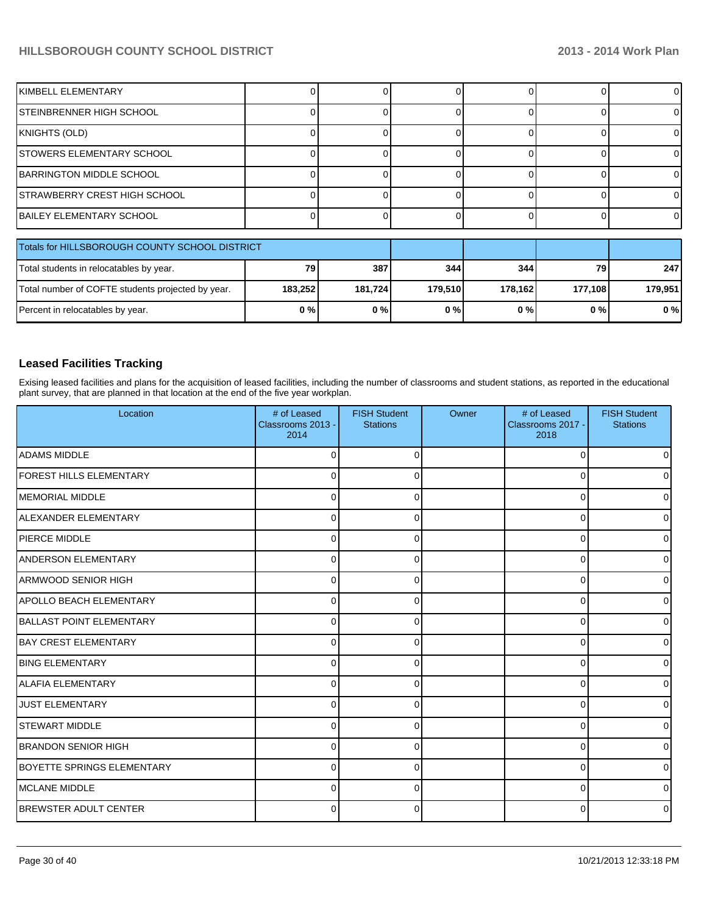| | | | | | | |
|---|---|---|---|---|---|---|
| KIMBELL ELEMENTARY | 0 | 0 | 0 | 0 | 0 | 0 |
| STEINBRENNER HIGH SCHOOL | 0 | 0 | 0 | 0 | 0 | 0 |
| KNIGHTS (OLD) | 0 | 0 | 0 | 0 | 0 | 0 |
| STOWERS ELEMENTARY SCHOOL | 0 | 0 | 0 | 0 | 0 | 0 |
| BARRINGTON MIDDLE SCHOOL | 0 | 0 | 0 | 0 | 0 | 0 |
| STRAWBERRY CREST HIGH SCHOOL | 0 | 0 | 0 | 0 | 0 | 0 |
| BAILEY ELEMENTARY SCHOOL | 0 | 0 | 0 | 0 | 0 | 0 |

| Totals for HILLSBOROUGH COUNTY SCHOOL DISTRICT | | | | | | |
|---|---|---|---|---|---|---|
| Total students in relocatables by year. | **79** | **387** | **344** | **344** | **79** | **247** |
| Total number of COFTE students projected by year. | **183,252** | **181,724** | **179,510** | **178,162** | **177,108** | **179,951** |
| Percent in relocatables by year. | **0 %** | **0 %** | **0 %** | **0 %** | **0 %** | **0 %** |

### Leased Facilities Tracking

Exising leased facilities and plans for the acquisition of leased facilities, including the number of classrooms and student stations, as reported in the educational plant survey, that are planned in that location at the end of the five year workplan.

| Location | # of Leased Classrooms 2013 - 2014 | FISH Student Stations | Owner | # of Leased Classrooms 2017 - 2018 | FISH Student Stations |
|---|---|---|---|---|---|
| ADAMS MIDDLE | 0 | 0 | | 0 | 0 |
| FOREST HILLS ELEMENTARY | 0 | 0 | | 0 | 0 |
| MEMORIAL MIDDLE | 0 | 0 | | 0 | 0 |
| ALEXANDER ELEMENTARY | 0 | 0 | | 0 | 0 |
| PIERCE MIDDLE | 0 | 0 | | 0 | 0 |
| ANDERSON ELEMENTARY | 0 | 0 | | 0 | 0 |
| ARMWOOD SENIOR HIGH | 0 | 0 | | 0 | 0 |
| APOLLO BEACH ELEMENTARY | 0 | 0 | | 0 | 0 |
| BALLAST POINT ELEMENTARY | 0 | 0 | | 0 | 0 |
| BAY CREST ELEMENTARY | 0 | 0 | | 0 | 0 |
| BING ELEMENTARY | 0 | 0 | | 0 | 0 |
| ALAFIA ELEMENTARY | 0 | 0 | | 0 | 0 |
| JUST ELEMENTARY | 0 | 0 | | 0 | 0 |
| STEWART MIDDLE | 0 | 0 | | 0 | 0 |
| BRANDON SENIOR HIGH | 0 | 0 | | 0 | 0 |
| BOYETTE SPRINGS ELEMENTARY | 0 | 0 | | 0 | 0 |
| MCLANE MIDDLE | 0 | 0 | | 0 | 0 |
| BREWSTER ADULT CENTER | 0 | 0 | | 0 | 0 |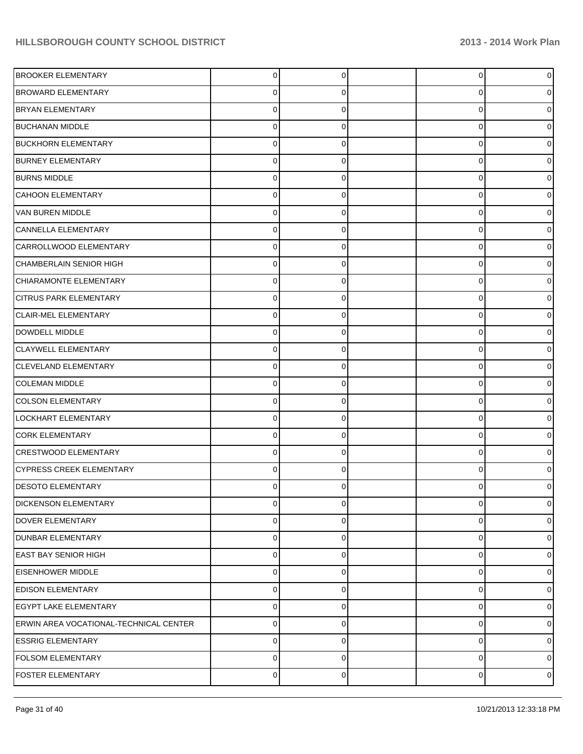| | | | | | |
|---|---|---|---|---|---|
| BROOKER ELEMENTARY | 0 | 0 | | 0 | 0 |
| BROWARD ELEMENTARY | 0 | 0 | | 0 | 0 |
| BRYAN ELEMENTARY | 0 | 0 | | 0 | 0 |
| BUCHANAN MIDDLE | 0 | 0 | | 0 | 0 |
| BUCKHORN ELEMENTARY | 0 | 0 | | 0 | 0 |
| BURNEY ELEMENTARY | 0 | 0 | | 0 | 0 |
| BURNS MIDDLE | 0 | 0 | | 0 | 0 |
| CAHOON ELEMENTARY | 0 | 0 | | 0 | 0 |
| VAN BUREN MIDDLE | 0 | 0 | | 0 | 0 |
| CANNELLA ELEMENTARY | 0 | 0 | | 0 | 0 |
| CARROLLWOOD ELEMENTARY | 0 | 0 | | 0 | 0 |
| CHAMBERLAIN SENIOR HIGH | 0 | 0 | | 0 | 0 |
| CHIARAMONTE ELEMENTARY | 0 | 0 | | 0 | 0 |
| CITRUS PARK ELEMENTARY | 0 | 0 | | 0 | 0 |
| CLAIR-MEL ELEMENTARY | 0 | 0 | | 0 | 0 |
| DOWDELL MIDDLE | 0 | 0 | | 0 | 0 |
| CLAYWELL ELEMENTARY | 0 | 0 | | 0 | 0 |
| CLEVELAND ELEMENTARY | 0 | 0 | | 0 | 0 |
| COLEMAN MIDDLE | 0 | 0 | | 0 | 0 |
| COLSON ELEMENTARY | 0 | 0 | | 0 | 0 |
| LOCKHART ELEMENTARY | 0 | 0 | | 0 | 0 |
| CORK ELEMENTARY | 0 | 0 | | 0 | 0 |
| CRESTWOOD ELEMENTARY | 0 | 0 | | 0 | 0 |
| CYPRESS CREEK ELEMENTARY | 0 | 0 | | 0 | 0 |
| DESOTO ELEMENTARY | 0 | 0 | | 0 | 0 |
| DICKENSON ELEMENTARY | 0 | 0 | | 0 | 0 |
| DOVER ELEMENTARY | 0 | 0 | | 0 | 0 |
| DUNBAR ELEMENTARY | 0 | 0 | | 0 | 0 |
| EAST BAY SENIOR HIGH | 0 | 0 | | 0 | 0 |
| EISENHOWER MIDDLE | 0 | 0 | | 0 | 0 |
| EDISON ELEMENTARY | 0 | 0 | | 0 | 0 |
| EGYPT LAKE ELEMENTARY | 0 | 0 | | 0 | 0 |
| ERWIN AREA VOCATIONAL-TECHNICAL CENTER | 0 | 0 | | 0 | 0 |
| ESSRIG ELEMENTARY | 0 | 0 | | 0 | 0 |
| FOLSOM ELEMENTARY | 0 | 0 | | 0 | 0 |
| FOSTER ELEMENTARY | 0 | 0 | | 0 | 0 |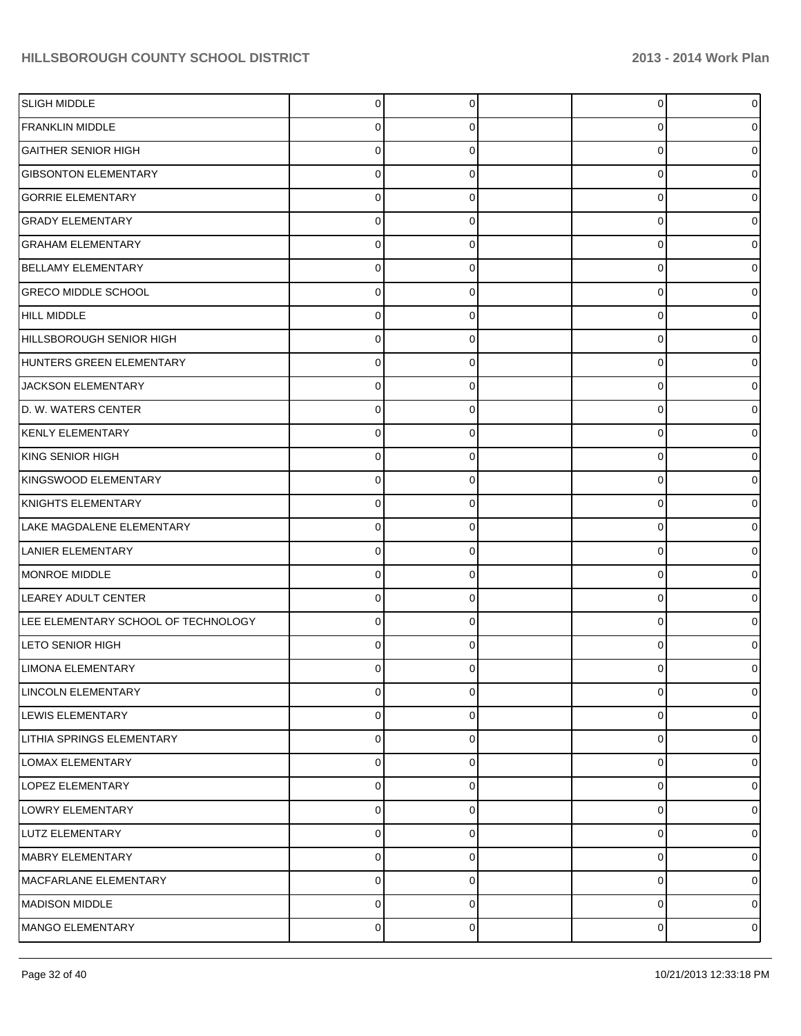| | | | | | |
|---|---|---|---|---|---|
| SLIGH MIDDLE | 0 | 0 | | 0 | 0 |
| FRANKLIN MIDDLE | 0 | 0 | | 0 | 0 |
| GAITHER SENIOR HIGH | 0 | 0 | | 0 | 0 |
| GIBSONTON ELEMENTARY | 0 | 0 | | 0 | 0 |
| GORRIE ELEMENTARY | 0 | 0 | | 0 | 0 |
| GRADY ELEMENTARY | 0 | 0 | | 0 | 0 |
| GRAHAM ELEMENTARY | 0 | 0 | | 0 | 0 |
| BELLAMY ELEMENTARY | 0 | 0 | | 0 | 0 |
| GRECO MIDDLE SCHOOL | 0 | 0 | | 0 | 0 |
| HILL MIDDLE | 0 | 0 | | 0 | 0 |
| HILLSBOROUGH SENIOR HIGH | 0 | 0 | | 0 | 0 |
| HUNTERS GREEN ELEMENTARY | 0 | 0 | | 0 | 0 |
| JACKSON ELEMENTARY | 0 | 0 | | 0 | 0 |
| D. W. WATERS CENTER | 0 | 0 | | 0 | 0 |
| KENLY ELEMENTARY | 0 | 0 | | 0 | 0 |
| KING SENIOR HIGH | 0 | 0 | | 0 | 0 |
| KINGSWOOD ELEMENTARY | 0 | 0 | | 0 | 0 |
| KNIGHTS ELEMENTARY | 0 | 0 | | 0 | 0 |
| LAKE MAGDALENE ELEMENTARY | 0 | 0 | | 0 | 0 |
| LANIER ELEMENTARY | 0 | 0 | | 0 | 0 |
| MONROE MIDDLE | 0 | 0 | | 0 | 0 |
| LEAREY ADULT CENTER | 0 | 0 | | 0 | 0 |
| LEE ELEMENTARY SCHOOL OF TECHNOLOGY | 0 | 0 | | 0 | 0 |
| LETO SENIOR HIGH | 0 | 0 | | 0 | 0 |
| LIMONA ELEMENTARY | 0 | 0 | | 0 | 0 |
| LINCOLN ELEMENTARY | 0 | 0 | | 0 | 0 |
| LEWIS ELEMENTARY | 0 | 0 | | 0 | 0 |
| LITHIA SPRINGS ELEMENTARY | 0 | 0 | | 0 | 0 |
| LOMAX ELEMENTARY | 0 | 0 | | 0 | 0 |
| LOPEZ ELEMENTARY | 0 | 0 | | 0 | 0 |
| LOWRY ELEMENTARY | 0 | 0 | | 0 | 0 |
| LUTZ ELEMENTARY | 0 | 0 | | 0 | 0 |
| MABRY ELEMENTARY | 0 | 0 | | 0 | 0 |
| MACFARLANE ELEMENTARY | 0 | 0 | | 0 | 0 |
| MADISON MIDDLE | 0 | 0 | | 0 | 0 |
| MANGO ELEMENTARY | 0 | 0 | | 0 | 0 |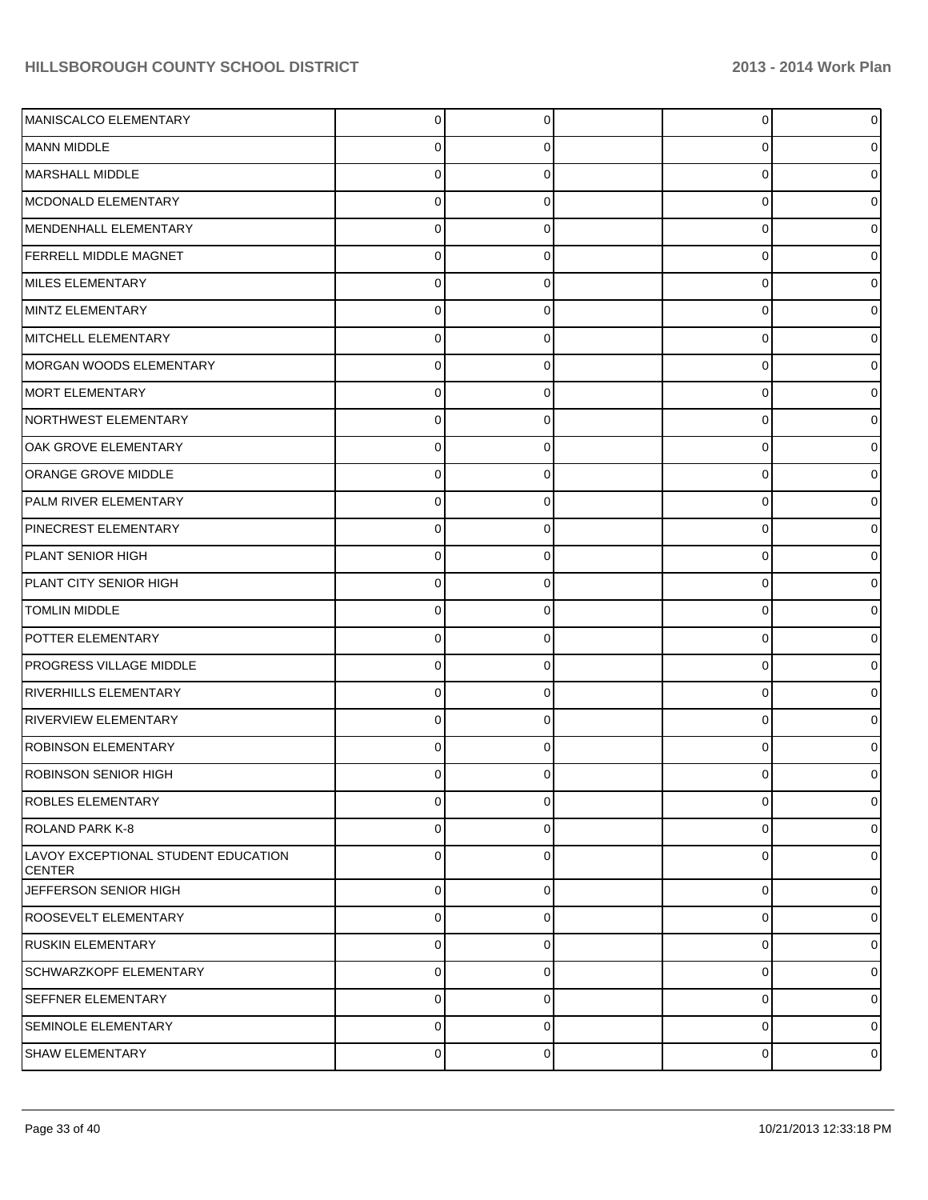| | | | | | |
|---|---|---|---|---|---|
| MANISCALCO ELEMENTARY | 0 | 0 | | 0 | 0 |
| MANN MIDDLE | 0 | 0 | | 0 | 0 |
| MARSHALL MIDDLE | 0 | 0 | | 0 | 0 |
| MCDONALD ELEMENTARY | 0 | 0 | | 0 | 0 |
| MENDENHALL ELEMENTARY | 0 | 0 | | 0 | 0 |
| FERRELL MIDDLE MAGNET | 0 | 0 | | 0 | 0 |
| MILES ELEMENTARY | 0 | 0 | | 0 | 0 |
| MINTZ ELEMENTARY | 0 | 0 | | 0 | 0 |
| MITCHELL ELEMENTARY | 0 | 0 | | 0 | 0 |
| MORGAN WOODS ELEMENTARY | 0 | 0 | | 0 | 0 |
| MORT ELEMENTARY | 0 | 0 | | 0 | 0 |
| NORTHWEST ELEMENTARY | 0 | 0 | | 0 | 0 |
| OAK GROVE ELEMENTARY | 0 | 0 | | 0 | 0 |
| ORANGE GROVE MIDDLE | 0 | 0 | | 0 | 0 |
| PALM RIVER ELEMENTARY | 0 | 0 | | 0 | 0 |
| PINECREST ELEMENTARY | 0 | 0 | | 0 | 0 |
| PLANT SENIOR HIGH | 0 | 0 | | 0 | 0 |
| PLANT CITY SENIOR HIGH | 0 | 0 | | 0 | 0 |
| TOMLIN MIDDLE | 0 | 0 | | 0 | 0 |
| POTTER ELEMENTARY | 0 | 0 | | 0 | 0 |
| PROGRESS VILLAGE MIDDLE | 0 | 0 | | 0 | 0 |
| RIVERHILLS ELEMENTARY | 0 | 0 | | 0 | 0 |
| RIVERVIEW ELEMENTARY | 0 | 0 | | 0 | 0 |
| ROBINSON ELEMENTARY | 0 | 0 | | 0 | 0 |
| ROBINSON SENIOR HIGH | 0 | 0 | | 0 | 0 |
| ROBLES ELEMENTARY | 0 | 0 | | 0 | 0 |
| ROLAND PARK K-8 | 0 | 0 | | 0 | 0 |
| LAVOY EXCEPTIONAL STUDENT EDUCATION CENTER | 0 | 0 | | 0 | 0 |
| JEFFERSON SENIOR HIGH | 0 | 0 | | 0 | 0 |
| ROOSEVELT ELEMENTARY | 0 | 0 | | 0 | 0 |
| RUSKIN ELEMENTARY | 0 | 0 | | 0 | 0 |
| SCHWARZKOPF ELEMENTARY | 0 | 0 | | 0 | 0 |
| SEFFNER ELEMENTARY | 0 | 0 | | 0 | 0 |
| SEMINOLE ELEMENTARY | 0 | 0 | | 0 | 0 |
| SHAW ELEMENTARY | 0 | 0 | | 0 | 0 |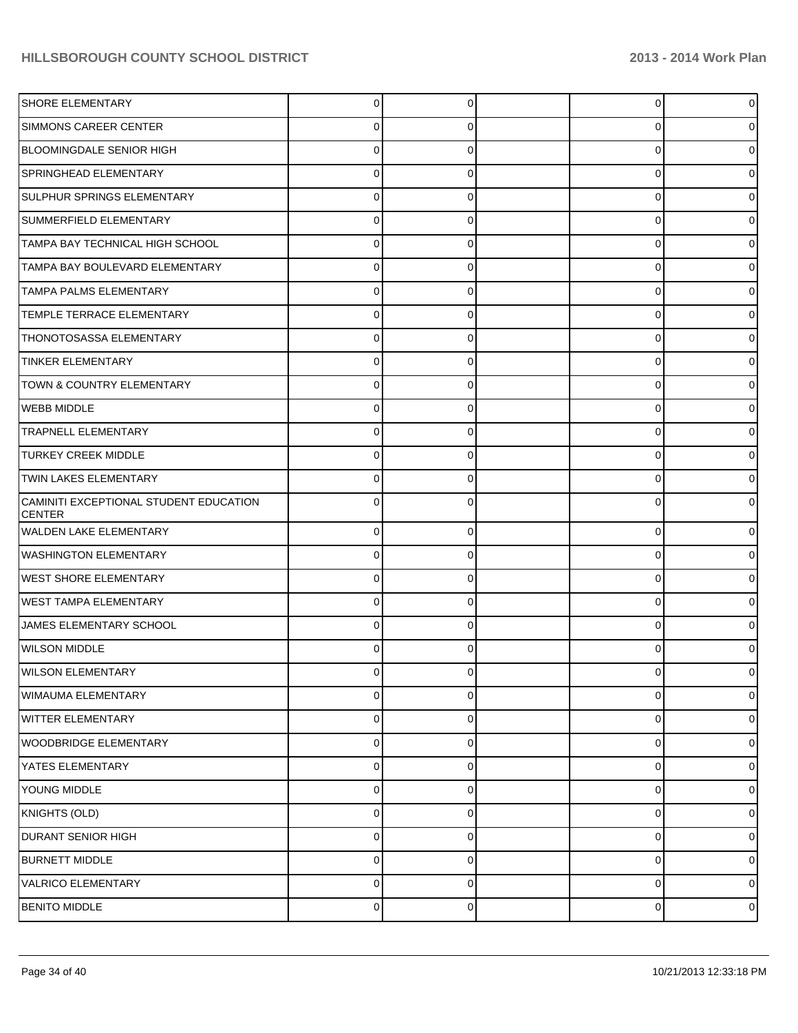| | | | | | |
|---|---|---|---|---|---|
| SHORE ELEMENTARY | 0 | 0 | | 0 | 0 |
| SIMMONS CAREER CENTER | 0 | 0 | | 0 | 0 |
| BLOOMINGDALE SENIOR HIGH | 0 | 0 | | 0 | 0 |
| SPRINGHEAD ELEMENTARY | 0 | 0 | | 0 | 0 |
| SULPHUR SPRINGS ELEMENTARY | 0 | 0 | | 0 | 0 |
| SUMMERFIELD ELEMENTARY | 0 | 0 | | 0 | 0 |
| TAMPA BAY TECHNICAL HIGH SCHOOL | 0 | 0 | | 0 | 0 |
| TAMPA BAY BOULEVARD ELEMENTARY | 0 | 0 | | 0 | 0 |
| TAMPA PALMS ELEMENTARY | 0 | 0 | | 0 | 0 |
| TEMPLE TERRACE ELEMENTARY | 0 | 0 | | 0 | 0 |
| THONOTOSASSA ELEMENTARY | 0 | 0 | | 0 | 0 |
| TINKER ELEMENTARY | 0 | 0 | | 0 | 0 |
| TOWN & COUNTRY ELEMENTARY | 0 | 0 | | 0 | 0 |
| WEBB MIDDLE | 0 | 0 | | 0 | 0 |
| TRAPNELL ELEMENTARY | 0 | 0 | | 0 | 0 |
| TURKEY CREEK MIDDLE | 0 | 0 | | 0 | 0 |
| TWIN LAKES ELEMENTARY | 0 | 0 | | 0 | 0 |
| CAMINITI EXCEPTIONAL STUDENT EDUCATION CENTER | 0 | 0 | | 0 | 0 |
| WALDEN LAKE ELEMENTARY | 0 | 0 | | 0 | 0 |
| WASHINGTON ELEMENTARY | 0 | 0 | | 0 | 0 |
| WEST SHORE ELEMENTARY | 0 | 0 | | 0 | 0 |
| WEST TAMPA ELEMENTARY | 0 | 0 | | 0 | 0 |
| JAMES ELEMENTARY SCHOOL | 0 | 0 | | 0 | 0 |
| WILSON MIDDLE | 0 | 0 | | 0 | 0 |
| WILSON ELEMENTARY | 0 | 0 | | 0 | 0 |
| WIMAUMA ELEMENTARY | 0 | 0 | | 0 | 0 |
| WITTER ELEMENTARY | 0 | 0 | | 0 | 0 |
| WOODBRIDGE ELEMENTARY | 0 | 0 | | 0 | 0 |
| YATES ELEMENTARY | 0 | 0 | | 0 | 0 |
| YOUNG MIDDLE | 0 | 0 | | 0 | 0 |
| KNIGHTS (OLD) | 0 | 0 | | 0 | 0 |
| DURANT SENIOR HIGH | 0 | 0 | | 0 | 0 |
| BURNETT MIDDLE | 0 | 0 | | 0 | 0 |
| VALRICO ELEMENTARY | 0 | 0 | | 0 | 0 |
| BENITO MIDDLE | 0 | 0 | | 0 | 0 |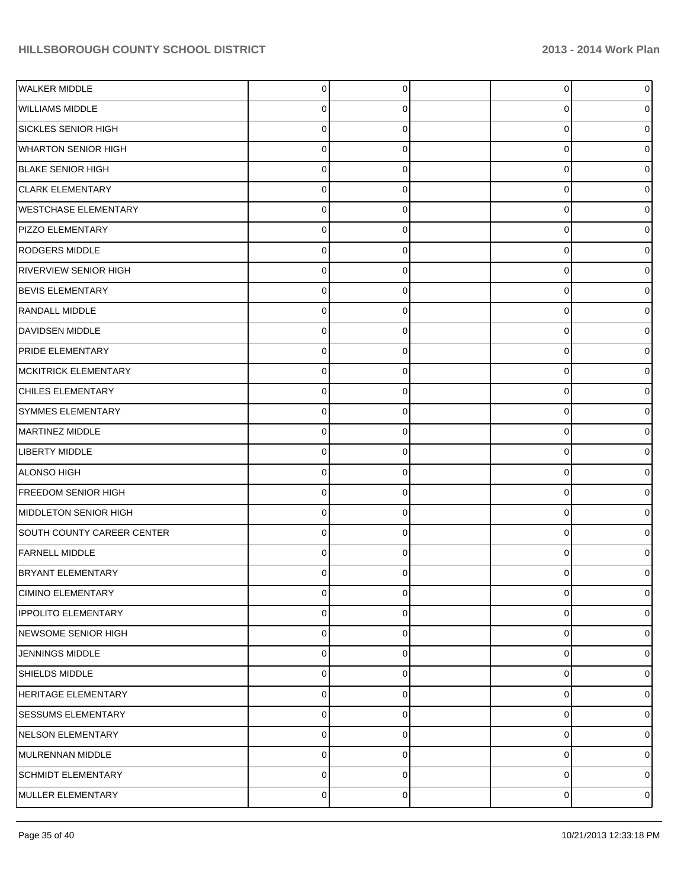| | | | | | |
|---|---|---|---|---|---|
| WALKER MIDDLE | 0 | 0 | | 0 | 0 |
| WILLIAMS MIDDLE | 0 | 0 | | 0 | 0 |
| SICKLES SENIOR HIGH | 0 | 0 | | 0 | 0 |
| WHARTON SENIOR HIGH | 0 | 0 | | 0 | 0 |
| BLAKE SENIOR HIGH | 0 | 0 | | 0 | 0 |
| CLARK ELEMENTARY | 0 | 0 | | 0 | 0 |
| WESTCHASE ELEMENTARY | 0 | 0 | | 0 | 0 |
| PIZZO ELEMENTARY | 0 | 0 | | 0 | 0 |
| RODGERS MIDDLE | 0 | 0 | | 0 | 0 |
| RIVERVIEW SENIOR HIGH | 0 | 0 | | 0 | 0 |
| BEVIS ELEMENTARY | 0 | 0 | | 0 | 0 |
| RANDALL MIDDLE | 0 | 0 | | 0 | 0 |
| DAVIDSEN MIDDLE | 0 | 0 | | 0 | 0 |
| PRIDE ELEMENTARY | 0 | 0 | | 0 | 0 |
| MCKITRICK ELEMENTARY | 0 | 0 | | 0 | 0 |
| CHILES ELEMENTARY | 0 | 0 | | 0 | 0 |
| SYMMES ELEMENTARY | 0 | 0 | | 0 | 0 |
| MARTINEZ MIDDLE | 0 | 0 | | 0 | 0 |
| LIBERTY MIDDLE | 0 | 0 | | 0 | 0 |
| ALONSO HIGH | 0 | 0 | | 0 | 0 |
| FREEDOM SENIOR HIGH | 0 | 0 | | 0 | 0 |
| MIDDLETON SENIOR HIGH | 0 | 0 | | 0 | 0 |
| SOUTH COUNTY CAREER CENTER | 0 | 0 | | 0 | 0 |
| FARNELL MIDDLE | 0 | 0 | | 0 | 0 |
| BRYANT ELEMENTARY | 0 | 0 | | 0 | 0 |
| CIMINO ELEMENTARY | 0 | 0 | | 0 | 0 |
| IPPOLITO ELEMENTARY | 0 | 0 | | 0 | 0 |
| NEWSOME SENIOR HIGH | 0 | 0 | | 0 | 0 |
| JENNINGS MIDDLE | 0 | 0 | | 0 | 0 |
| SHIELDS MIDDLE | 0 | 0 | | 0 | 0 |
| HERITAGE ELEMENTARY | 0 | 0 | | 0 | 0 |
| SESSUMS ELEMENTARY | 0 | 0 | | 0 | 0 |
| NELSON ELEMENTARY | 0 | 0 | | 0 | 0 |
| MULRENNAN MIDDLE | 0 | 0 | | 0 | 0 |
| SCHMIDT ELEMENTARY | 0 | 0 | | 0 | 0 |
| MULLER ELEMENTARY | 0 | 0 | | 0 | 0 |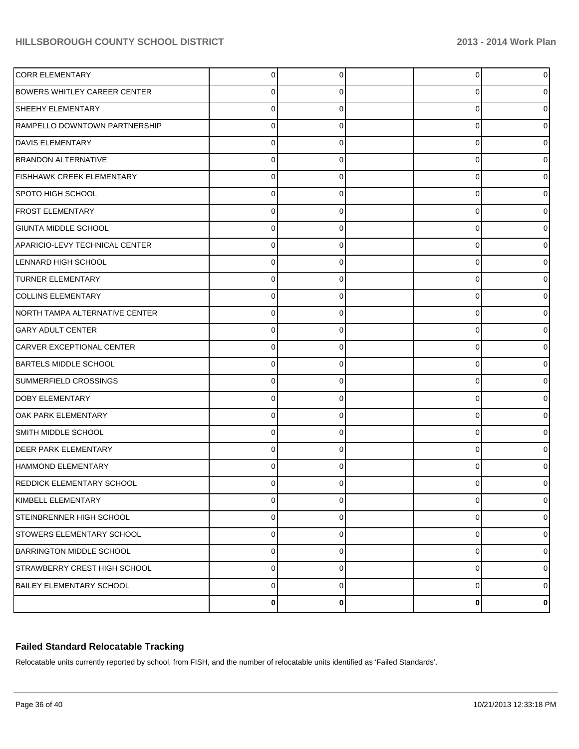| | | | | | |
|---|---|---|---|---|---|
| CORR ELEMENTARY | 0 | 0 | | 0 | 0 |
| BOWERS WHITLEY CAREER CENTER | 0 | 0 | | 0 | 0 |
| SHEEHY ELEMENTARY | 0 | 0 | | 0 | 0 |
| RAMPELLO DOWNTOWN PARTNERSHIP | 0 | 0 | | 0 | 0 |
| DAVIS ELEMENTARY | 0 | 0 | | 0 | 0 |
| BRANDON ALTERNATIVE | 0 | 0 | | 0 | 0 |
| FISHHAWK CREEK ELEMENTARY | 0 | 0 | | 0 | 0 |
| SPOTO HIGH SCHOOL | 0 | 0 | | 0 | 0 |
| FROST ELEMENTARY | 0 | 0 | | 0 | 0 |
| GIUNTA MIDDLE SCHOOL | 0 | 0 | | 0 | 0 |
| APARICIO-LEVY TECHNICAL CENTER | 0 | 0 | | 0 | 0 |
| LENNARD HIGH SCHOOL | 0 | 0 | | 0 | 0 |
| TURNER ELEMENTARY | 0 | 0 | | 0 | 0 |
| COLLINS ELEMENTARY | 0 | 0 | | 0 | 0 |
| NORTH TAMPA ALTERNATIVE CENTER | 0 | 0 | | 0 | 0 |
| GARY ADULT CENTER | 0 | 0 | | 0 | 0 |
| CARVER EXCEPTIONAL CENTER | 0 | 0 | | 0 | 0 |
| BARTELS MIDDLE SCHOOL | 0 | 0 | | 0 | 0 |
| SUMMERFIELD CROSSINGS | 0 | 0 | | 0 | 0 |
| DOBY ELEMENTARY | 0 | 0 | | 0 | 0 |
| OAK PARK ELEMENTARY | 0 | 0 | | 0 | 0 |
| SMITH MIDDLE SCHOOL | 0 | 0 | | 0 | 0 |
| DEER PARK ELEMENTARY | 0 | 0 | | 0 | 0 |
| HAMMOND ELEMENTARY | 0 | 0 | | 0 | 0 |
| REDDICK ELEMENTARY SCHOOL | 0 | 0 | | 0 | 0 |
| KIMBELL ELEMENTARY | 0 | 0 | | 0 | 0 |
| STEINBRENNER HIGH SCHOOL | 0 | 0 | | 0 | 0 |
| STOWERS ELEMENTARY SCHOOL | 0 | 0 | | 0 | 0 |
| BARRINGTON MIDDLE SCHOOL | 0 | 0 | | 0 | 0 |
| STRAWBERRY CREST HIGH SCHOOL | 0 | 0 | | 0 | 0 |
| BAILEY ELEMENTARY SCHOOL | 0 | 0 | | 0 | 0 |
| | **0** | **0** | | **0** | **0** |

### Failed Standard Relocatable Tracking

Relocatable units currently reported by school, from FISH, and the number of relocatable units identified as 'Failed Standards'.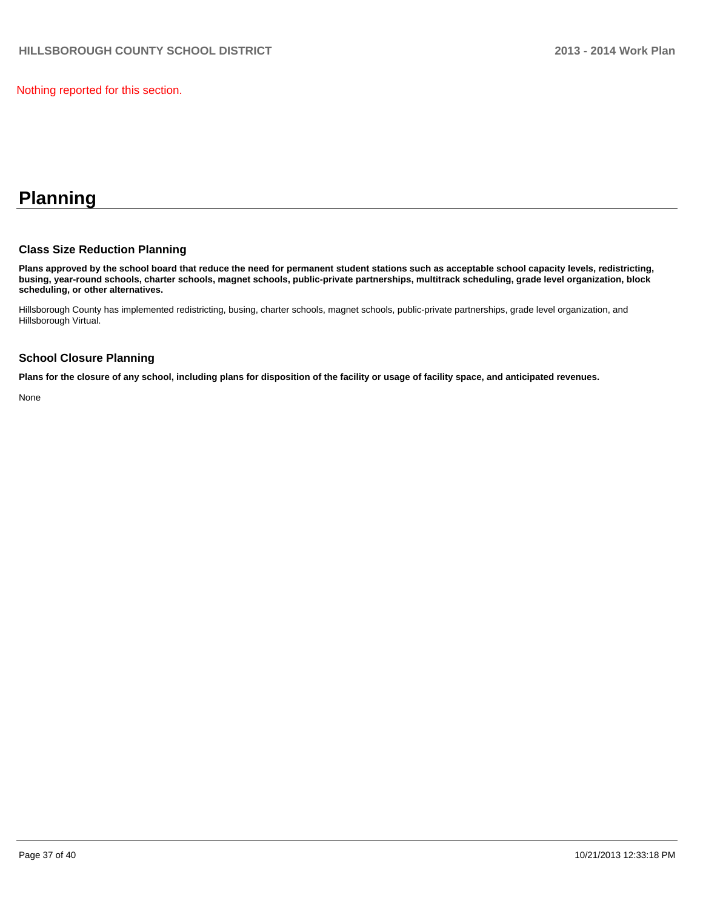Nothing reported for this section.

# Planning

### Class Size Reduction Planning

**Plans approved by the school board that reduce the need for permanent student stations such as acceptable school capacity levels, redistricting, busing, year-round schools, charter schools, magnet schools, public-private partnerships, multitrack scheduling, grade level organization, block scheduling, or other alternatives.**

Hillsborough County has implemented redistricting, busing, charter schools, magnet schools, public-private partnerships, grade level organization, and Hillsborough Virtual.

### School Closure Planning

**Plans for the closure of any school, including plans for disposition of the facility or usage of facility space, and anticipated revenues.**

None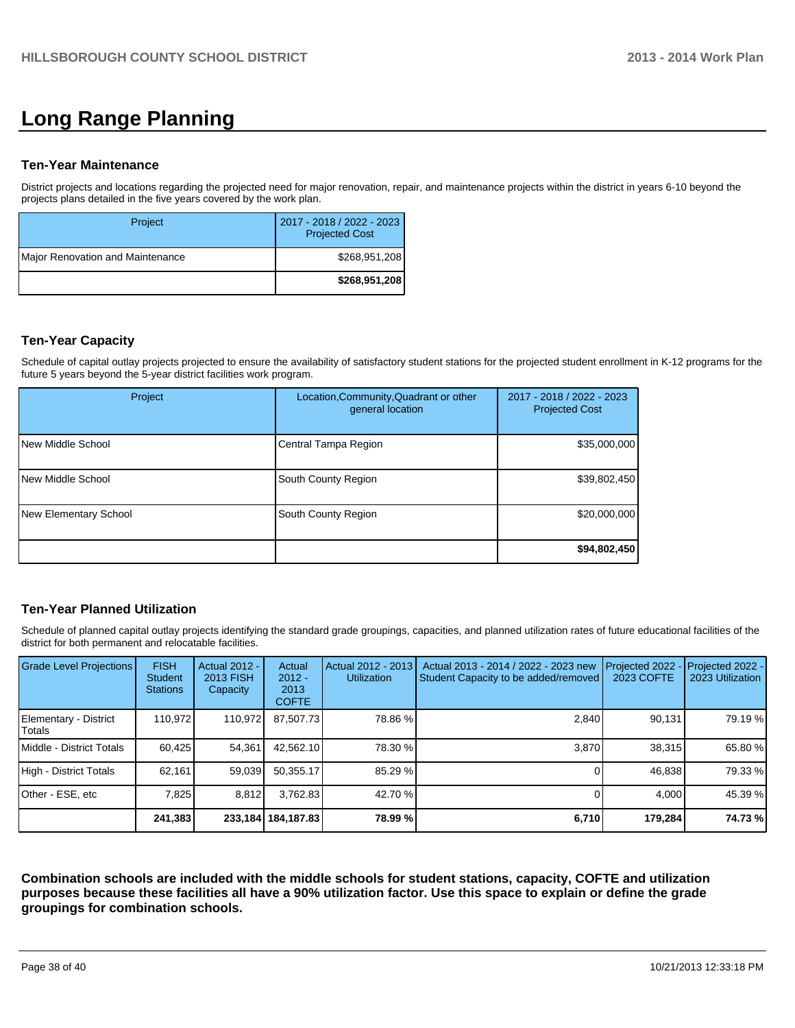# Long Range Planning

### Ten-Year Maintenance

District projects and locations regarding the projected need for major renovation, repair, and maintenance projects within the district in years 6-10 beyond the projects plans detailed in the five years covered by the work plan.

| Project | 2017 - 2018 / 2022 - 2023 Projected Cost |
|---|---|
| Major Renovation and Maintenance | $268,951,208 |
| | **$268,951,208** |

### Ten-Year Capacity

Schedule of capital outlay projects projected to ensure the availability of satisfactory student stations for the projected student enrollment in K-12 programs for the future 5 years beyond the 5-year district facilities work program.

| Project | Location,Community,Quadrant or other general location | 2017 - 2018 / 2022 - 2023 Projected Cost |
|---|---|---|
| New Middle School | Central Tampa Region | $35,000,000 |
| New Middle School | South County Region | $39,802,450 |
| New Elementary School | South County Region | $20,000,000 |
| | | **$94,802,450** |

### Ten-Year Planned Utilization

Schedule of planned capital outlay projects identifying the standard grade groupings, capacities, and planned utilization rates of future educational facilities of the district for both permanent and relocatable facilities.

| Grade Level Projections | FISH Student Stations | Actual 2012 - 2013 FISH Capacity | Actual 2012 - 2013 COFTE | Actual 2012 - 2013 Utilization | Actual 2013 - 2014 / 2022 - 2023 new Student Capacity to be added/removed | Projected 2022 - 2023 COFTE | Projected 2022 - 2023 Utilization |
|---|---|---|---|---|---|---|---|
| Elementary - District Totals | 110,972 | 110,972 | 87,507.73 | 78.86 % | 2,840 | 90,131 | 79.19 % |
| Middle - District Totals | 60,425 | 54,361 | 42,562.10 | 78.30 % | 3,870 | 38,315 | 65.80 % |
| High - District Totals | 62,161 | 59,039 | 50,355.17 | 85.29 % | 0 | 46,838 | 79.33 % |
| Other - ESE, etc | 7,825 | 8,812 | 3,762.83 | 42.70 % | 0 | 4,000 | 45.39 % |
| | **241,383** | **233,184** | **184,187.83** | **78.99 %** | **6,710** | **179,284** | **74.73 %** |

**Combination schools are included with the middle schools for student stations, capacity, COFTE and utilization purposes because these facilities all have a 90% utilization factor. Use this space to explain or define the grade groupings for combination schools.**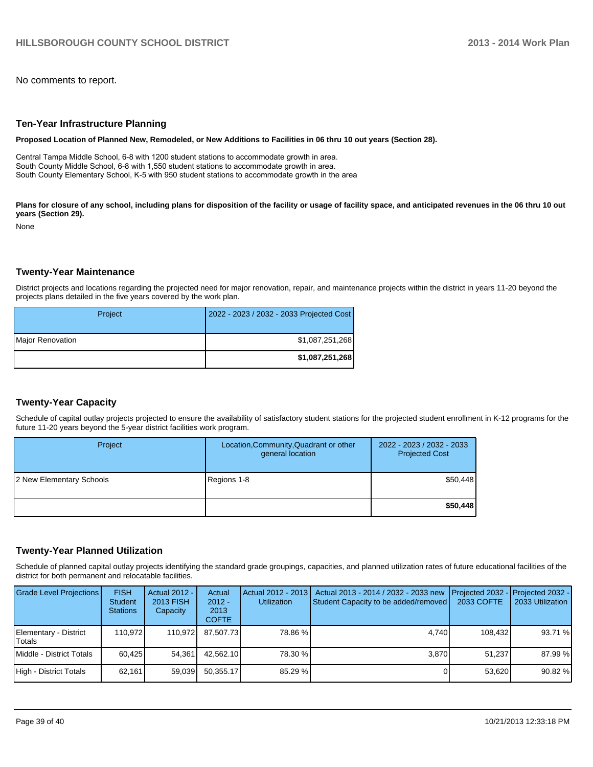No comments to report.

## Ten-Year Infrastructure Planning

**Proposed Location of Planned New, Remodeled, or New Additions to Facilities in 06 thru 10 out years (Section 28).**

Central Tampa Middle School, 6-8 with 1200 student stations to accommodate growth in area.
South County Middle School, 6-8 with 1,550 student stations to accommodate growth in area.
South County Elementary School, K-5 with 950 student stations to accommodate growth in the area

**Plans for closure of any school, including plans for disposition of the facility or usage of facility space, and anticipated revenues in the 06 thru 10 out years (Section 29).**

None

## Twenty-Year Maintenance

District projects and locations regarding the projected need for major renovation, repair, and maintenance projects within the district in years 11-20 beyond the projects plans detailed in the five years covered by the work plan.

| Project | 2022 - 2023 / 2032 - 2033 Projected Cost |
|---|---|
| Major Renovation | $1,087,251,268 |
| | **$1,087,251,268** |

## Twenty-Year Capacity

Schedule of capital outlay projects projected to ensure the availability of satisfactory student stations for the projected student enrollment in K-12 programs for the future 11-20 years beyond the 5-year district facilities work program.

| Project | Location,Community,Quadrant or other general location | 2022 - 2023 / 2032 - 2033 Projected Cost |
|---|---|---|
| 2 New Elementary Schools | Regions 1-8 | $50,448 |
| | | **$50,448** |

## Twenty-Year Planned Utilization

Schedule of planned capital outlay projects identifying the standard grade groupings, capacities, and planned utilization rates of future educational facilities of the district for both permanent and relocatable facilities.

| Grade Level Projections | FISH Student Stations | Actual 2012 - 2013 FISH Capacity | Actual 2012 - 2013 COFTE | Actual 2012 - 2013 Utilization | Actual 2013 - 2014 / 2032 - 2033 new Student Capacity to be added/removed | Projected 2032 - 2033 COFTE | Projected 2032 - 2033 Utilization |
|---|---|---|---|---|---|---|---|
| Elementary - District Totals | 110,972 | 110,972 | 87,507.73 | 78.86 % | 4,740 | 108,432 | 93.71 % |
| Middle - District Totals | 60,425 | 54,361 | 42,562.10 | 78.30 % | 3,870 | 51,237 | 87.99 % |
| High - District Totals | 62,161 | 59,039 | 50,355.17 | 85.29 % | 0 | 53,620 | 90.82 % |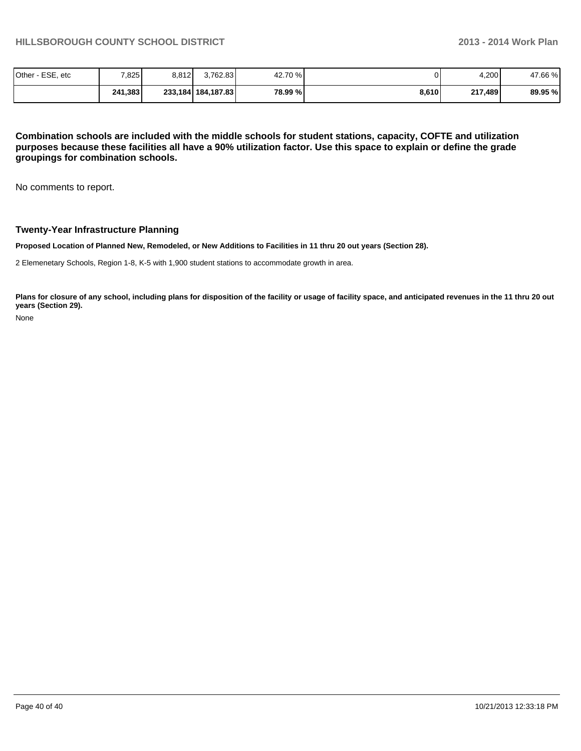| | | | | | | | |
|---|---|---|---|---|---|---|---|
| Other - ESE, etc | 7,825 | 8,812 | 3,762.83 | 42.70 % | 0 | 4,200 | 47.66 % |
| | **241,383** | **233,184** | **184,187.83** | **78.99 %** | **8,610** | **217,489** | **89.95 %** |

**Combination schools are included with the middle schools for student stations, capacity, COFTE and utilization purposes because these facilities all have a 90% utilization factor. Use this space to explain or define the grade groupings for combination schools.**

No comments to report.

### Twenty-Year Infrastructure Planning

**Proposed Location of Planned New, Remodeled, or New Additions to Facilities in 11 thru 20 out years (Section 28).**

2 Elemenetary Schools, Region 1-8, K-5 with 1,900 student stations to accommodate growth in area.

**Plans for closure of any school, including plans for disposition of the facility or usage of facility space, and anticipated revenues in the 11 thru 20 out years (Section 29).**

None